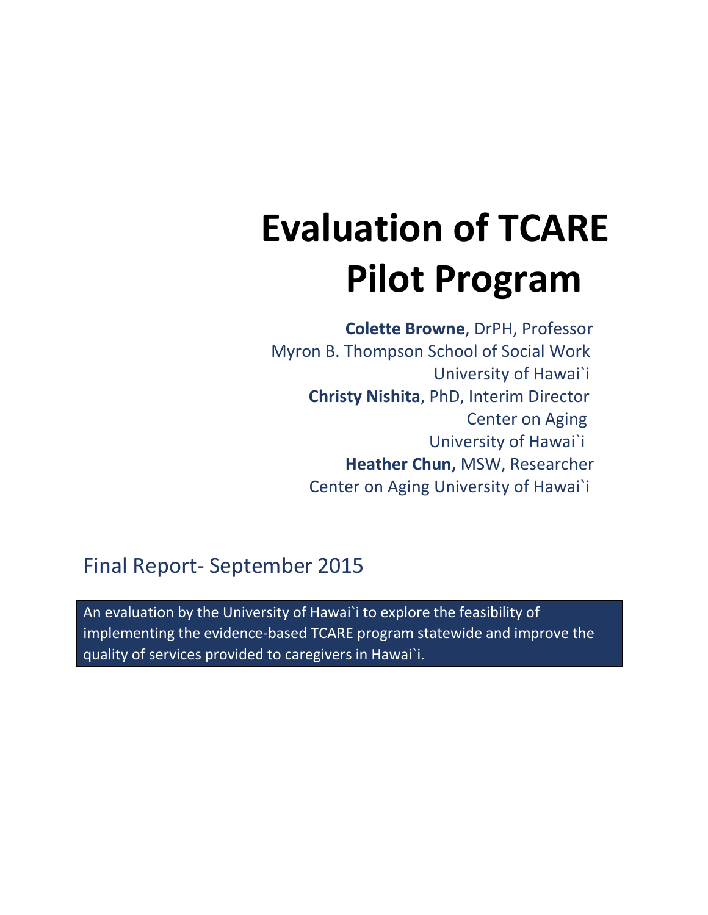# Evaluation of TCARE Pilot Program

**Colette Browne**, DrPH, Professor
Myron B. Thompson School of Social Work
University of Hawai`i

**Christy Nishita**, PhD, Interim Director
Center on Aging
University of Hawai`i

**Heather Chun,** MSW, Researcher
Center on Aging University of Hawai`i

Final Report- September 2015

An evaluation by the University of Hawai`i to explore the feasibility of implementing the evidence-based TCARE program statewide and improve the quality of services provided to caregivers in Hawai`i.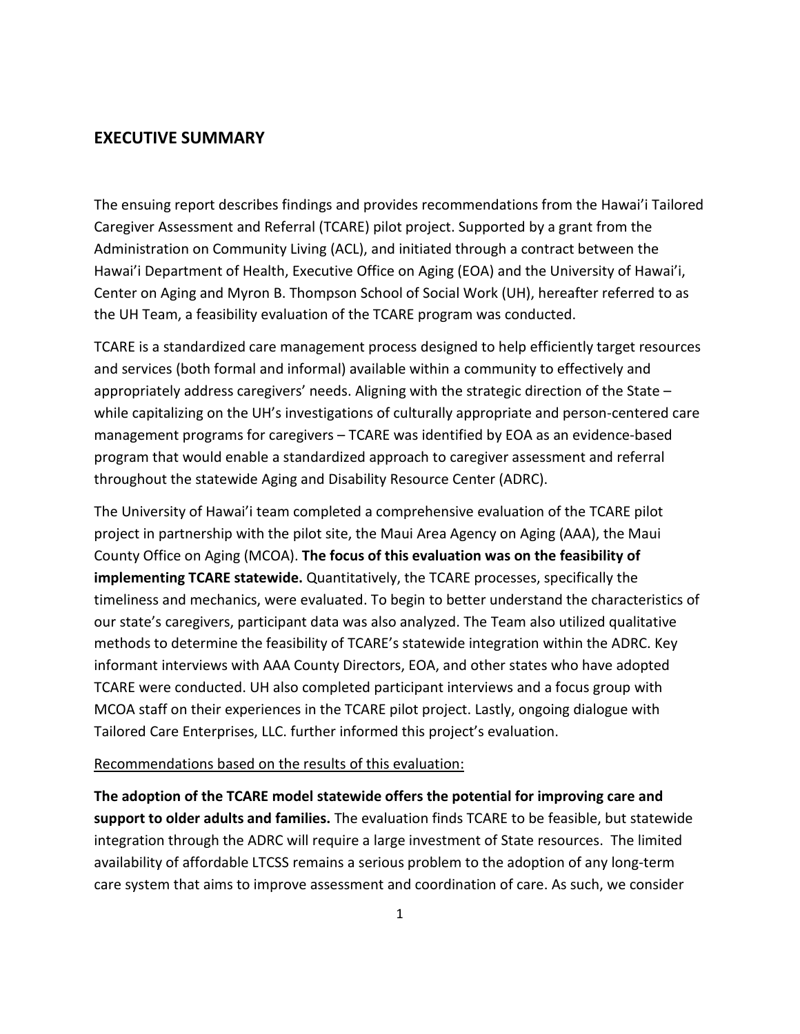## EXECUTIVE SUMMARY

The ensuing report describes findings and provides recommendations from the Hawai'i Tailored Caregiver Assessment and Referral (TCARE) pilot project. Supported by a grant from the Administration on Community Living (ACL), and initiated through a contract between the Hawai'i Department of Health, Executive Office on Aging (EOA) and the University of Hawai'i, Center on Aging and Myron B. Thompson School of Social Work (UH), hereafter referred to as the UH Team, a feasibility evaluation of the TCARE program was conducted.

TCARE is a standardized care management process designed to help efficiently target resources and services (both formal and informal) available within a community to effectively and appropriately address caregivers' needs. Aligning with the strategic direction of the State – while capitalizing on the UH's investigations of culturally appropriate and person-centered care management programs for caregivers – TCARE was identified by EOA as an evidence-based program that would enable a standardized approach to caregiver assessment and referral throughout the statewide Aging and Disability Resource Center (ADRC).

The University of Hawai'i team completed a comprehensive evaluation of the TCARE pilot project in partnership with the pilot site, the Maui Area Agency on Aging (AAA), the Maui County Office on Aging (MCOA). **The focus of this evaluation was on the feasibility of implementing TCARE statewide.** Quantitatively, the TCARE processes, specifically the timeliness and mechanics, were evaluated. To begin to better understand the characteristics of our state's caregivers, participant data was also analyzed. The Team also utilized qualitative methods to determine the feasibility of TCARE's statewide integration within the ADRC. Key informant interviews with AAA County Directors, EOA, and other states who have adopted TCARE were conducted. UH also completed participant interviews and a focus group with MCOA staff on their experiences in the TCARE pilot project. Lastly, ongoing dialogue with Tailored Care Enterprises, LLC. further informed this project's evaluation.

<u>Recommendations based on the results of this evaluation:</u>

**The adoption of the TCARE model statewide offers the potential for improving care and support to older adults and families.** The evaluation finds TCARE to be feasible, but statewide integration through the ADRC will require a large investment of State resources. The limited availability of affordable LTCSS remains a serious problem to the adoption of any long-term care system that aims to improve assessment and coordination of care. As such, we consider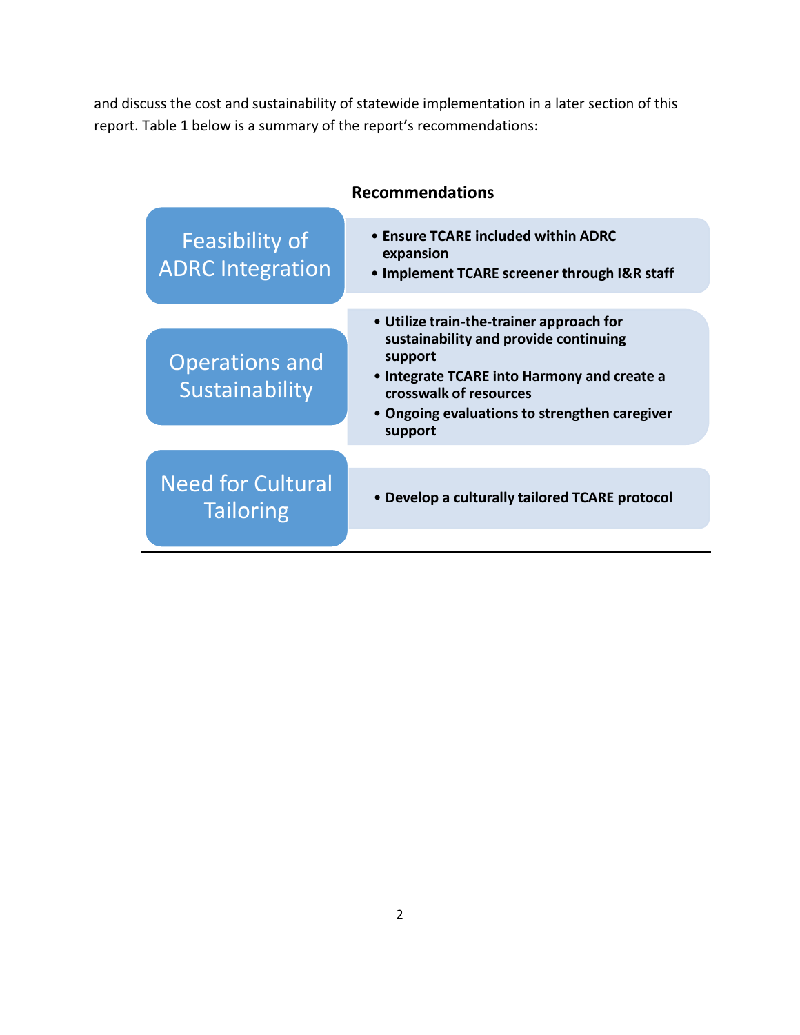and discuss the cost and sustainability of statewide implementation in a later section of this report. Table 1 below is a summary of the report's recommendations:

**Recommendations**

| | |
|---|---|
| Feasibility of ADRC Integration | • **Ensure TCARE included within ADRC expansion**<br>• **Implement TCARE screener through I&R staff** |
| Operations and Sustainability | • **Utilize train-the-trainer approach for sustainability and provide continuing support**<br>• **Integrate TCARE into Harmony and create a crosswalk of resources**<br>• **Ongoing evaluations to strengthen caregiver support** |
| Need for Cultural Tailoring | • **Develop a culturally tailored TCARE protocol** |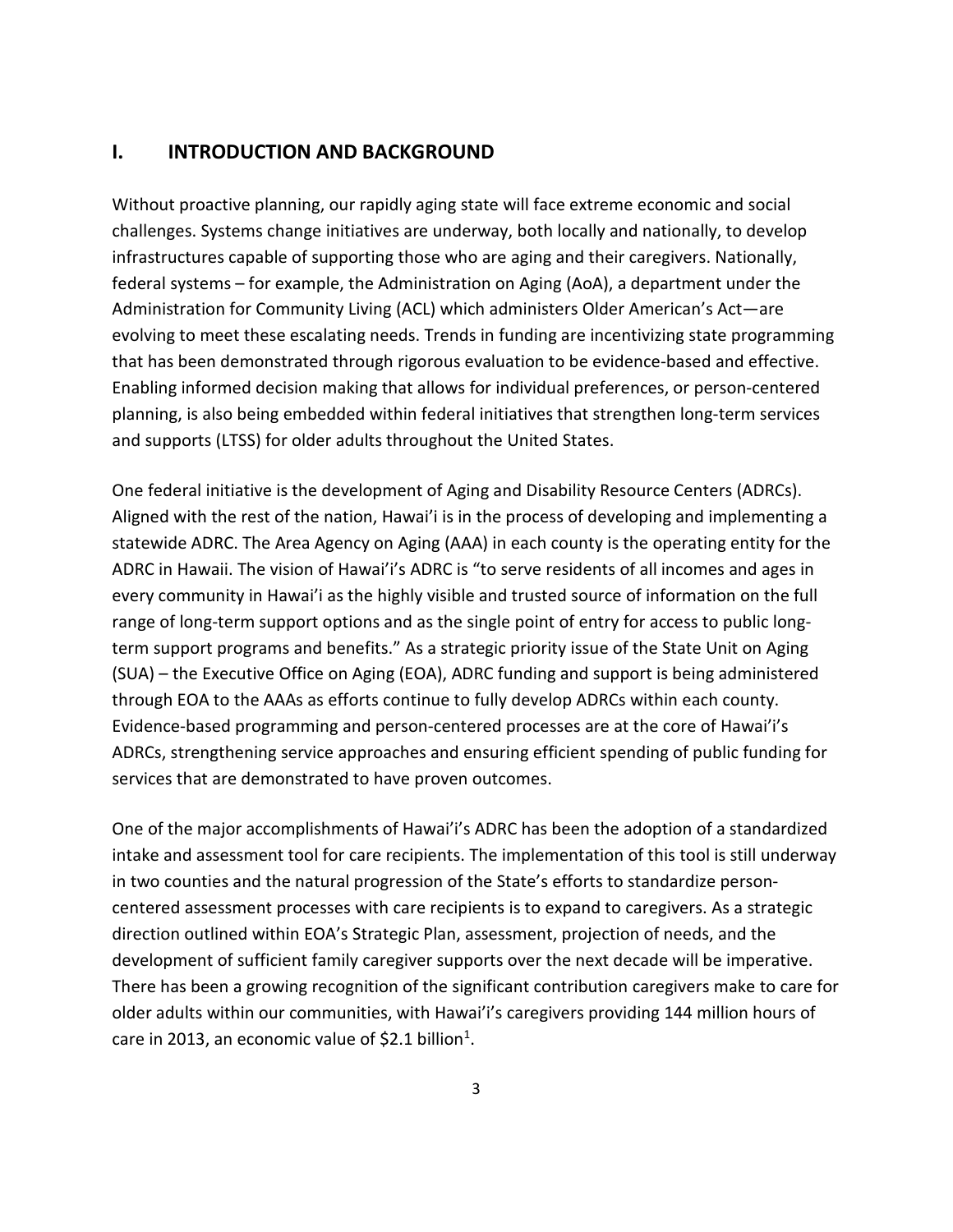## I. INTRODUCTION AND BACKGROUND

Without proactive planning, our rapidly aging state will face extreme economic and social challenges. Systems change initiatives are underway, both locally and nationally, to develop infrastructures capable of supporting those who are aging and their caregivers. Nationally, federal systems – for example, the Administration on Aging (AoA), a department under the Administration for Community Living (ACL) which administers Older American's Act—are evolving to meet these escalating needs. Trends in funding are incentivizing state programming that has been demonstrated through rigorous evaluation to be evidence-based and effective. Enabling informed decision making that allows for individual preferences, or person-centered planning, is also being embedded within federal initiatives that strengthen long-term services and supports (LTSS) for older adults throughout the United States.

One federal initiative is the development of Aging and Disability Resource Centers (ADRCs). Aligned with the rest of the nation, Hawai'i is in the process of developing and implementing a statewide ADRC. The Area Agency on Aging (AAA) in each county is the operating entity for the ADRC in Hawaii. The vision of Hawai'i's ADRC is "to serve residents of all incomes and ages in every community in Hawai'i as the highly visible and trusted source of information on the full range of long-term support options and as the single point of entry for access to public long-term support programs and benefits." As a strategic priority issue of the State Unit on Aging (SUA) – the Executive Office on Aging (EOA), ADRC funding and support is being administered through EOA to the AAAs as efforts continue to fully develop ADRCs within each county. Evidence-based programming and person-centered processes are at the core of Hawai'i's ADRCs, strengthening service approaches and ensuring efficient spending of public funding for services that are demonstrated to have proven outcomes.

One of the major accomplishments of Hawai'i's ADRC has been the adoption of a standardized intake and assessment tool for care recipients. The implementation of this tool is still underway in two counties and the natural progression of the State's efforts to standardize person-centered assessment processes with care recipients is to expand to caregivers. As a strategic direction outlined within EOA's Strategic Plan, assessment, projection of needs, and the development of sufficient family caregiver supports over the next decade will be imperative. There has been a growing recognition of the significant contribution caregivers make to care for older adults within our communities, with Hawai'i's caregivers providing 144 million hours of care in 2013, an economic value of $2.1 billion[1].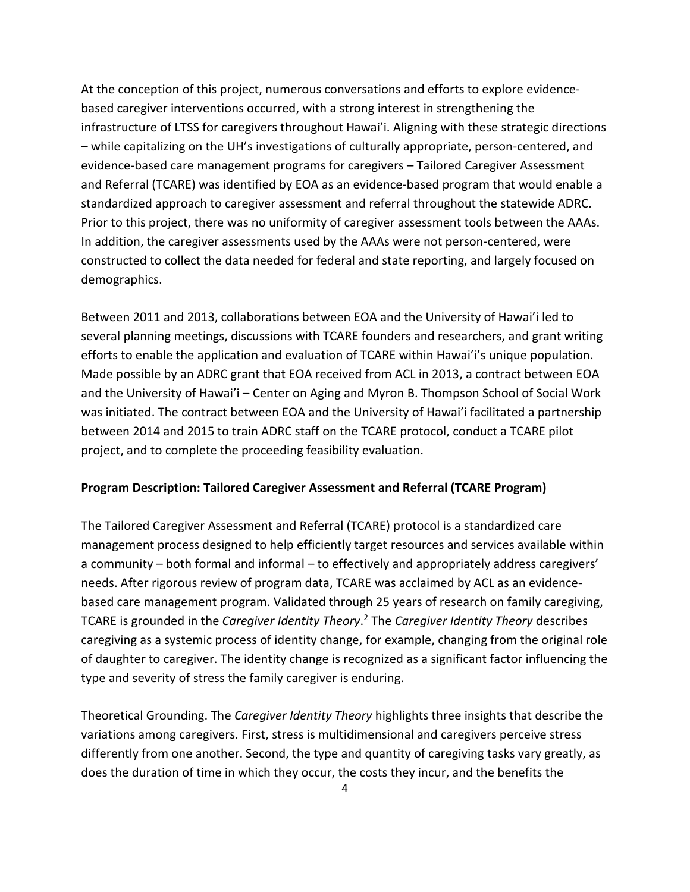At the conception of this project, numerous conversations and efforts to explore evidence-based caregiver interventions occurred, with a strong interest in strengthening the infrastructure of LTSS for caregivers throughout Hawai'i. Aligning with these strategic directions – while capitalizing on the UH's investigations of culturally appropriate, person-centered, and evidence-based care management programs for caregivers – Tailored Caregiver Assessment and Referral (TCARE) was identified by EOA as an evidence-based program that would enable a standardized approach to caregiver assessment and referral throughout the statewide ADRC. Prior to this project, there was no uniformity of caregiver assessment tools between the AAAs. In addition, the caregiver assessments used by the AAAs were not person-centered, were constructed to collect the data needed for federal and state reporting, and largely focused on demographics.

Between 2011 and 2013, collaborations between EOA and the University of Hawai'i led to several planning meetings, discussions with TCARE founders and researchers, and grant writing efforts to enable the application and evaluation of TCARE within Hawai'i's unique population. Made possible by an ADRC grant that EOA received from ACL in 2013, a contract between EOA and the University of Hawai'i – Center on Aging and Myron B. Thompson School of Social Work was initiated. The contract between EOA and the University of Hawai'i facilitated a partnership between 2014 and 2015 to train ADRC staff on the TCARE protocol, conduct a TCARE pilot project, and to complete the proceeding feasibility evaluation.

**Program Description: Tailored Caregiver Assessment and Referral (TCARE Program)**

The Tailored Caregiver Assessment and Referral (TCARE) protocol is a standardized care management process designed to help efficiently target resources and services available within a community – both formal and informal – to effectively and appropriately address caregivers' needs. After rigorous review of program data, TCARE was acclaimed by ACL as an evidence-based care management program. Validated through 25 years of research on family caregiving, TCARE is grounded in the *Caregiver Identity Theory*.[2] The *Caregiver Identity Theory* describes caregiving as a systemic process of identity change, for example, changing from the original role of daughter to caregiver. The identity change is recognized as a significant factor influencing the type and severity of stress the family caregiver is enduring.

Theoretical Grounding. The *Caregiver Identity Theory* highlights three insights that describe the variations among caregivers. First, stress is multidimensional and caregivers perceive stress differently from one another. Second, the type and quantity of caregiving tasks vary greatly, as does the duration of time in which they occur, the costs they incur, and the benefits the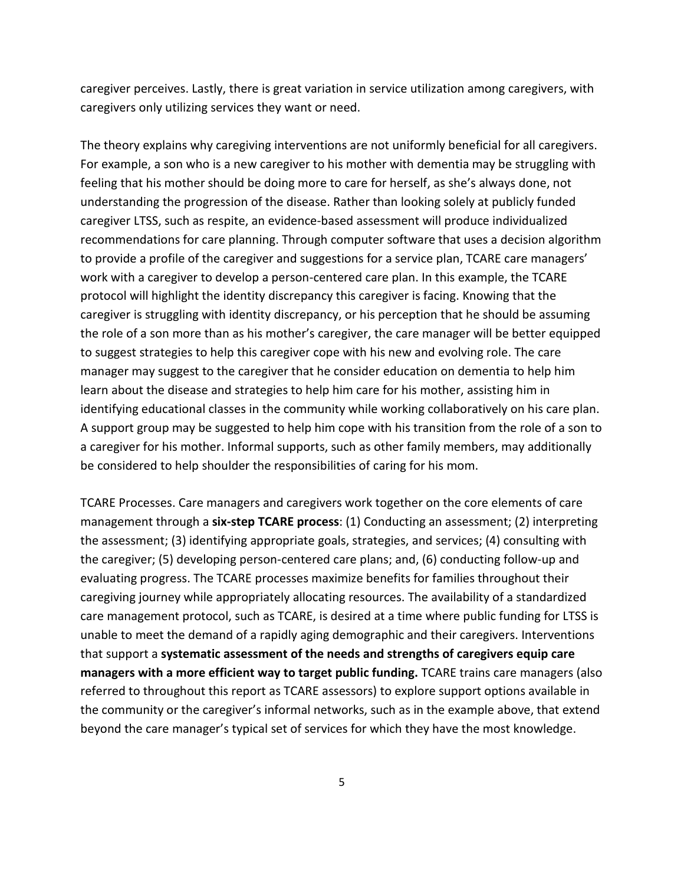caregiver perceives. Lastly, there is great variation in service utilization among caregivers, with caregivers only utilizing services they want or need.

The theory explains why caregiving interventions are not uniformly beneficial for all caregivers. For example, a son who is a new caregiver to his mother with dementia may be struggling with feeling that his mother should be doing more to care for herself, as she's always done, not understanding the progression of the disease. Rather than looking solely at publicly funded caregiver LTSS, such as respite, an evidence-based assessment will produce individualized recommendations for care planning. Through computer software that uses a decision algorithm to provide a profile of the caregiver and suggestions for a service plan, TCARE care managers' work with a caregiver to develop a person-centered care plan. In this example, the TCARE protocol will highlight the identity discrepancy this caregiver is facing. Knowing that the caregiver is struggling with identity discrepancy, or his perception that he should be assuming the role of a son more than as his mother's caregiver, the care manager will be better equipped to suggest strategies to help this caregiver cope with his new and evolving role. The care manager may suggest to the caregiver that he consider education on dementia to help him learn about the disease and strategies to help him care for his mother, assisting him in identifying educational classes in the community while working collaboratively on his care plan. A support group may be suggested to help him cope with his transition from the role of a son to a caregiver for his mother. Informal supports, such as other family members, may additionally be considered to help shoulder the responsibilities of caring for his mom.

TCARE Processes. Care managers and caregivers work together on the core elements of care management through a **six-step TCARE process**: (1) Conducting an assessment; (2) interpreting the assessment; (3) identifying appropriate goals, strategies, and services; (4) consulting with the caregiver; (5) developing person-centered care plans; and, (6) conducting follow-up and evaluating progress. The TCARE processes maximize benefits for families throughout their caregiving journey while appropriately allocating resources. The availability of a standardized care management protocol, such as TCARE, is desired at a time where public funding for LTSS is unable to meet the demand of a rapidly aging demographic and their caregivers. Interventions that support a **systematic assessment of the needs and strengths of caregivers equip care managers with a more efficient way to target public funding.** TCARE trains care managers (also referred to throughout this report as TCARE assessors) to explore support options available in the community or the caregiver's informal networks, such as in the example above, that extend beyond the care manager's typical set of services for which they have the most knowledge.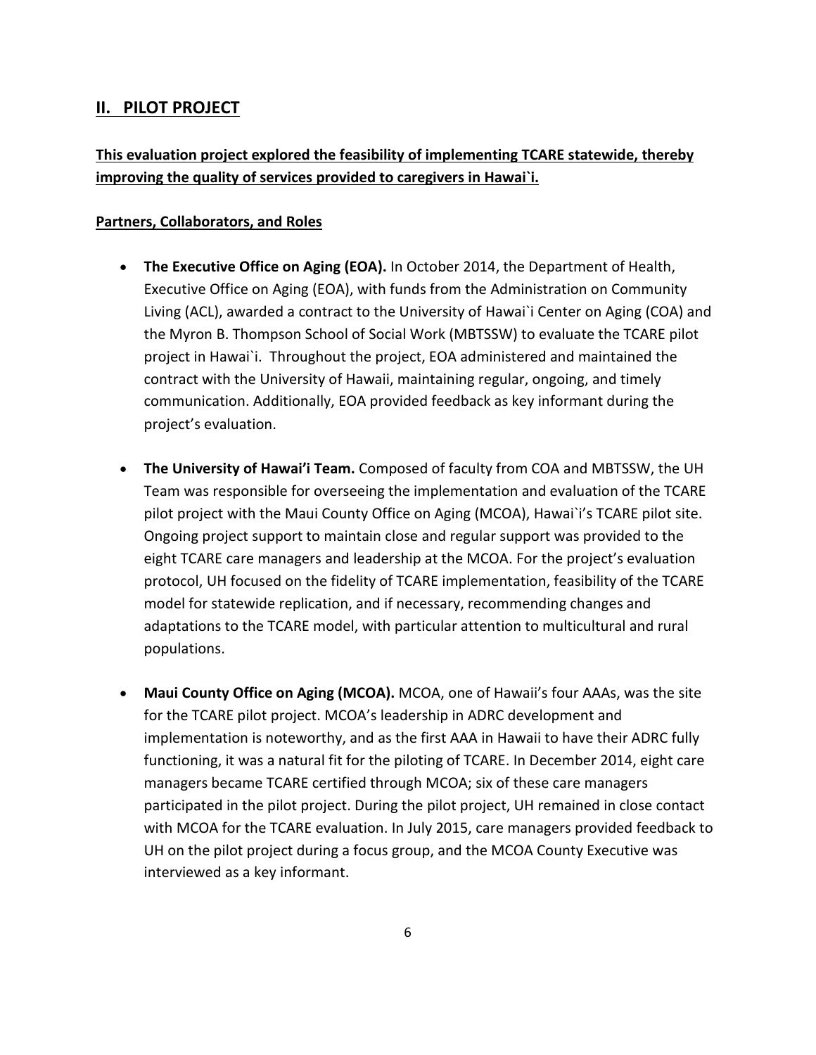## II. PILOT PROJECT

**This evaluation project explored the feasibility of implementing TCARE statewide, thereby improving the quality of services provided to caregivers in Hawai`i.**

**Partners, Collaborators, and Roles**

- **The Executive Office on Aging (EOA).** In October 2014, the Department of Health, Executive Office on Aging (EOA), with funds from the Administration on Community Living (ACL), awarded a contract to the University of Hawai`i Center on Aging (COA) and the Myron B. Thompson School of Social Work (MBTSSW) to evaluate the TCARE pilot project in Hawai`i. Throughout the project, EOA administered and maintained the contract with the University of Hawaii, maintaining regular, ongoing, and timely communication. Additionally, EOA provided feedback as key informant during the project's evaluation.

- **The University of Hawai'i Team.** Composed of faculty from COA and MBTSSW, the UH Team was responsible for overseeing the implementation and evaluation of the TCARE pilot project with the Maui County Office on Aging (MCOA), Hawai`i's TCARE pilot site. Ongoing project support to maintain close and regular support was provided to the eight TCARE care managers and leadership at the MCOA. For the project's evaluation protocol, UH focused on the fidelity of TCARE implementation, feasibility of the TCARE model for statewide replication, and if necessary, recommending changes and adaptations to the TCARE model, with particular attention to multicultural and rural populations.

- **Maui County Office on Aging (MCOA).** MCOA, one of Hawaii's four AAAs, was the site for the TCARE pilot project. MCOA's leadership in ADRC development and implementation is noteworthy, and as the first AAA in Hawaii to have their ADRC fully functioning, it was a natural fit for the piloting of TCARE. In December 2014, eight care managers became TCARE certified through MCOA; six of these care managers participated in the pilot project. During the pilot project, UH remained in close contact with MCOA for the TCARE evaluation. In July 2015, care managers provided feedback to UH on the pilot project during a focus group, and the MCOA County Executive was interviewed as a key informant.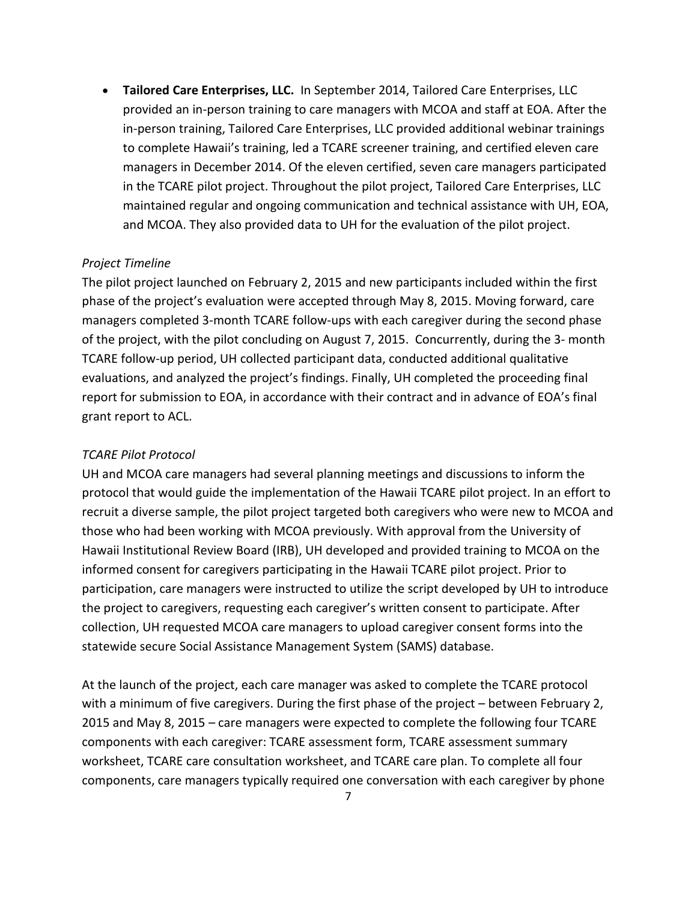- **Tailored Care Enterprises, LLC.** In September 2014, Tailored Care Enterprises, LLC provided an in-person training to care managers with MCOA and staff at EOA. After the in-person training, Tailored Care Enterprises, LLC provided additional webinar trainings to complete Hawaii's training, led a TCARE screener training, and certified eleven care managers in December 2014. Of the eleven certified, seven care managers participated in the TCARE pilot project. Throughout the pilot project, Tailored Care Enterprises, LLC maintained regular and ongoing communication and technical assistance with UH, EOA, and MCOA. They also provided data to UH for the evaluation of the pilot project.

*Project Timeline*

The pilot project launched on February 2, 2015 and new participants included within the first phase of the project's evaluation were accepted through May 8, 2015. Moving forward, care managers completed 3-month TCARE follow-ups with each caregiver during the second phase of the project, with the pilot concluding on August 7, 2015. Concurrently, during the 3- month TCARE follow-up period, UH collected participant data, conducted additional qualitative evaluations, and analyzed the project's findings. Finally, UH completed the proceeding final report for submission to EOA, in accordance with their contract and in advance of EOA's final grant report to ACL.

*TCARE Pilot Protocol*

UH and MCOA care managers had several planning meetings and discussions to inform the protocol that would guide the implementation of the Hawaii TCARE pilot project. In an effort to recruit a diverse sample, the pilot project targeted both caregivers who were new to MCOA and those who had been working with MCOA previously. With approval from the University of Hawaii Institutional Review Board (IRB), UH developed and provided training to MCOA on the informed consent for caregivers participating in the Hawaii TCARE pilot project. Prior to participation, care managers were instructed to utilize the script developed by UH to introduce the project to caregivers, requesting each caregiver's written consent to participate. After collection, UH requested MCOA care managers to upload caregiver consent forms into the statewide secure Social Assistance Management System (SAMS) database.

At the launch of the project, each care manager was asked to complete the TCARE protocol with a minimum of five caregivers. During the first phase of the project – between February 2, 2015 and May 8, 2015 – care managers were expected to complete the following four TCARE components with each caregiver: TCARE assessment form, TCARE assessment summary worksheet, TCARE care consultation worksheet, and TCARE care plan. To complete all four components, care managers typically required one conversation with each caregiver by phone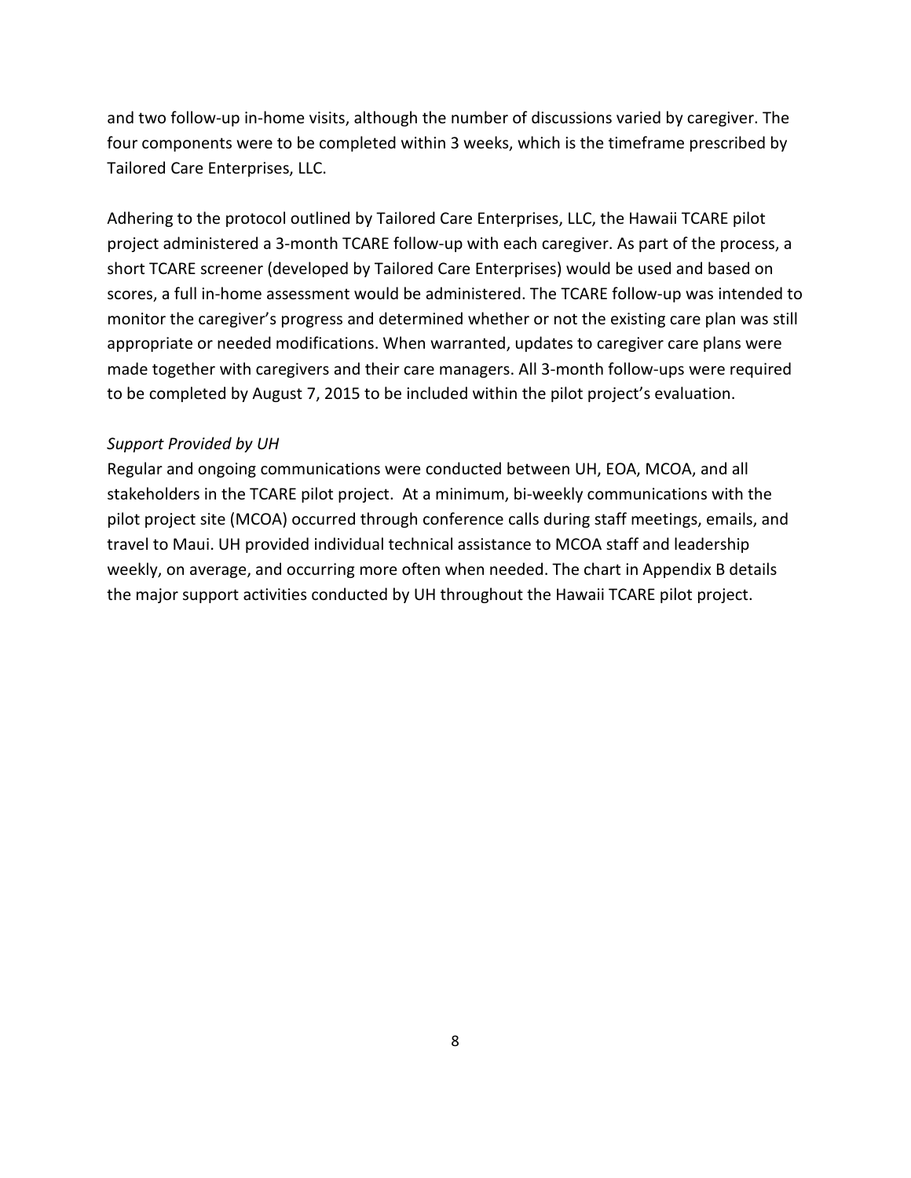and two follow-up in-home visits, although the number of discussions varied by caregiver. The four components were to be completed within 3 weeks, which is the timeframe prescribed by Tailored Care Enterprises, LLC.

Adhering to the protocol outlined by Tailored Care Enterprises, LLC, the Hawaii TCARE pilot project administered a 3-month TCARE follow-up with each caregiver. As part of the process, a short TCARE screener (developed by Tailored Care Enterprises) would be used and based on scores, a full in-home assessment would be administered. The TCARE follow-up was intended to monitor the caregiver's progress and determined whether or not the existing care plan was still appropriate or needed modifications. When warranted, updates to caregiver care plans were made together with caregivers and their care managers. All 3-month follow-ups were required to be completed by August 7, 2015 to be included within the pilot project's evaluation.

*Support Provided by UH*

Regular and ongoing communications were conducted between UH, EOA, MCOA, and all stakeholders in the TCARE pilot project. At a minimum, bi-weekly communications with the pilot project site (MCOA) occurred through conference calls during staff meetings, emails, and travel to Maui. UH provided individual technical assistance to MCOA staff and leadership weekly, on average, and occurring more often when needed. The chart in Appendix B details the major support activities conducted by UH throughout the Hawaii TCARE pilot project.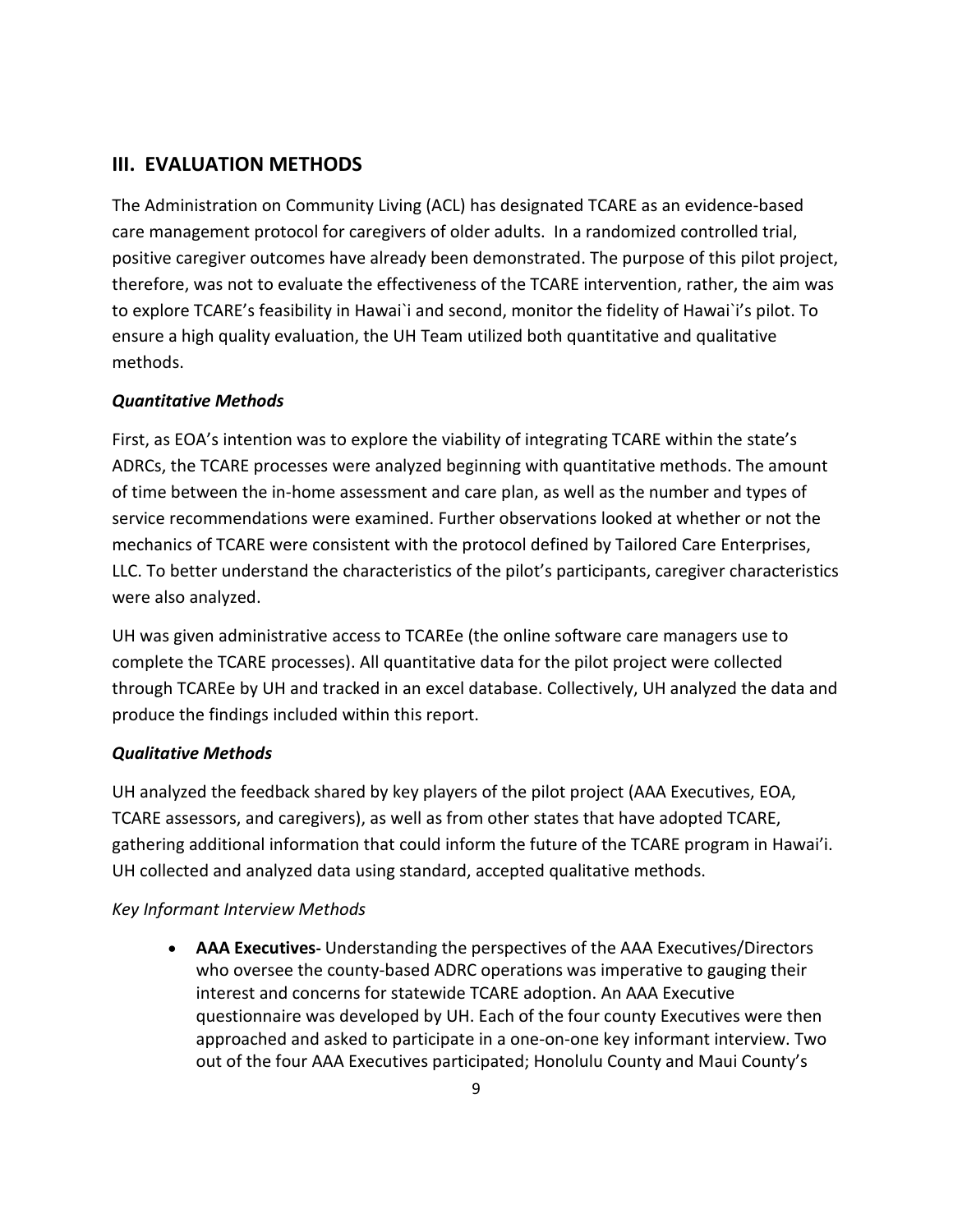## III. EVALUATION METHODS

The Administration on Community Living (ACL) has designated TCARE as an evidence-based care management protocol for caregivers of older adults. In a randomized controlled trial, positive caregiver outcomes have already been demonstrated. The purpose of this pilot project, therefore, was not to evaluate the effectiveness of the TCARE intervention, rather, the aim was to explore TCARE's feasibility in Hawai`i and second, monitor the fidelity of Hawai`i's pilot. To ensure a high quality evaluation, the UH Team utilized both quantitative and qualitative methods.

### *Quantitative Methods*

First, as EOA's intention was to explore the viability of integrating TCARE within the state's ADRCs, the TCARE processes were analyzed beginning with quantitative methods. The amount of time between the in-home assessment and care plan, as well as the number and types of service recommendations were examined. Further observations looked at whether or not the mechanics of TCARE were consistent with the protocol defined by Tailored Care Enterprises, LLC. To better understand the characteristics of the pilot's participants, caregiver characteristics were also analyzed.

UH was given administrative access to TCAREe (the online software care managers use to complete the TCARE processes). All quantitative data for the pilot project were collected through TCAREe by UH and tracked in an excel database. Collectively, UH analyzed the data and produce the findings included within this report.

### *Qualitative Methods*

UH analyzed the feedback shared by key players of the pilot project (AAA Executives, EOA, TCARE assessors, and caregivers), as well as from other states that have adopted TCARE, gathering additional information that could inform the future of the TCARE program in Hawai'i. UH collected and analyzed data using standard, accepted qualitative methods.

*Key Informant Interview Methods*

- **AAA Executives-** Understanding the perspectives of the AAA Executives/Directors who oversee the county-based ADRC operations was imperative to gauging their interest and concerns for statewide TCARE adoption. An AAA Executive questionnaire was developed by UH. Each of the four county Executives were then approached and asked to participate in a one-on-one key informant interview. Two out of the four AAA Executives participated; Honolulu County and Maui County's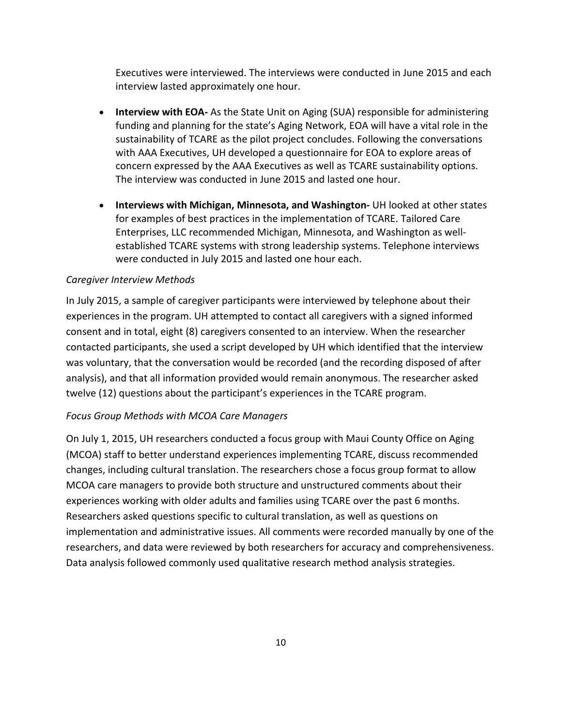Executives were interviewed. The interviews were conducted in June 2015 and each interview lasted approximately one hour.

- **Interview with EOA-** As the State Unit on Aging (SUA) responsible for administering funding and planning for the state's Aging Network, EOA will have a vital role in the sustainability of TCARE as the pilot project concludes. Following the conversations with AAA Executives, UH developed a questionnaire for EOA to explore areas of concern expressed by the AAA Executives as well as TCARE sustainability options. The interview was conducted in June 2015 and lasted one hour.
- **Interviews with Michigan, Minnesota, and Washington-** UH looked at other states for examples of best practices in the implementation of TCARE. Tailored Care Enterprises, LLC recommended Michigan, Minnesota, and Washington as well-established TCARE systems with strong leadership systems. Telephone interviews were conducted in July 2015 and lasted one hour each.

*Caregiver Interview Methods*

In July 2015, a sample of caregiver participants were interviewed by telephone about their experiences in the program. UH attempted to contact all caregivers with a signed informed consent and in total, eight (8) caregivers consented to an interview. When the researcher contacted participants, she used a script developed by UH which identified that the interview was voluntary, that the conversation would be recorded (and the recording disposed of after analysis), and that all information provided would remain anonymous. The researcher asked twelve (12) questions about the participant's experiences in the TCARE program.

*Focus Group Methods with MCOA Care Managers*

On July 1, 2015, UH researchers conducted a focus group with Maui County Office on Aging (MCOA) staff to better understand experiences implementing TCARE, discuss recommended changes, including cultural translation. The researchers chose a focus group format to allow MCOA care managers to provide both structure and unstructured comments about their experiences working with older adults and families using TCARE over the past 6 months. Researchers asked questions specific to cultural translation, as well as questions on implementation and administrative issues. All comments were recorded manually by one of the researchers, and data were reviewed by both researchers for accuracy and comprehensiveness. Data analysis followed commonly used qualitative research method analysis strategies.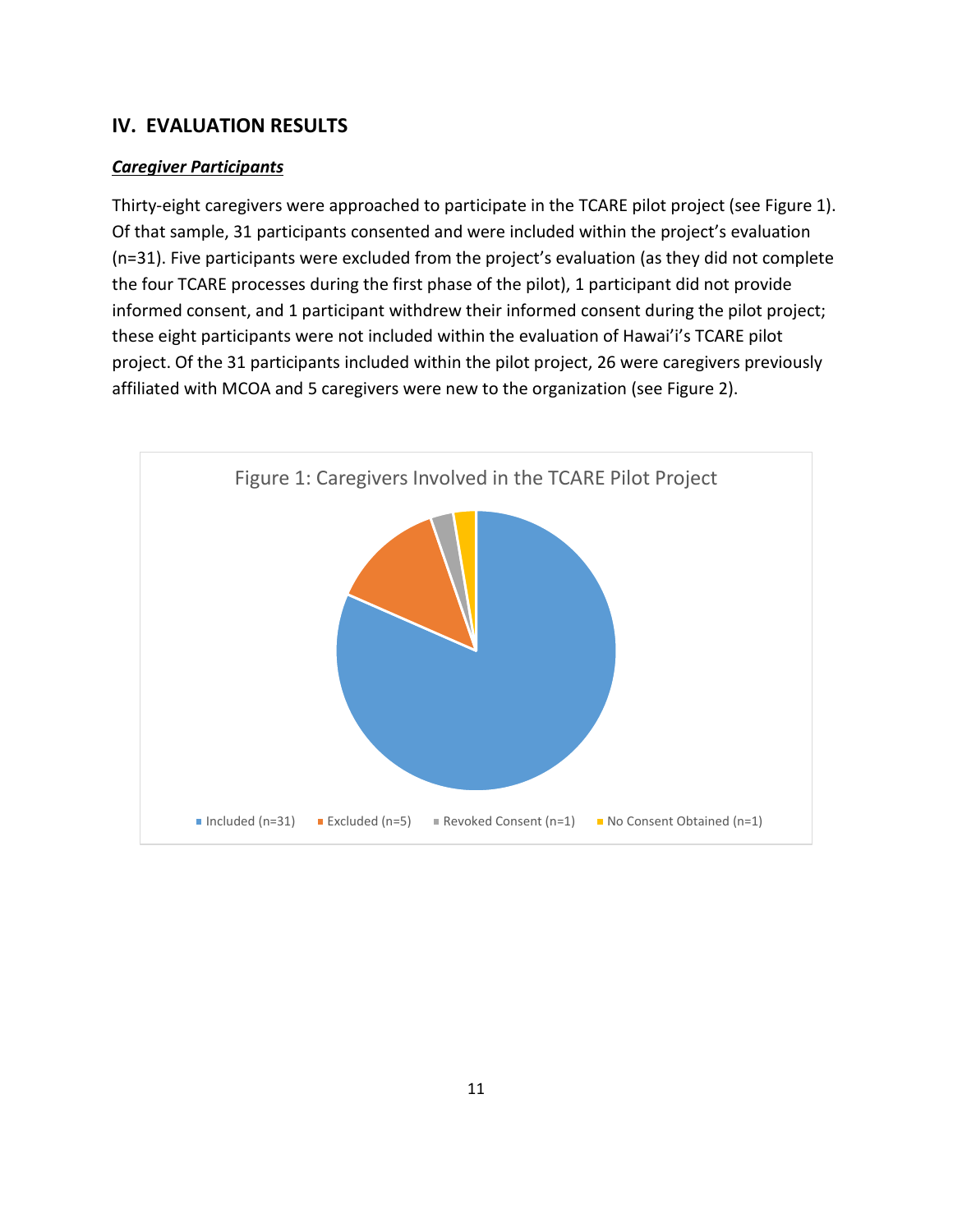## IV. EVALUATION RESULTS

***Caregiver Participants***

Thirty-eight caregivers were approached to participate in the TCARE pilot project (see Figure 1). Of that sample, 31 participants consented and were included within the project's evaluation (n=31). Five participants were excluded from the project's evaluation (as they did not complete the four TCARE processes during the first phase of the pilot), 1 participant did not provide informed consent, and 1 participant withdrew their informed consent during the pilot project; these eight participants were not included within the evaluation of Hawai'i's TCARE pilot project. Of the 31 participants included within the pilot project, 26 were caregivers previously affiliated with MCOA and 5 caregivers were new to the organization (see Figure 2).

Figure 1: Caregivers Involved in the TCARE Pilot Project

Included (n=31) | Excluded (n=5) | Revoked Consent (n=1) | No Consent Obtained (n=1)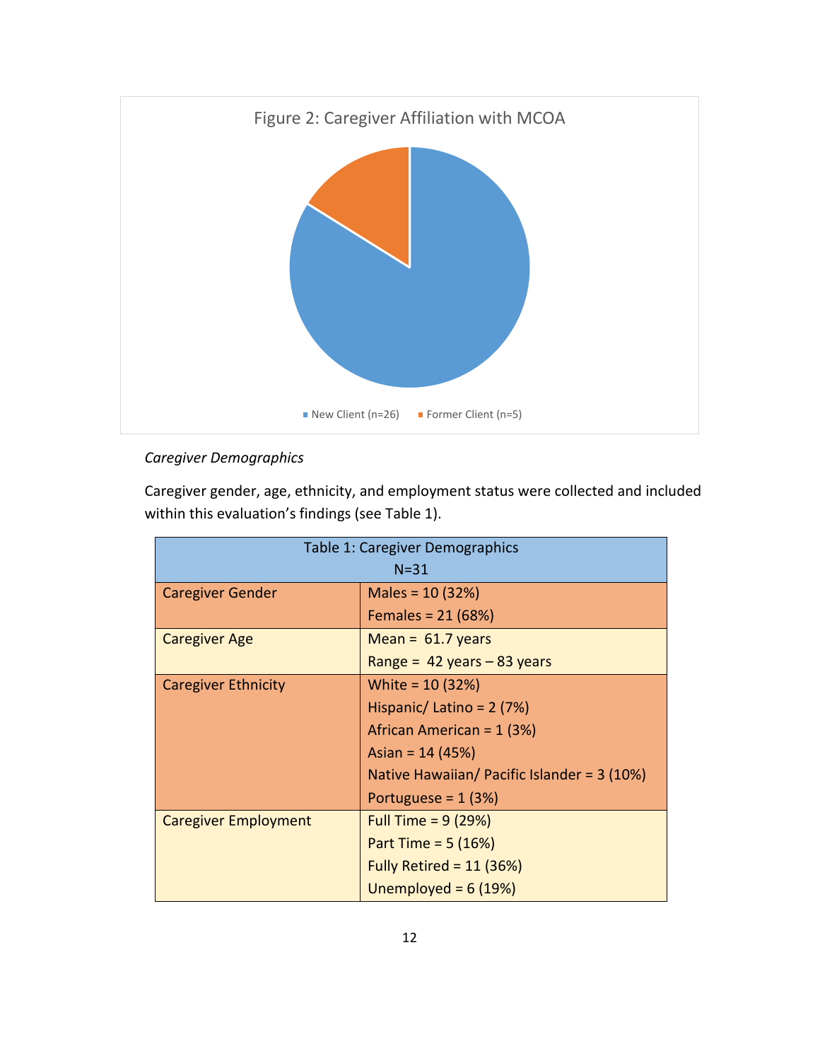Figure 2: Caregiver Affiliation with MCOA

New Client (n=26) Former Client (n=5)

*Caregiver Demographics*

Caregiver gender, age, ethnicity, and employment status were collected and included within this evaluation's findings (see Table 1).

| Table 1: Caregiver Demographics N=31 | |
|---|---|
| Caregiver Gender | Males = 10 (32%)<br>Females = 21 (68%) |
| Caregiver Age | Mean = 61.7 years<br>Range = 42 years – 83 years |
| Caregiver Ethnicity | White = 10 (32%)<br>Hispanic/ Latino = 2 (7%)<br>African American = 1 (3%)<br>Asian = 14 (45%)<br>Native Hawaiian/ Pacific Islander = 3 (10%)<br>Portuguese = 1 (3%) |
| Caregiver Employment | Full Time = 9 (29%)<br>Part Time = 5 (16%)<br>Fully Retired = 11 (36%)<br>Unemployed = 6 (19%) |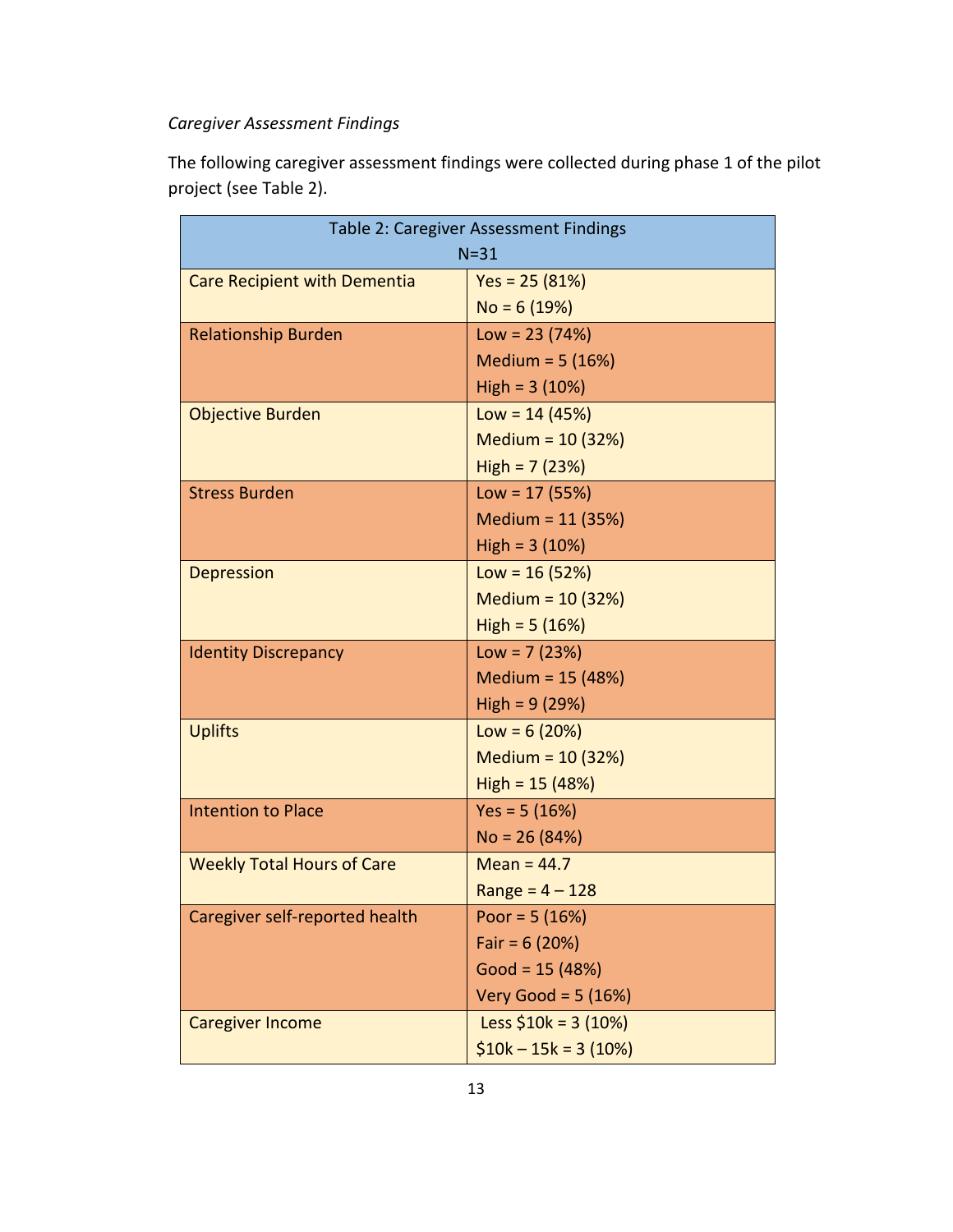*Caregiver Assessment Findings*

The following caregiver assessment findings were collected during phase 1 of the pilot project (see Table 2).

| Table 2: Caregiver Assessment Findings<br>N=31 | |
|---|---|
| Care Recipient with Dementia | Yes = 25 (81%)<br>No = 6 (19%) |
| Relationship Burden | Low = 23 (74%)<br>Medium = 5 (16%)<br>High = 3 (10%) |
| Objective Burden | Low = 14 (45%)<br>Medium = 10 (32%)<br>High = 7 (23%) |
| Stress Burden | Low = 17 (55%)<br>Medium = 11 (35%)<br>High = 3 (10%) |
| Depression | Low = 16 (52%)<br>Medium = 10 (32%)<br>High = 5 (16%) |
| Identity Discrepancy | Low = 7 (23%)<br>Medium = 15 (48%)<br>High = 9 (29%) |
| Uplifts | Low = 6 (20%)<br>Medium = 10 (32%)<br>High = 15 (48%) |
| Intention to Place | Yes = 5 (16%)<br>No = 26 (84%) |
| Weekly Total Hours of Care | Mean = 44.7<br>Range = 4 – 128 |
| Caregiver self-reported health | Poor = 5 (16%)<br>Fair = 6 (20%)<br>Good = 15 (48%)<br>Very Good = 5 (16%) |
| Caregiver Income | Less $10k = 3 (10%)<br>$10k – 15k = 3 (10%) |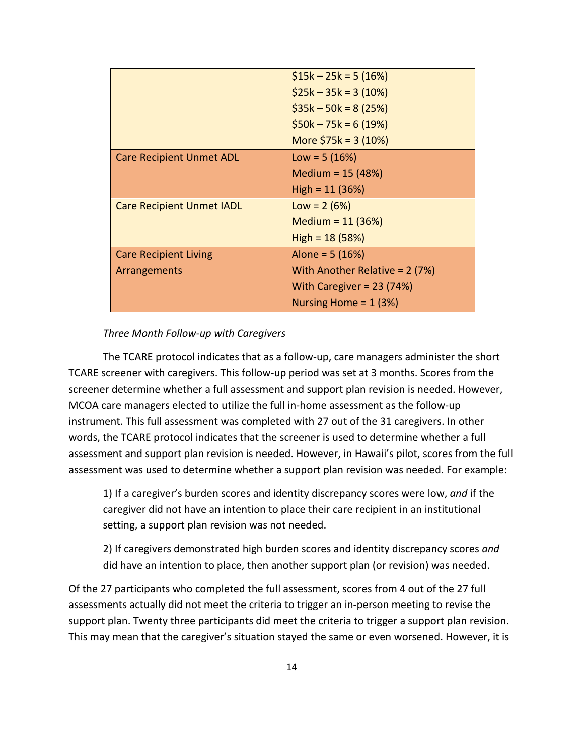| | |
|---|---|
| | $15k – 25k = 5 (16%)<br>$25k – 35k = 3 (10%)<br>$35k – 50k = 8 (25%)<br>$50k – 75k = 6 (19%)<br>More $75k = 3 (10%) |
| Care Recipient Unmet ADL | Low = 5 (16%)<br>Medium = 15 (48%)<br>High = 11 (36%) |
| Care Recipient Unmet IADL | Low = 2 (6%)<br>Medium = 11 (36%)<br>High = 18 (58%) |
| Care Recipient Living Arrangements | Alone = 5 (16%)<br>With Another Relative = 2 (7%)<br>With Caregiver = 23 (74%)<br>Nursing Home = 1 (3%) |

*Three Month Follow-up with Caregivers*

The TCARE protocol indicates that as a follow-up, care managers administer the short TCARE screener with caregivers. This follow-up period was set at 3 months. Scores from the screener determine whether a full assessment and support plan revision is needed. However, MCOA care managers elected to utilize the full in-home assessment as the follow-up instrument. This full assessment was completed with 27 out of the 31 caregivers. In other words, the TCARE protocol indicates that the screener is used to determine whether a full assessment and support plan revision is needed. However, in Hawaii's pilot, scores from the full assessment was used to determine whether a support plan revision was needed. For example:

1) If a caregiver's burden scores and identity discrepancy scores were low, *and* if the caregiver did not have an intention to place their care recipient in an institutional setting, a support plan revision was not needed.

2) If caregivers demonstrated high burden scores and identity discrepancy scores *and* did have an intention to place, then another support plan (or revision) was needed.

Of the 27 participants who completed the full assessment, scores from 4 out of the 27 full assessments actually did not meet the criteria to trigger an in-person meeting to revise the support plan. Twenty three participants did meet the criteria to trigger a support plan revision. This may mean that the caregiver's situation stayed the same or even worsened. However, it is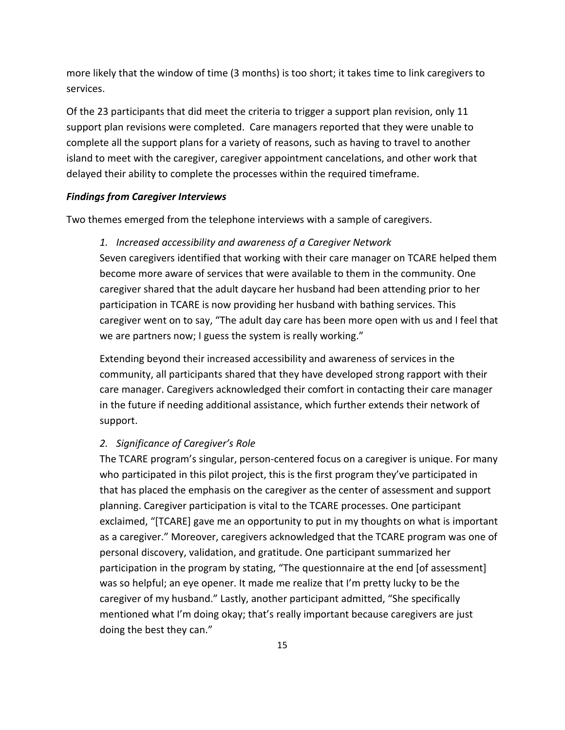more likely that the window of time (3 months) is too short; it takes time to link caregivers to services.

Of the 23 participants that did meet the criteria to trigger a support plan revision, only 11 support plan revisions were completed. Care managers reported that they were unable to complete all the support plans for a variety of reasons, such as having to travel to another island to meet with the caregiver, caregiver appointment cancelations, and other work that delayed their ability to complete the processes within the required timeframe.

***Findings from Caregiver Interviews***

Two themes emerged from the telephone interviews with a sample of caregivers.

1. *Increased accessibility and awareness of a Caregiver Network*

   Seven caregivers identified that working with their care manager on TCARE helped them become more aware of services that were available to them in the community. One caregiver shared that the adult daycare her husband had been attending prior to her participation in TCARE is now providing her husband with bathing services. This caregiver went on to say, "The adult day care has been more open with us and I feel that we are partners now; I guess the system is really working."

   Extending beyond their increased accessibility and awareness of services in the community, all participants shared that they have developed strong rapport with their care manager. Caregivers acknowledged their comfort in contacting their care manager in the future if needing additional assistance, which further extends their network of support.

2. *Significance of Caregiver's Role*

   The TCARE program's singular, person-centered focus on a caregiver is unique. For many who participated in this pilot project, this is the first program they've participated in that has placed the emphasis on the caregiver as the center of assessment and support planning. Caregiver participation is vital to the TCARE processes. One participant exclaimed, "[TCARE] gave me an opportunity to put in my thoughts on what is important as a caregiver." Moreover, caregivers acknowledged that the TCARE program was one of personal discovery, validation, and gratitude. One participant summarized her participation in the program by stating, "The questionnaire at the end [of assessment] was so helpful; an eye opener. It made me realize that I'm pretty lucky to be the caregiver of my husband." Lastly, another participant admitted, "She specifically mentioned what I'm doing okay; that's really important because caregivers are just doing the best they can."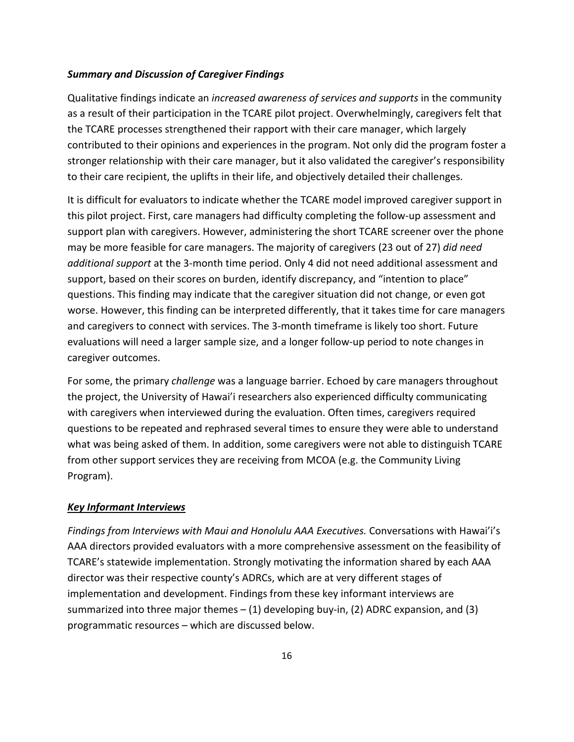***Summary and Discussion of Caregiver Findings***

Qualitative findings indicate an *increased awareness of services and supports* in the community as a result of their participation in the TCARE pilot project. Overwhelmingly, caregivers felt that the TCARE processes strengthened their rapport with their care manager, which largely contributed to their opinions and experiences in the program. Not only did the program foster a stronger relationship with their care manager, but it also validated the caregiver's responsibility to their care recipient, the uplifts in their life, and objectively detailed their challenges.

It is difficult for evaluators to indicate whether the TCARE model improved caregiver support in this pilot project. First, care managers had difficulty completing the follow-up assessment and support plan with caregivers. However, administering the short TCARE screener over the phone may be more feasible for care managers. The majority of caregivers (23 out of 27) *did need additional support* at the 3-month time period. Only 4 did not need additional assessment and support, based on their scores on burden, identify discrepancy, and "intention to place" questions. This finding may indicate that the caregiver situation did not change, or even got worse. However, this finding can be interpreted differently, that it takes time for care managers and caregivers to connect with services. The 3-month timeframe is likely too short. Future evaluations will need a larger sample size, and a longer follow-up period to note changes in caregiver outcomes.

For some, the primary *challenge* was a language barrier. Echoed by care managers throughout the project, the University of Hawai'i researchers also experienced difficulty communicating with caregivers when interviewed during the evaluation. Often times, caregivers required questions to be repeated and rephrased several times to ensure they were able to understand what was being asked of them. In addition, some caregivers were not able to distinguish TCARE from other support services they are receiving from MCOA (e.g. the Community Living Program).

***<u>Key Informant Interviews</u>***

*Findings from Interviews with Maui and Honolulu AAA Executives.* Conversations with Hawai'i's AAA directors provided evaluators with a more comprehensive assessment on the feasibility of TCARE's statewide implementation. Strongly motivating the information shared by each AAA director was their respective county's ADRCs, which are at very different stages of implementation and development. Findings from these key informant interviews are summarized into three major themes – (1) developing buy-in, (2) ADRC expansion, and (3) programmatic resources – which are discussed below.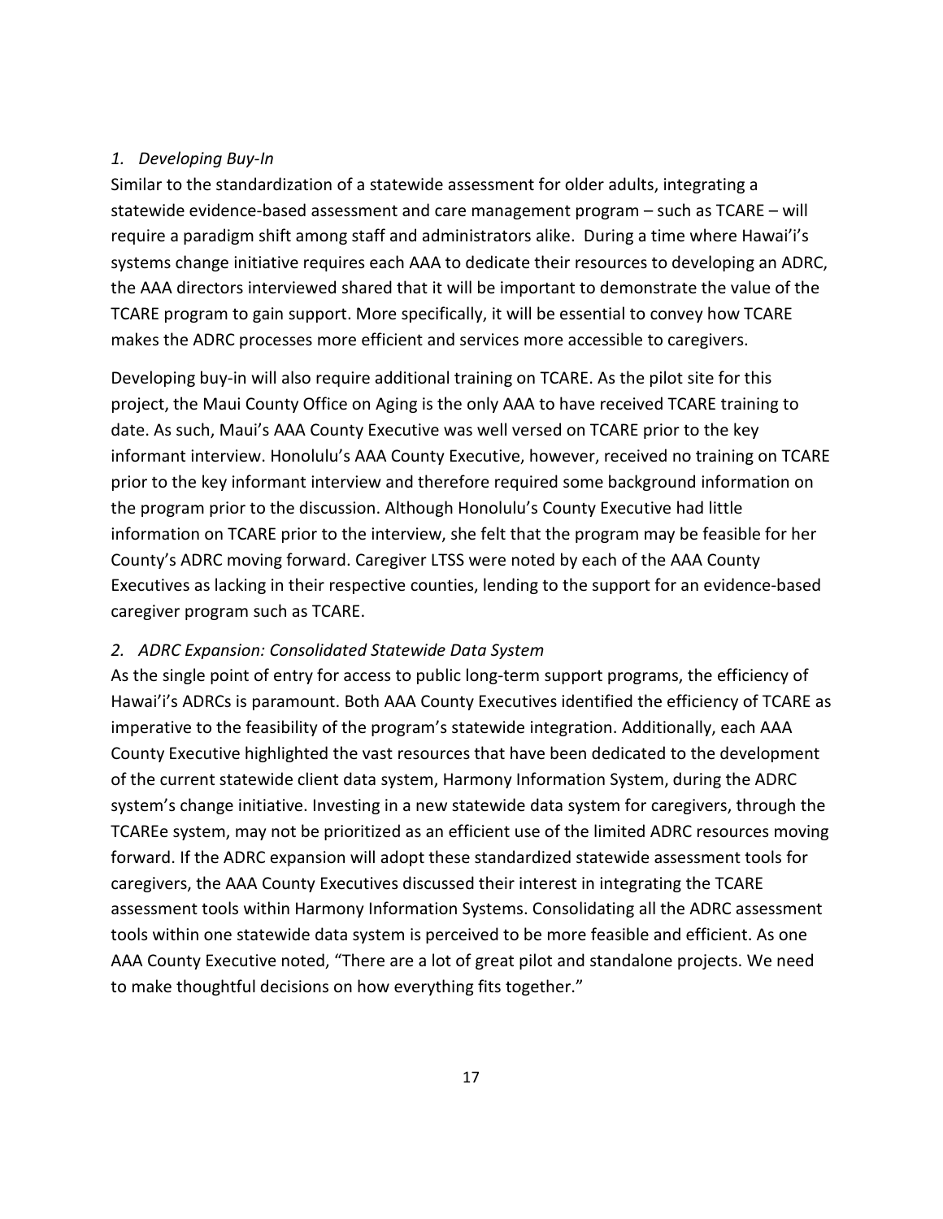*1. Developing Buy-In*

Similar to the standardization of a statewide assessment for older adults, integrating a statewide evidence-based assessment and care management program – such as TCARE – will require a paradigm shift among staff and administrators alike. During a time where Hawai'i's systems change initiative requires each AAA to dedicate their resources to developing an ADRC, the AAA directors interviewed shared that it will be important to demonstrate the value of the TCARE program to gain support. More specifically, it will be essential to convey how TCARE makes the ADRC processes more efficient and services more accessible to caregivers.

Developing buy-in will also require additional training on TCARE. As the pilot site for this project, the Maui County Office on Aging is the only AAA to have received TCARE training to date. As such, Maui's AAA County Executive was well versed on TCARE prior to the key informant interview. Honolulu's AAA County Executive, however, received no training on TCARE prior to the key informant interview and therefore required some background information on the program prior to the discussion. Although Honolulu's County Executive had little information on TCARE prior to the interview, she felt that the program may be feasible for her County's ADRC moving forward. Caregiver LTSS were noted by each of the AAA County Executives as lacking in their respective counties, lending to the support for an evidence-based caregiver program such as TCARE.

*2. ADRC Expansion: Consolidated Statewide Data System*

As the single point of entry for access to public long-term support programs, the efficiency of Hawai'i's ADRCs is paramount. Both AAA County Executives identified the efficiency of TCARE as imperative to the feasibility of the program's statewide integration. Additionally, each AAA County Executive highlighted the vast resources that have been dedicated to the development of the current statewide client data system, Harmony Information System, during the ADRC system's change initiative. Investing in a new statewide data system for caregivers, through the TCAREe system, may not be prioritized as an efficient use of the limited ADRC resources moving forward. If the ADRC expansion will adopt these standardized statewide assessment tools for caregivers, the AAA County Executives discussed their interest in integrating the TCARE assessment tools within Harmony Information Systems. Consolidating all the ADRC assessment tools within one statewide data system is perceived to be more feasible and efficient. As one AAA County Executive noted, "There are a lot of great pilot and standalone projects. We need to make thoughtful decisions on how everything fits together."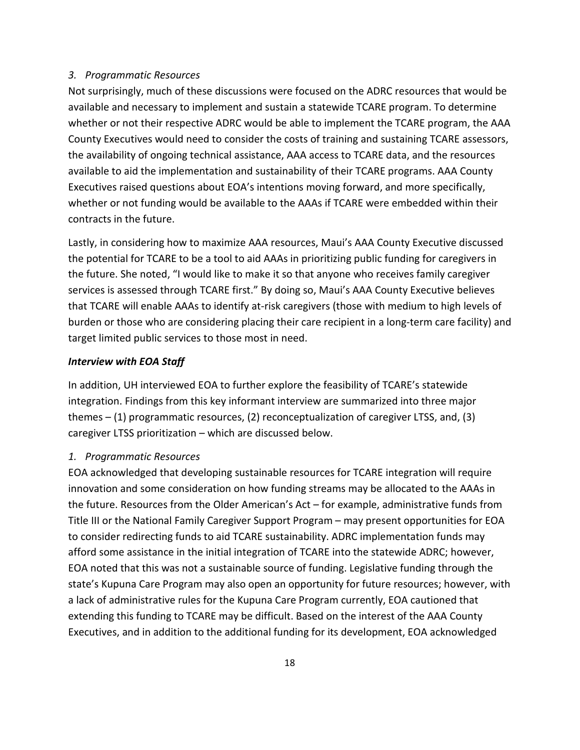*3. Programmatic Resources*

Not surprisingly, much of these discussions were focused on the ADRC resources that would be available and necessary to implement and sustain a statewide TCARE program. To determine whether or not their respective ADRC would be able to implement the TCARE program, the AAA County Executives would need to consider the costs of training and sustaining TCARE assessors, the availability of ongoing technical assistance, AAA access to TCARE data, and the resources available to aid the implementation and sustainability of their TCARE programs. AAA County Executives raised questions about EOA's intentions moving forward, and more specifically, whether or not funding would be available to the AAAs if TCARE were embedded within their contracts in the future.

Lastly, in considering how to maximize AAA resources, Maui's AAA County Executive discussed the potential for TCARE to be a tool to aid AAAs in prioritizing public funding for caregivers in the future. She noted, "I would like to make it so that anyone who receives family caregiver services is assessed through TCARE first." By doing so, Maui's AAA County Executive believes that TCARE will enable AAAs to identify at-risk caregivers (those with medium to high levels of burden or those who are considering placing their care recipient in a long-term care facility) and target limited public services to those most in need.

***Interview with EOA Staff***

In addition, UH interviewed EOA to further explore the feasibility of TCARE's statewide integration. Findings from this key informant interview are summarized into three major themes – (1) programmatic resources, (2) reconceptualization of caregiver LTSS, and, (3) caregiver LTSS prioritization – which are discussed below.

*1. Programmatic Resources*

EOA acknowledged that developing sustainable resources for TCARE integration will require innovation and some consideration on how funding streams may be allocated to the AAAs in the future. Resources from the Older American's Act – for example, administrative funds from Title III or the National Family Caregiver Support Program – may present opportunities for EOA to consider redirecting funds to aid TCARE sustainability. ADRC implementation funds may afford some assistance in the initial integration of TCARE into the statewide ADRC; however, EOA noted that this was not a sustainable source of funding. Legislative funding through the state's Kupuna Care Program may also open an opportunity for future resources; however, with a lack of administrative rules for the Kupuna Care Program currently, EOA cautioned that extending this funding to TCARE may be difficult. Based on the interest of the AAA County Executives, and in addition to the additional funding for its development, EOA acknowledged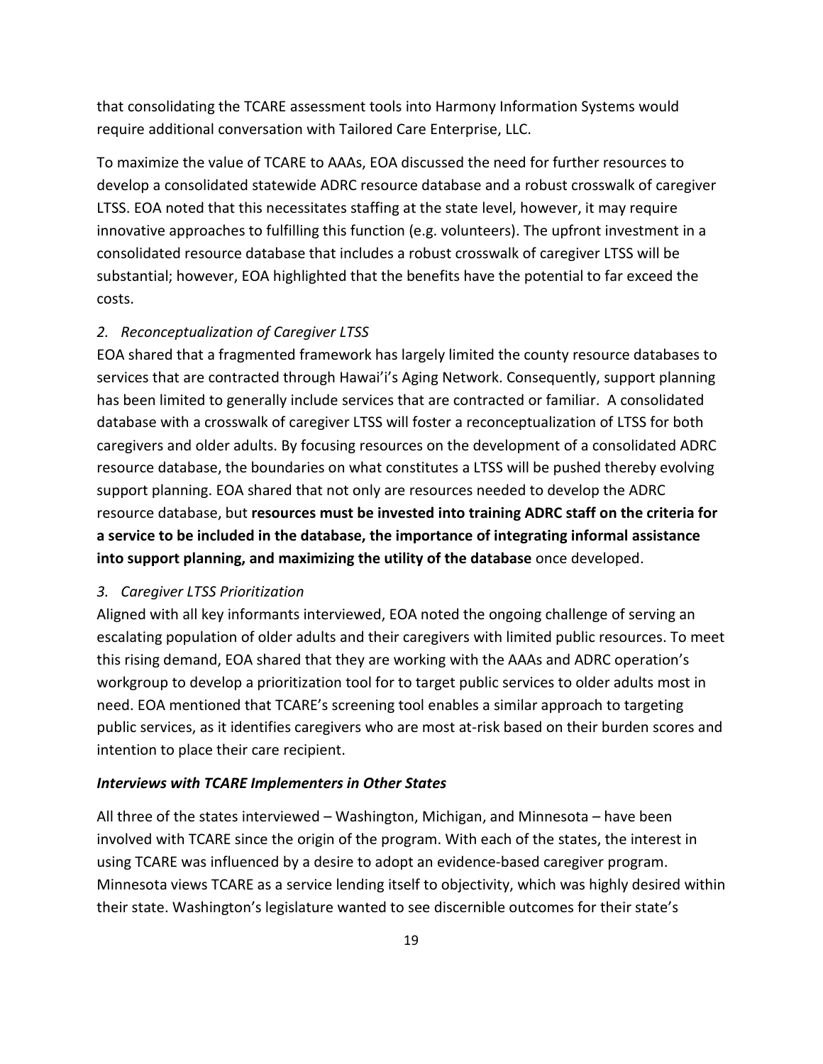that consolidating the TCARE assessment tools into Harmony Information Systems would require additional conversation with Tailored Care Enterprise, LLC.

To maximize the value of TCARE to AAAs, EOA discussed the need for further resources to develop a consolidated statewide ADRC resource database and a robust crosswalk of caregiver LTSS. EOA noted that this necessitates staffing at the state level, however, it may require innovative approaches to fulfilling this function (e.g. volunteers). The upfront investment in a consolidated resource database that includes a robust crosswalk of caregiver LTSS will be substantial; however, EOA highlighted that the benefits have the potential to far exceed the costs.

*2. Reconceptualization of Caregiver LTSS*

EOA shared that a fragmented framework has largely limited the county resource databases to services that are contracted through Hawai'i's Aging Network. Consequently, support planning has been limited to generally include services that are contracted or familiar. A consolidated database with a crosswalk of caregiver LTSS will foster a reconceptualization of LTSS for both caregivers and older adults. By focusing resources on the development of a consolidated ADRC resource database, the boundaries on what constitutes a LTSS will be pushed thereby evolving support planning. EOA shared that not only are resources needed to develop the ADRC resource database, but **resources must be invested into training ADRC staff on the criteria for a service to be included in the database, the importance of integrating informal assistance into support planning, and maximizing the utility of the database** once developed.

*3. Caregiver LTSS Prioritization*

Aligned with all key informants interviewed, EOA noted the ongoing challenge of serving an escalating population of older adults and their caregivers with limited public resources. To meet this rising demand, EOA shared that they are working with the AAAs and ADRC operation's workgroup to develop a prioritization tool for to target public services to older adults most in need. EOA mentioned that TCARE's screening tool enables a similar approach to targeting public services, as it identifies caregivers who are most at-risk based on their burden scores and intention to place their care recipient.

***Interviews with TCARE Implementers in Other States***

All three of the states interviewed – Washington, Michigan, and Minnesota – have been involved with TCARE since the origin of the program. With each of the states, the interest in using TCARE was influenced by a desire to adopt an evidence-based caregiver program. Minnesota views TCARE as a service lending itself to objectivity, which was highly desired within their state. Washington's legislature wanted to see discernible outcomes for their state's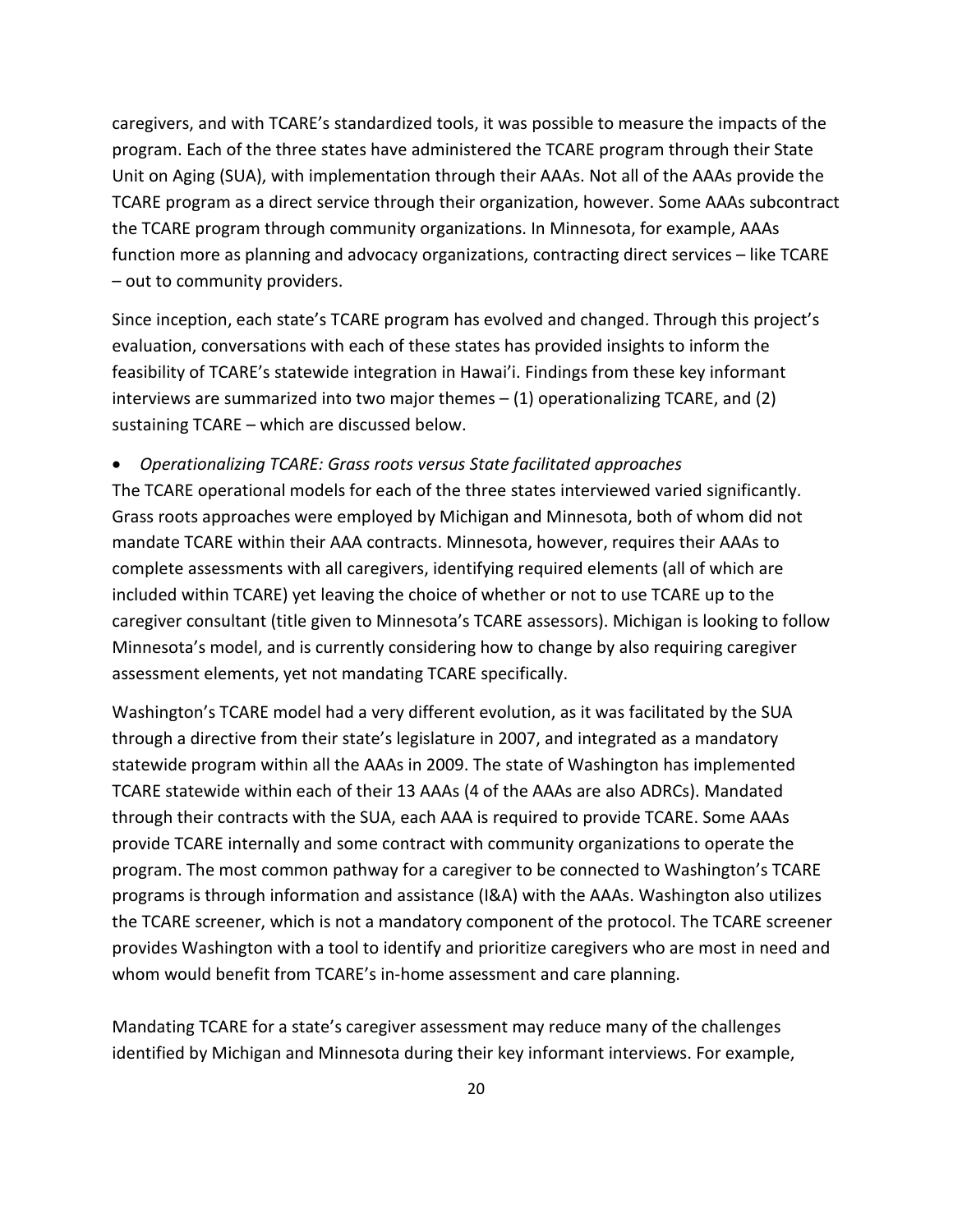caregivers, and with TCARE's standardized tools, it was possible to measure the impacts of the program. Each of the three states have administered the TCARE program through their State Unit on Aging (SUA), with implementation through their AAAs. Not all of the AAAs provide the TCARE program as a direct service through their organization, however. Some AAAs subcontract the TCARE program through community organizations. In Minnesota, for example, AAAs function more as planning and advocacy organizations, contracting direct services – like TCARE – out to community providers.

Since inception, each state's TCARE program has evolved and changed. Through this project's evaluation, conversations with each of these states has provided insights to inform the feasibility of TCARE's statewide integration in Hawai'i. Findings from these key informant interviews are summarized into two major themes – (1) operationalizing TCARE, and (2) sustaining TCARE – which are discussed below.

- *Operationalizing TCARE: Grass roots versus State facilitated approaches*

The TCARE operational models for each of the three states interviewed varied significantly. Grass roots approaches were employed by Michigan and Minnesota, both of whom did not mandate TCARE within their AAA contracts. Minnesota, however, requires their AAAs to complete assessments with all caregivers, identifying required elements (all of which are included within TCARE) yet leaving the choice of whether or not to use TCARE up to the caregiver consultant (title given to Minnesota's TCARE assessors). Michigan is looking to follow Minnesota's model, and is currently considering how to change by also requiring caregiver assessment elements, yet not mandating TCARE specifically.

Washington's TCARE model had a very different evolution, as it was facilitated by the SUA through a directive from their state's legislature in 2007, and integrated as a mandatory statewide program within all the AAAs in 2009. The state of Washington has implemented TCARE statewide within each of their 13 AAAs (4 of the AAAs are also ADRCs). Mandated through their contracts with the SUA, each AAA is required to provide TCARE. Some AAAs provide TCARE internally and some contract with community organizations to operate the program. The most common pathway for a caregiver to be connected to Washington's TCARE programs is through information and assistance (I&A) with the AAAs. Washington also utilizes the TCARE screener, which is not a mandatory component of the protocol. The TCARE screener provides Washington with a tool to identify and prioritize caregivers who are most in need and whom would benefit from TCARE's in-home assessment and care planning.

Mandating TCARE for a state's caregiver assessment may reduce many of the challenges identified by Michigan and Minnesota during their key informant interviews. For example,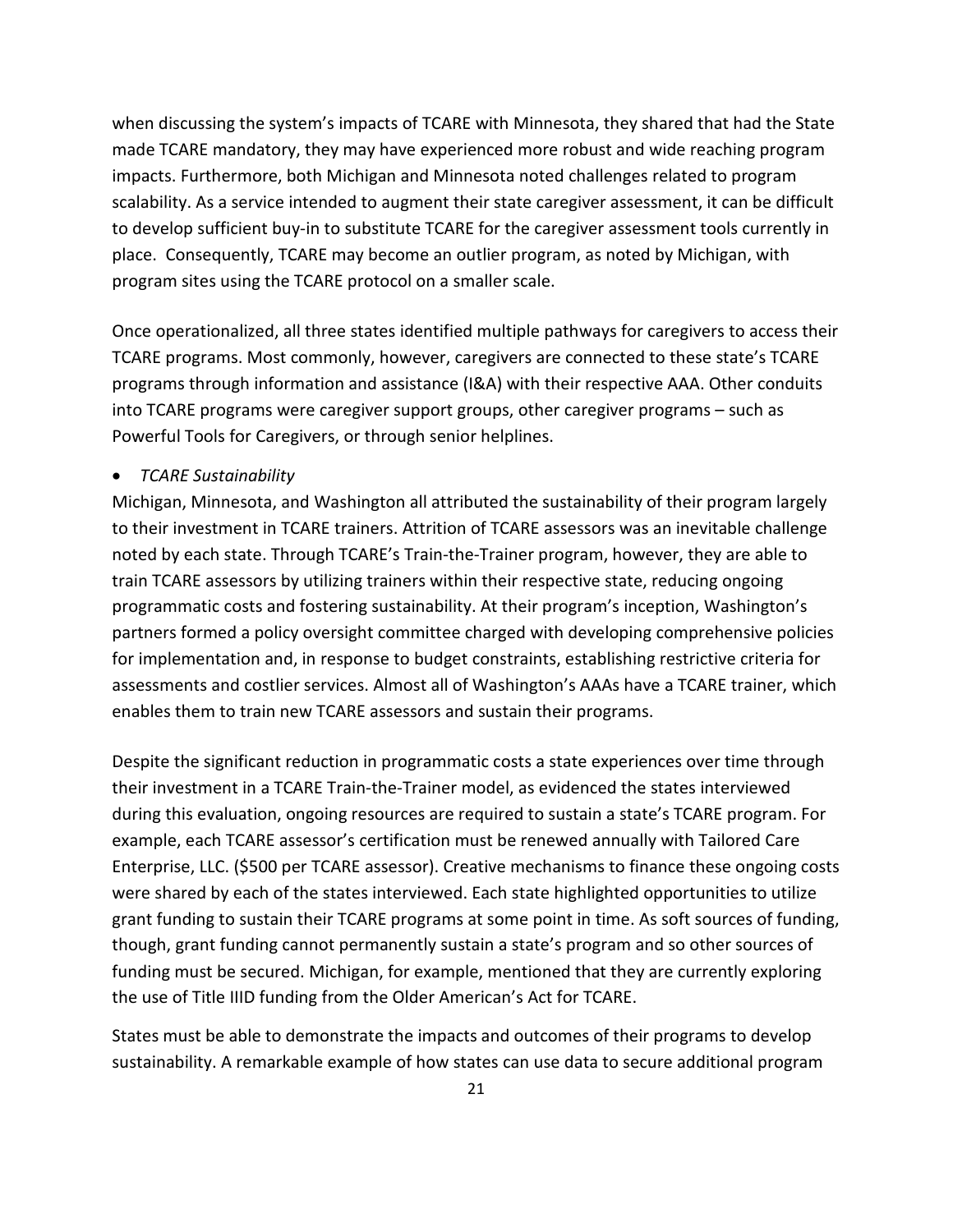when discussing the system's impacts of TCARE with Minnesota, they shared that had the State made TCARE mandatory, they may have experienced more robust and wide reaching program impacts. Furthermore, both Michigan and Minnesota noted challenges related to program scalability. As a service intended to augment their state caregiver assessment, it can be difficult to develop sufficient buy-in to substitute TCARE for the caregiver assessment tools currently in place. Consequently, TCARE may become an outlier program, as noted by Michigan, with program sites using the TCARE protocol on a smaller scale.

Once operationalized, all three states identified multiple pathways for caregivers to access their TCARE programs. Most commonly, however, caregivers are connected to these state's TCARE programs through information and assistance (I&A) with their respective AAA. Other conduits into TCARE programs were caregiver support groups, other caregiver programs – such as Powerful Tools for Caregivers, or through senior helplines.

- *TCARE Sustainability*

Michigan, Minnesota, and Washington all attributed the sustainability of their program largely to their investment in TCARE trainers. Attrition of TCARE assessors was an inevitable challenge noted by each state. Through TCARE's Train-the-Trainer program, however, they are able to train TCARE assessors by utilizing trainers within their respective state, reducing ongoing programmatic costs and fostering sustainability. At their program's inception, Washington's partners formed a policy oversight committee charged with developing comprehensive policies for implementation and, in response to budget constraints, establishing restrictive criteria for assessments and costlier services. Almost all of Washington's AAAs have a TCARE trainer, which enables them to train new TCARE assessors and sustain their programs.

Despite the significant reduction in programmatic costs a state experiences over time through their investment in a TCARE Train-the-Trainer model, as evidenced the states interviewed during this evaluation, ongoing resources are required to sustain a state's TCARE program. For example, each TCARE assessor's certification must be renewed annually with Tailored Care Enterprise, LLC. ($500 per TCARE assessor). Creative mechanisms to finance these ongoing costs were shared by each of the states interviewed. Each state highlighted opportunities to utilize grant funding to sustain their TCARE programs at some point in time. As soft sources of funding, though, grant funding cannot permanently sustain a state's program and so other sources of funding must be secured. Michigan, for example, mentioned that they are currently exploring the use of Title IIID funding from the Older American's Act for TCARE.

States must be able to demonstrate the impacts and outcomes of their programs to develop sustainability. A remarkable example of how states can use data to secure additional program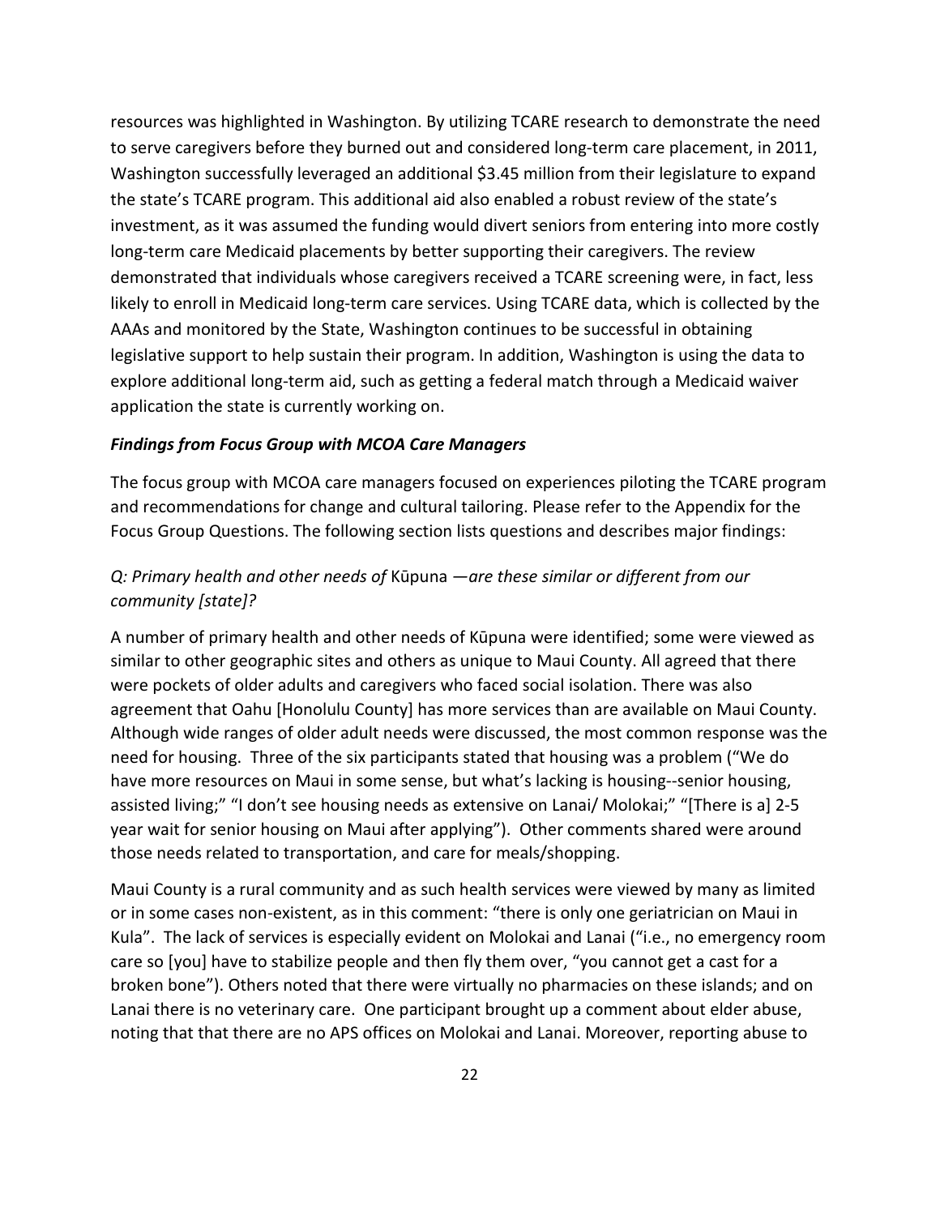resources was highlighted in Washington. By utilizing TCARE research to demonstrate the need to serve caregivers before they burned out and considered long-term care placement, in 2011, Washington successfully leveraged an additional $3.45 million from their legislature to expand the state's TCARE program. This additional aid also enabled a robust review of the state's investment, as it was assumed the funding would divert seniors from entering into more costly long-term care Medicaid placements by better supporting their caregivers. The review demonstrated that individuals whose caregivers received a TCARE screening were, in fact, less likely to enroll in Medicaid long-term care services. Using TCARE data, which is collected by the AAAs and monitored by the State, Washington continues to be successful in obtaining legislative support to help sustain their program. In addition, Washington is using the data to explore additional long-term aid, such as getting a federal match through a Medicaid waiver application the state is currently working on.

### *Findings from Focus Group with MCOA Care Managers*

The focus group with MCOA care managers focused on experiences piloting the TCARE program and recommendations for change and cultural tailoring. Please refer to the Appendix for the Focus Group Questions. The following section lists questions and describes major findings:

### *Q: Primary health and other needs of* Kūpuna *—are these similar or different from our community [state]?*

A number of primary health and other needs of Kūpuna were identified; some were viewed as similar to other geographic sites and others as unique to Maui County. All agreed that there were pockets of older adults and caregivers who faced social isolation. There was also agreement that Oahu [Honolulu County] has more services than are available on Maui County. Although wide ranges of older adult needs were discussed, the most common response was the need for housing. Three of the six participants stated that housing was a problem ("We do have more resources on Maui in some sense, but what's lacking is housing--senior housing, assisted living;" "I don't see housing needs as extensive on Lanai/ Molokai;" "[There is a] 2-5 year wait for senior housing on Maui after applying"). Other comments shared were around those needs related to transportation, and care for meals/shopping.

Maui County is a rural community and as such health services were viewed by many as limited or in some cases non-existent, as in this comment: "there is only one geriatrician on Maui in Kula". The lack of services is especially evident on Molokai and Lanai ("i.e., no emergency room care so [you] have to stabilize people and then fly them over, "you cannot get a cast for a broken bone"). Others noted that there were virtually no pharmacies on these islands; and on Lanai there is no veterinary care. One participant brought up a comment about elder abuse, noting that that there are no APS offices on Molokai and Lanai. Moreover, reporting abuse to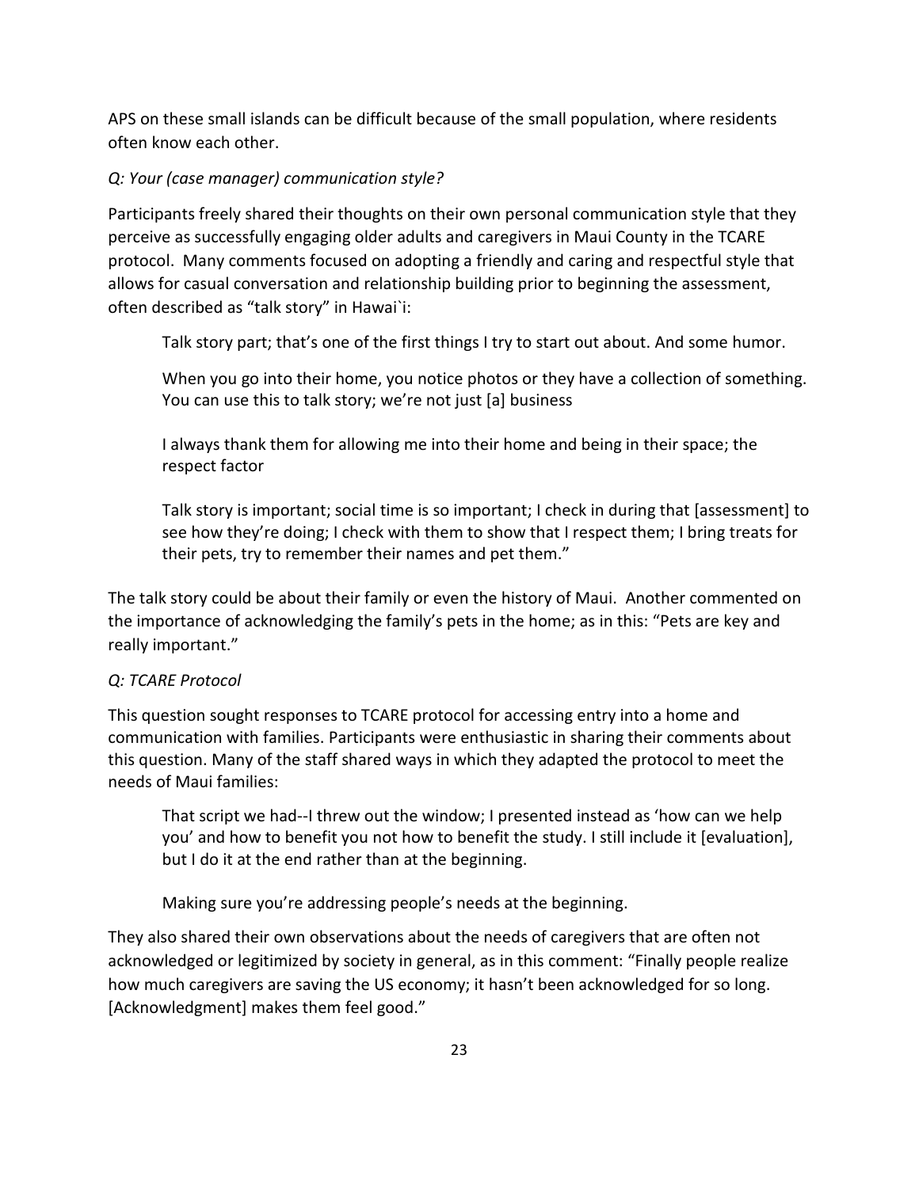APS on these small islands can be difficult because of the small population, where residents often know each other.

*Q: Your (case manager) communication style?*

Participants freely shared their thoughts on their own personal communication style that they perceive as successfully engaging older adults and caregivers in Maui County in the TCARE protocol. Many comments focused on adopting a friendly and caring and respectful style that allows for casual conversation and relationship building prior to beginning the assessment, often described as "talk story" in Hawai`i:

> Talk story part; that's one of the first things I try to start out about. And some humor.
>
> When you go into their home, you notice photos or they have a collection of something. You can use this to talk story; we're not just [a] business
>
> I always thank them for allowing me into their home and being in their space; the respect factor
>
> Talk story is important; social time is so important; I check in during that [assessment] to see how they're doing; I check with them to show that I respect them; I bring treats for their pets, try to remember their names and pet them."

The talk story could be about their family or even the history of Maui. Another commented on the importance of acknowledging the family's pets in the home; as in this: "Pets are key and really important."

*Q: TCARE Protocol*

This question sought responses to TCARE protocol for accessing entry into a home and communication with families. Participants were enthusiastic in sharing their comments about this question. Many of the staff shared ways in which they adapted the protocol to meet the needs of Maui families:

> That script we had--I threw out the window; I presented instead as 'how can we help you' and how to benefit you not how to benefit the study. I still include it [evaluation], but I do it at the end rather than at the beginning.
>
> Making sure you're addressing people's needs at the beginning.

They also shared their own observations about the needs of caregivers that are often not acknowledged or legitimized by society in general, as in this comment: "Finally people realize how much caregivers are saving the US economy; it hasn't been acknowledged for so long. [Acknowledgment] makes them feel good."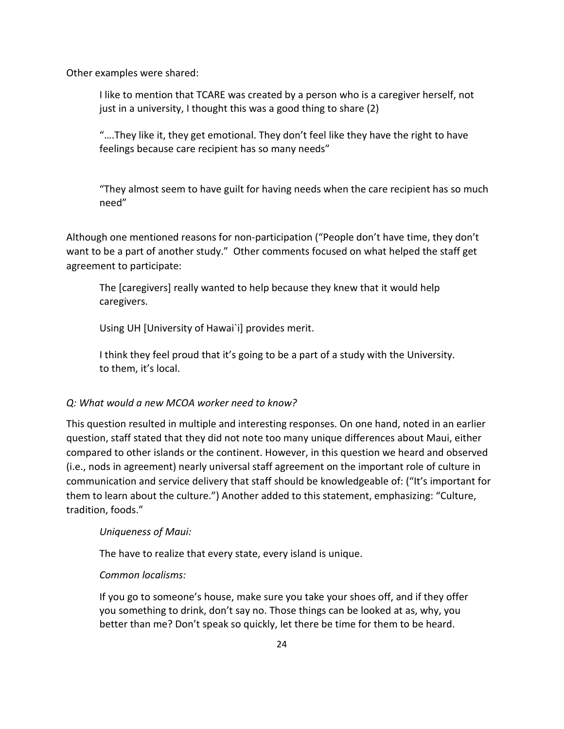Other examples were shared:

> I like to mention that TCARE was created by a person who is a caregiver herself, not just in a university, I thought this was a good thing to share (2)
>
> "….They like it, they get emotional. They don't feel like they have the right to have feelings because care recipient has so many needs"
>
> "They almost seem to have guilt for having needs when the care recipient has so much need"

Although one mentioned reasons for non-participation ("People don't have time, they don't want to be a part of another study." Other comments focused on what helped the staff get agreement to participate:

> The [caregivers] really wanted to help because they knew that it would help caregivers.
>
> Using UH [University of Hawai`i] provides merit.
>
> I think they feel proud that it's going to be a part of a study with the University. to them, it's local.

*Q: What would a new MCOA worker need to know?*

This question resulted in multiple and interesting responses. On one hand, noted in an earlier question, staff stated that they did not note too many unique differences about Maui, either compared to other islands or the continent. However, in this question we heard and observed (i.e., nods in agreement) nearly universal staff agreement on the important role of culture in communication and service delivery that staff should be knowledgeable of: ("It's important for them to learn about the culture.") Another added to this statement, emphasizing: "Culture, tradition, foods."

> *Uniqueness of Maui:*
>
> The have to realize that every state, every island is unique.
>
> *Common localisms:*
>
> If you go to someone's house, make sure you take your shoes off, and if they offer you something to drink, don't say no. Those things can be looked at as, why, you better than me? Don't speak so quickly, let there be time for them to be heard.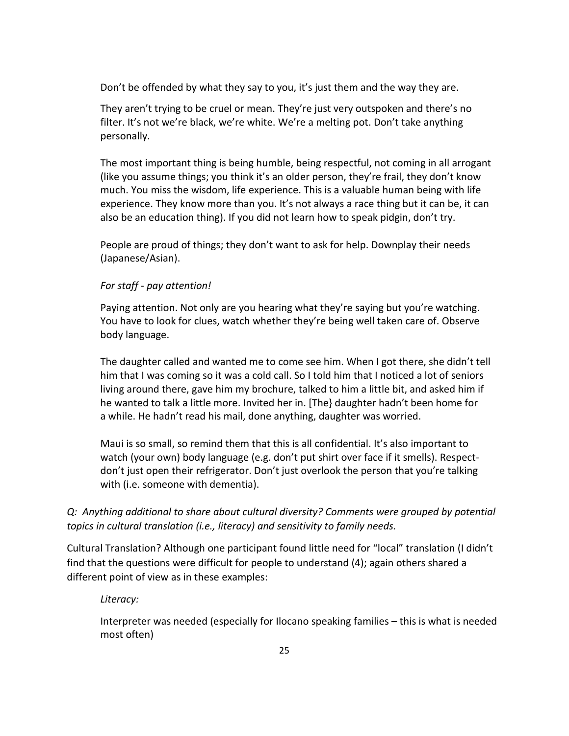Don't be offended by what they say to you, it's just them and the way they are.

They aren't trying to be cruel or mean. They're just very outspoken and there's no filter. It's not we're black, we're white. We're a melting pot. Don't take anything personally.

The most important thing is being humble, being respectful, not coming in all arrogant (like you assume things; you think it's an older person, they're frail, they don't know much. You miss the wisdom, life experience. This is a valuable human being with life experience. They know more than you. It's not always a race thing but it can be, it can also be an education thing). If you did not learn how to speak pidgin, don't try.

People are proud of things; they don't want to ask for help. Downplay their needs (Japanese/Asian).

*For staff - pay attention!*

Paying attention. Not only are you hearing what they're saying but you're watching. You have to look for clues, watch whether they're being well taken care of. Observe body language.

The daughter called and wanted me to come see him. When I got there, she didn't tell him that I was coming so it was a cold call. So I told him that I noticed a lot of seniors living around there, gave him my brochure, talked to him a little bit, and asked him if he wanted to talk a little more. Invited her in. [The} daughter hadn't been home for a while. He hadn't read his mail, done anything, daughter was worried.

Maui is so small, so remind them that this is all confidential. It's also important to watch (your own) body language (e.g. don't put shirt over face if it smells). Respect- don't just open their refrigerator. Don't just overlook the person that you're talking with (i.e. someone with dementia).

*Q: Anything additional to share about cultural diversity? Comments were grouped by potential topics in cultural translation (i.e., literacy) and sensitivity to family needs.*

Cultural Translation? Although one participant found little need for "local" translation (I didn't find that the questions were difficult for people to understand (4); again others shared a different point of view as in these examples:

*Literacy:*

Interpreter was needed (especially for Ilocano speaking families – this is what is needed most often)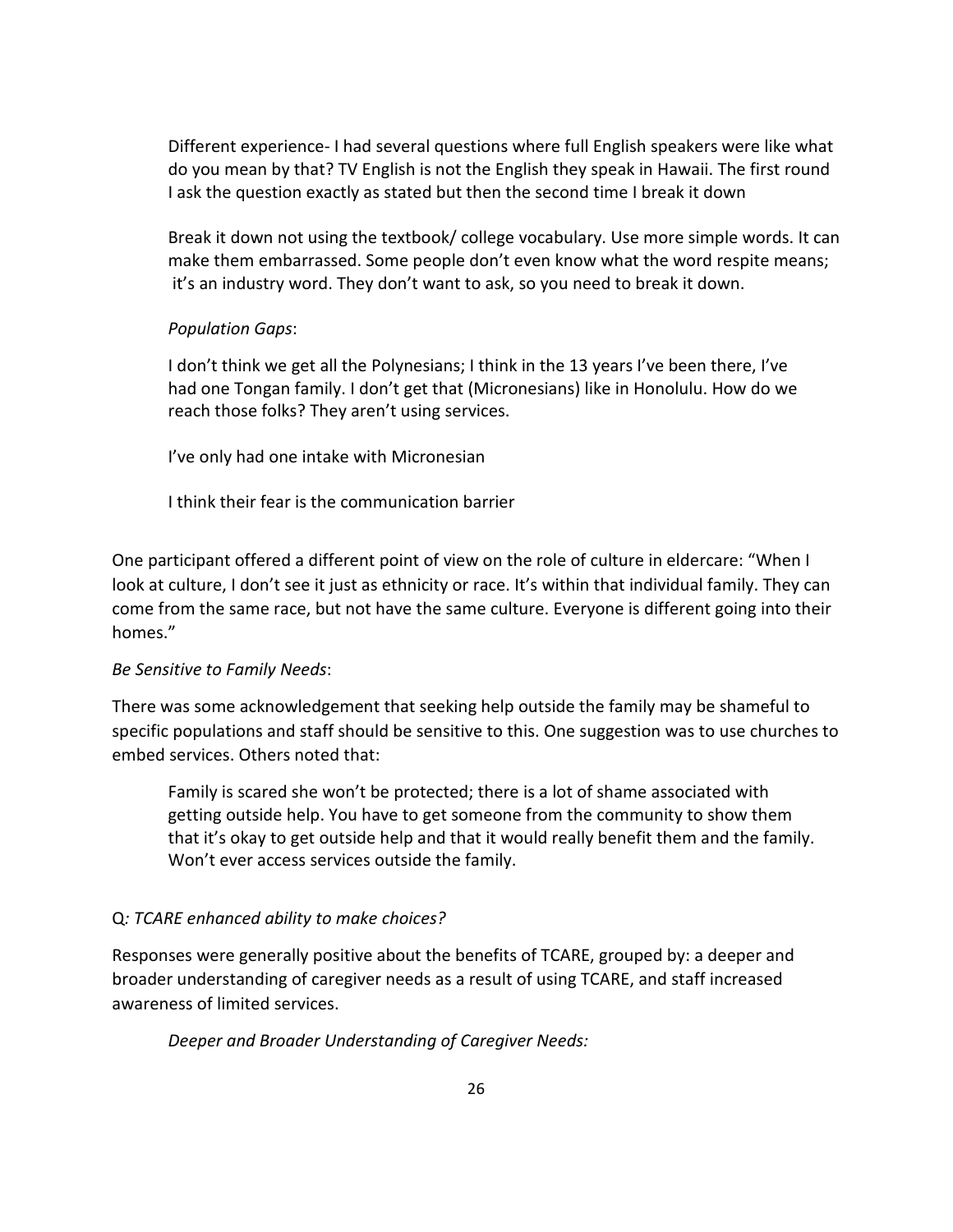Different experience- I had several questions where full English speakers were like what do you mean by that? TV English is not the English they speak in Hawaii. The first round I ask the question exactly as stated but then the second time I break it down

Break it down not using the textbook/ college vocabulary. Use more simple words. It can make them embarrassed. Some people don't even know what the word respite means; it's an industry word. They don't want to ask, so you need to break it down.

*Population Gaps*:

I don't think we get all the Polynesians; I think in the 13 years I've been there, I've had one Tongan family. I don't get that (Micronesians) like in Honolulu. How do we reach those folks? They aren't using services.

I've only had one intake with Micronesian

I think their fear is the communication barrier

One participant offered a different point of view on the role of culture in eldercare: "When I look at culture, I don't see it just as ethnicity or race. It's within that individual family. They can come from the same race, but not have the same culture. Everyone is different going into their homes."

*Be Sensitive to Family Needs*:

There was some acknowledgement that seeking help outside the family may be shameful to specific populations and staff should be sensitive to this. One suggestion was to use churches to embed services. Others noted that:

> Family is scared she won't be protected; there is a lot of shame associated with getting outside help. You have to get someone from the community to show them that it's okay to get outside help and that it would really benefit them and the family. Won't ever access services outside the family.

Q*: TCARE enhanced ability to make choices?*

Responses were generally positive about the benefits of TCARE, grouped by: a deeper and broader understanding of caregiver needs as a result of using TCARE, and staff increased awareness of limited services.

*Deeper and Broader Understanding of Caregiver Needs:*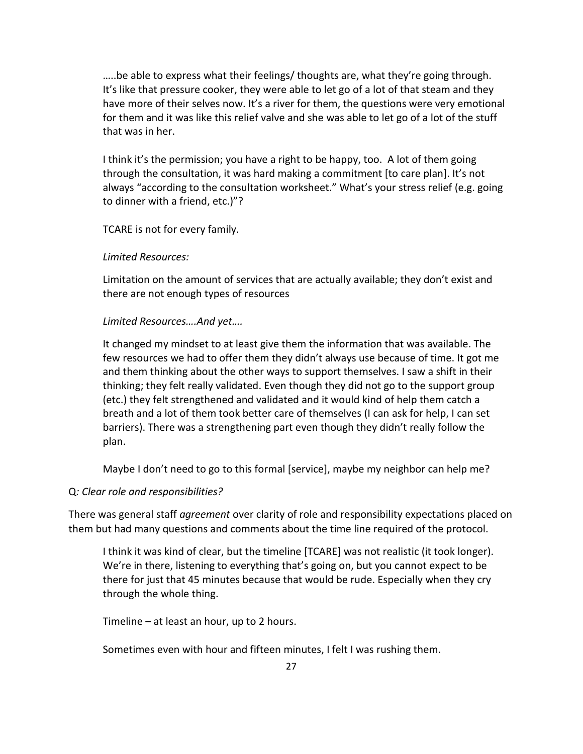…..be able to express what their feelings/ thoughts are, what they're going through. It's like that pressure cooker, they were able to let go of a lot of that steam and they have more of their selves now. It's a river for them, the questions were very emotional for them and it was like this relief valve and she was able to let go of a lot of the stuff that was in her.

I think it's the permission; you have a right to be happy, too. A lot of them going through the consultation, it was hard making a commitment [to care plan]. It's not always "according to the consultation worksheet." What's your stress relief (e.g. going to dinner with a friend, etc.)"?

TCARE is not for every family.

*Limited Resources:*

Limitation on the amount of services that are actually available; they don't exist and there are not enough types of resources

*Limited Resources….And yet….*

It changed my mindset to at least give them the information that was available. The few resources we had to offer them they didn't always use because of time. It got me and them thinking about the other ways to support themselves. I saw a shift in their thinking; they felt really validated. Even though they did not go to the support group (etc.) they felt strengthened and validated and it would kind of help them catch a breath and a lot of them took better care of themselves (I can ask for help, I can set barriers). There was a strengthening part even though they didn't really follow the plan.

Maybe I don't need to go to this formal [service], maybe my neighbor can help me?

Q*: Clear role and responsibilities?*

There was general staff *agreement* over clarity of role and responsibility expectations placed on them but had many questions and comments about the time line required of the protocol.

I think it was kind of clear, but the timeline [TCARE] was not realistic (it took longer). We're in there, listening to everything that's going on, but you cannot expect to be there for just that 45 minutes because that would be rude. Especially when they cry through the whole thing.

Timeline – at least an hour, up to 2 hours.

Sometimes even with hour and fifteen minutes, I felt I was rushing them.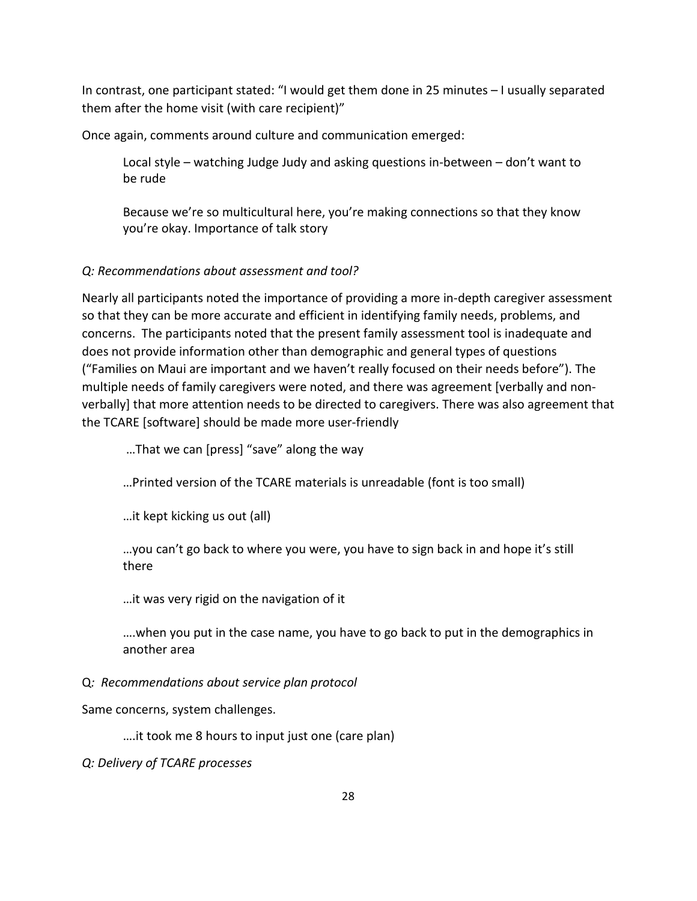In contrast, one participant stated: "I would get them done in 25 minutes – I usually separated them after the home visit (with care recipient)"

Once again, comments around culture and communication emerged:

> Local style – watching Judge Judy and asking questions in-between – don't want to be rude

> Because we're so multicultural here, you're making connections so that they know you're okay. Importance of talk story

*Q: Recommendations about assessment and tool?*

Nearly all participants noted the importance of providing a more in-depth caregiver assessment so that they can be more accurate and efficient in identifying family needs, problems, and concerns. The participants noted that the present family assessment tool is inadequate and does not provide information other than demographic and general types of questions ("Families on Maui are important and we haven't really focused on their needs before"). The multiple needs of family caregivers were noted, and there was agreement [verbally and non-verbally] that more attention needs to be directed to caregivers. There was also agreement that the TCARE [software] should be made more user-friendly

> …That we can [press] "save" along the way

> …Printed version of the TCARE materials is unreadable (font is too small)

> …it kept kicking us out (all)

> …you can't go back to where you were, you have to sign back in and hope it's still there

> …it was very rigid on the navigation of it

> ….when you put in the case name, you have to go back to put in the demographics in another area

Q*: Recommendations about service plan protocol*

Same concerns, system challenges.

> ….it took me 8 hours to input just one (care plan)

*Q: Delivery of TCARE processes*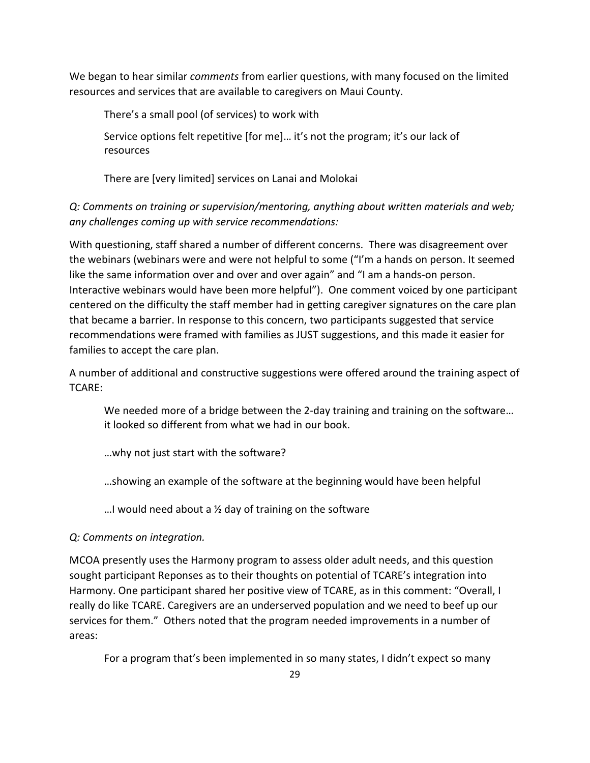We began to hear similar *comments* from earlier questions, with many focused on the limited resources and services that are available to caregivers on Maui County.

> There's a small pool (of services) to work with
>
> Service options felt repetitive [for me]… it's not the program; it's our lack of resources
>
> There are [very limited] services on Lanai and Molokai

*Q: Comments on training or supervision/mentoring, anything about written materials and web; any challenges coming up with service recommendations:*

With questioning, staff shared a number of different concerns. There was disagreement over the webinars (webinars were and were not helpful to some ("I'm a hands on person. It seemed like the same information over and over and over again" and "I am a hands-on person. Interactive webinars would have been more helpful"). One comment voiced by one participant centered on the difficulty the staff member had in getting caregiver signatures on the care plan that became a barrier. In response to this concern, two participants suggested that service recommendations were framed with families as JUST suggestions, and this made it easier for families to accept the care plan.

A number of additional and constructive suggestions were offered around the training aspect of TCARE:

> We needed more of a bridge between the 2-day training and training on the software… it looked so different from what we had in our book.
>
> …why not just start with the software?
>
> …showing an example of the software at the beginning would have been helpful
>
> …I would need about a ½ day of training on the software

*Q: Comments on integration.*

MCOA presently uses the Harmony program to assess older adult needs, and this question sought participant Reponses as to their thoughts on potential of TCARE's integration into Harmony. One participant shared her positive view of TCARE, as in this comment: "Overall, I really do like TCARE. Caregivers are an underserved population and we need to beef up our services for them." Others noted that the program needed improvements in a number of areas:

> For a program that's been implemented in so many states, I didn't expect so many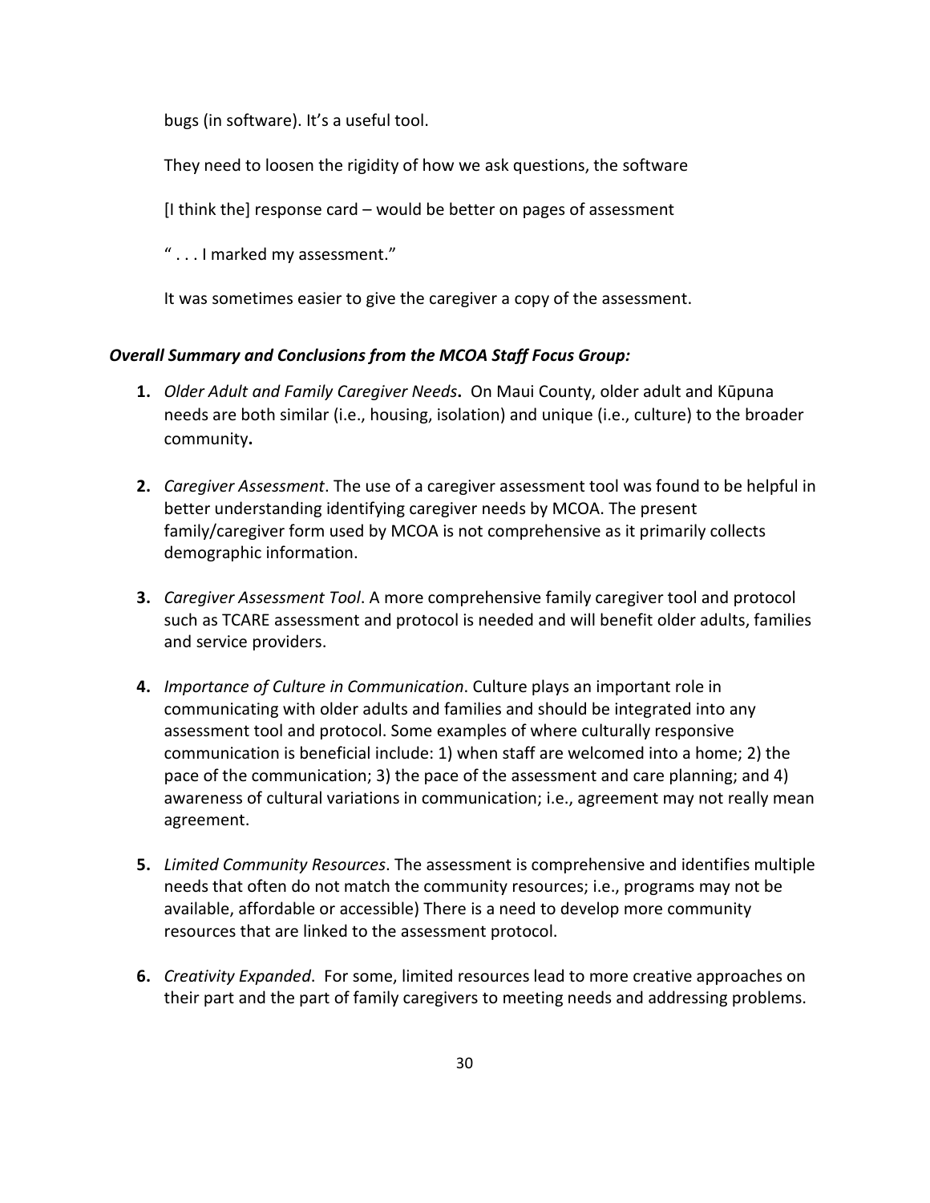bugs (in software). It's a useful tool.

They need to loosen the rigidity of how we ask questions, the software

[I think the] response card – would be better on pages of assessment

" . . . I marked my assessment."

It was sometimes easier to give the caregiver a copy of the assessment.

### *Overall Summary and Conclusions from the MCOA Staff Focus Group:*

1. *Older Adult and Family Caregiver Needs***.** On Maui County, older adult and Kūpuna needs are both similar (i.e., housing, isolation) and unique (i.e., culture) to the broader community**.**

2. *Caregiver Assessment*. The use of a caregiver assessment tool was found to be helpful in better understanding identifying caregiver needs by MCOA. The present family/caregiver form used by MCOA is not comprehensive as it primarily collects demographic information.

3. *Caregiver Assessment Tool*. A more comprehensive family caregiver tool and protocol such as TCARE assessment and protocol is needed and will benefit older adults, families and service providers.

4. *Importance of Culture in Communication*. Culture plays an important role in communicating with older adults and families and should be integrated into any assessment tool and protocol. Some examples of where culturally responsive communication is beneficial include: 1) when staff are welcomed into a home; 2) the pace of the communication; 3) the pace of the assessment and care planning; and 4) awareness of cultural variations in communication; i.e., agreement may not really mean agreement.

5. *Limited Community Resources*. The assessment is comprehensive and identifies multiple needs that often do not match the community resources; i.e., programs may not be available, affordable or accessible) There is a need to develop more community resources that are linked to the assessment protocol.

6. *Creativity Expanded*. For some, limited resources lead to more creative approaches on their part and the part of family caregivers to meeting needs and addressing problems.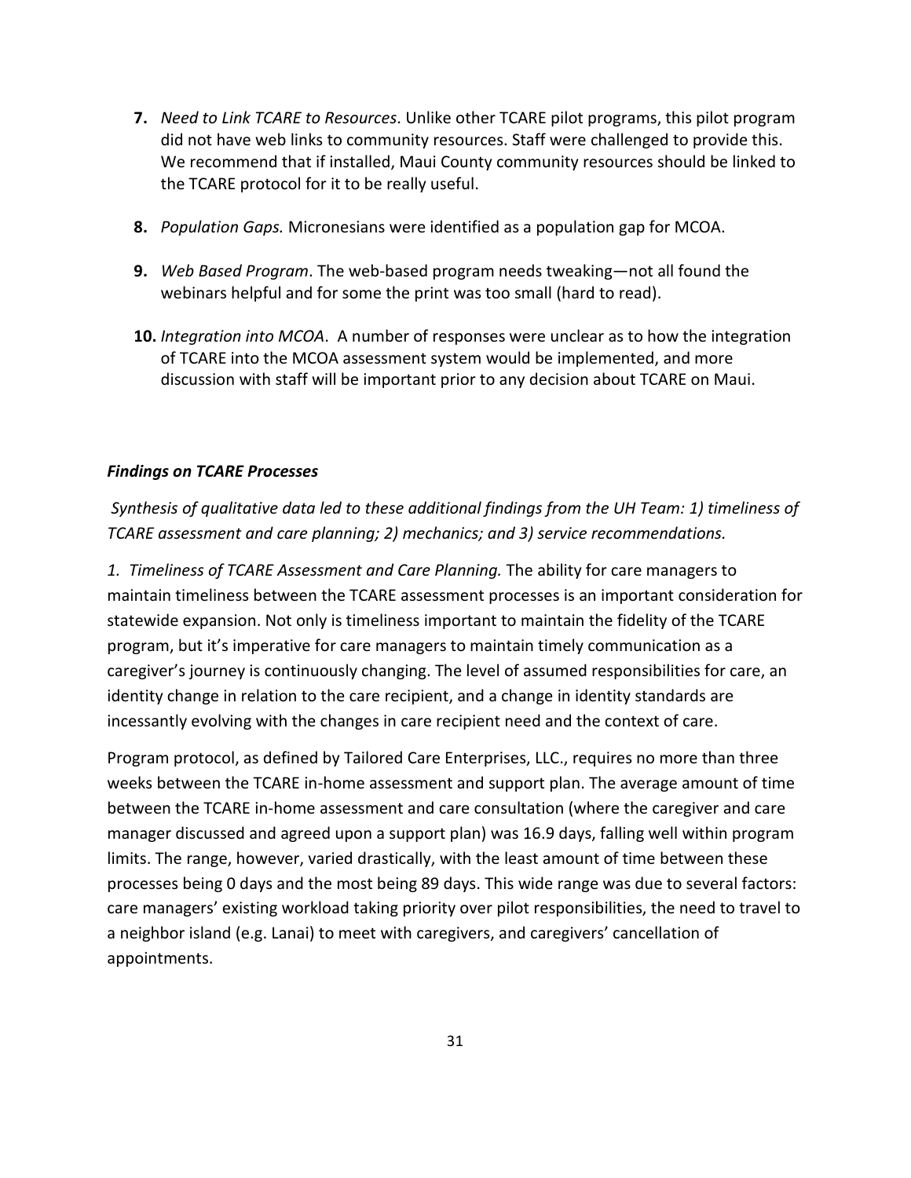7. *Need to Link TCARE to Resources*. Unlike other TCARE pilot programs, this pilot program did not have web links to community resources. Staff were challenged to provide this. We recommend that if installed, Maui County community resources should be linked to the TCARE protocol for it to be really useful.

8. *Population Gaps.* Micronesians were identified as a population gap for MCOA.

9. *Web Based Program*. The web-based program needs tweaking—not all found the webinars helpful and for some the print was too small (hard to read).

10. *Integration into MCOA*. A number of responses were unclear as to how the integration of TCARE into the MCOA assessment system would be implemented, and more discussion with staff will be important prior to any decision about TCARE on Maui.

***Findings on TCARE Processes***

*Synthesis of qualitative data led to these additional findings from the UH Team: 1) timeliness of TCARE assessment and care planning; 2) mechanics; and 3) service recommendations.*

*1. Timeliness of TCARE Assessment and Care Planning.* The ability for care managers to maintain timeliness between the TCARE assessment processes is an important consideration for statewide expansion. Not only is timeliness important to maintain the fidelity of the TCARE program, but it's imperative for care managers to maintain timely communication as a caregiver's journey is continuously changing. The level of assumed responsibilities for care, an identity change in relation to the care recipient, and a change in identity standards are incessantly evolving with the changes in care recipient need and the context of care.

Program protocol, as defined by Tailored Care Enterprises, LLC., requires no more than three weeks between the TCARE in-home assessment and support plan. The average amount of time between the TCARE in-home assessment and care consultation (where the caregiver and care manager discussed and agreed upon a support plan) was 16.9 days, falling well within program limits. The range, however, varied drastically, with the least amount of time between these processes being 0 days and the most being 89 days. This wide range was due to several factors: care managers' existing workload taking priority over pilot responsibilities, the need to travel to a neighbor island (e.g. Lanai) to meet with caregivers, and caregivers' cancellation of appointments.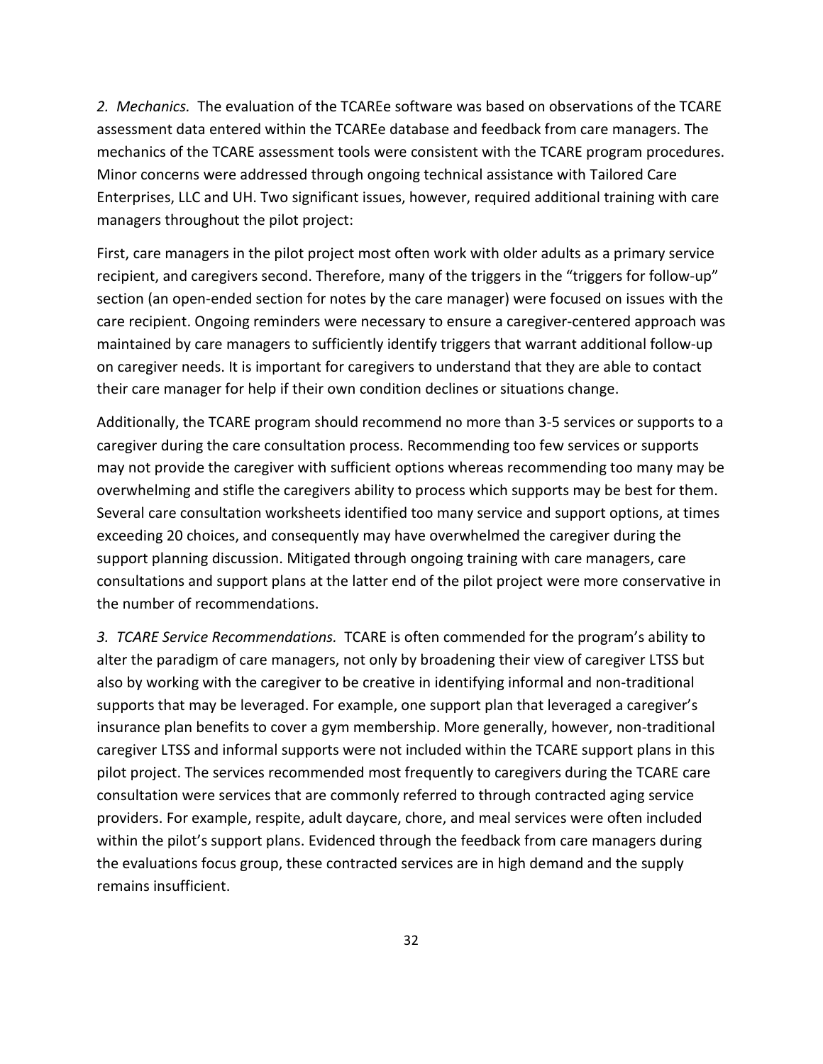*2. Mechanics.* The evaluation of the TCAREe software was based on observations of the TCARE assessment data entered within the TCAREe database and feedback from care managers. The mechanics of the TCARE assessment tools were consistent with the TCARE program procedures. Minor concerns were addressed through ongoing technical assistance with Tailored Care Enterprises, LLC and UH. Two significant issues, however, required additional training with care managers throughout the pilot project:

First, care managers in the pilot project most often work with older adults as a primary service recipient, and caregivers second. Therefore, many of the triggers in the "triggers for follow-up" section (an open-ended section for notes by the care manager) were focused on issues with the care recipient. Ongoing reminders were necessary to ensure a caregiver-centered approach was maintained by care managers to sufficiently identify triggers that warrant additional follow-up on caregiver needs. It is important for caregivers to understand that they are able to contact their care manager for help if their own condition declines or situations change.

Additionally, the TCARE program should recommend no more than 3-5 services or supports to a caregiver during the care consultation process. Recommending too few services or supports may not provide the caregiver with sufficient options whereas recommending too many may be overwhelming and stifle the caregivers ability to process which supports may be best for them. Several care consultation worksheets identified too many service and support options, at times exceeding 20 choices, and consequently may have overwhelmed the caregiver during the support planning discussion. Mitigated through ongoing training with care managers, care consultations and support plans at the latter end of the pilot project were more conservative in the number of recommendations.

*3. TCARE Service Recommendations.* TCARE is often commended for the program's ability to alter the paradigm of care managers, not only by broadening their view of caregiver LTSS but also by working with the caregiver to be creative in identifying informal and non-traditional supports that may be leveraged. For example, one support plan that leveraged a caregiver's insurance plan benefits to cover a gym membership. More generally, however, non-traditional caregiver LTSS and informal supports were not included within the TCARE support plans in this pilot project. The services recommended most frequently to caregivers during the TCARE care consultation were services that are commonly referred to through contracted aging service providers. For example, respite, adult daycare, chore, and meal services were often included within the pilot's support plans. Evidenced through the feedback from care managers during the evaluations focus group, these contracted services are in high demand and the supply remains insufficient.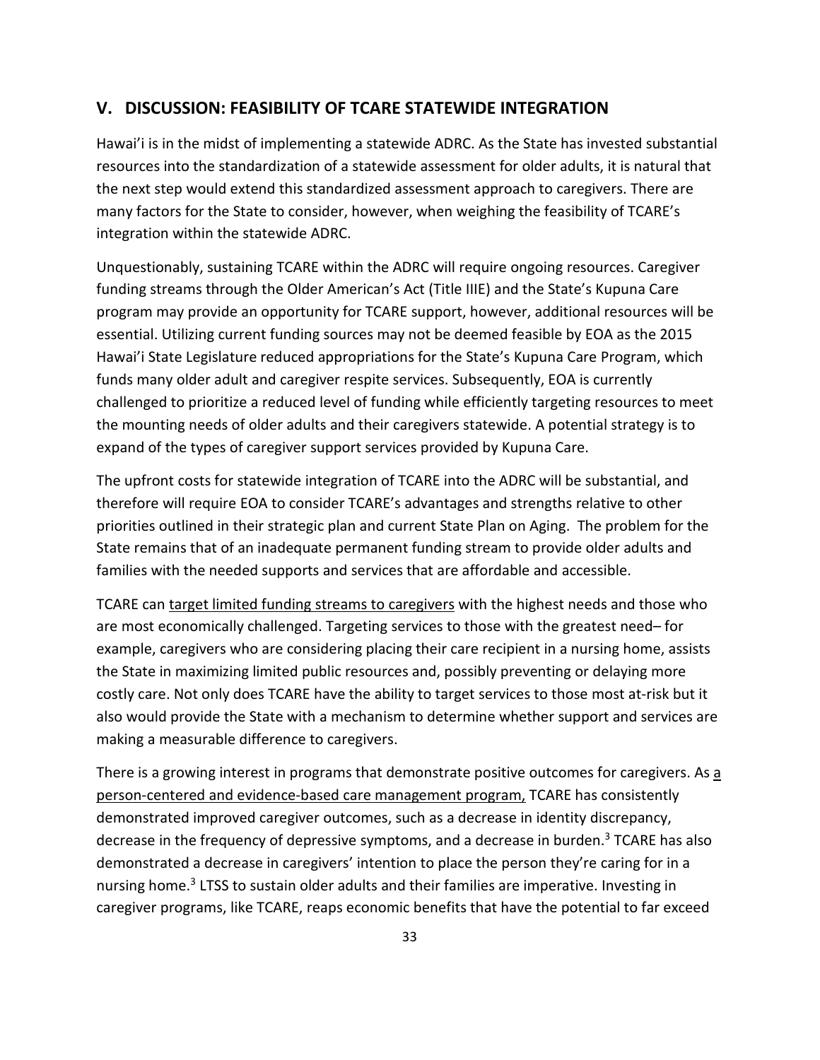## V. DISCUSSION: FEASIBILITY OF TCARE STATEWIDE INTEGRATION

Hawai'i is in the midst of implementing a statewide ADRC. As the State has invested substantial resources into the standardization of a statewide assessment for older adults, it is natural that the next step would extend this standardized assessment approach to caregivers. There are many factors for the State to consider, however, when weighing the feasibility of TCARE's integration within the statewide ADRC.

Unquestionably, sustaining TCARE within the ADRC will require ongoing resources. Caregiver funding streams through the Older American's Act (Title IIIE) and the State's Kupuna Care program may provide an opportunity for TCARE support, however, additional resources will be essential. Utilizing current funding sources may not be deemed feasible by EOA as the 2015 Hawai'i State Legislature reduced appropriations for the State's Kupuna Care Program, which funds many older adult and caregiver respite services. Subsequently, EOA is currently challenged to prioritize a reduced level of funding while efficiently targeting resources to meet the mounting needs of older adults and their caregivers statewide. A potential strategy is to expand of the types of caregiver support services provided by Kupuna Care.

The upfront costs for statewide integration of TCARE into the ADRC will be substantial, and therefore will require EOA to consider TCARE's advantages and strengths relative to other priorities outlined in their strategic plan and current State Plan on Aging. The problem for the State remains that of an inadequate permanent funding stream to provide older adults and families with the needed supports and services that are affordable and accessible.

TCARE can target limited funding streams to caregivers with the highest needs and those who are most economically challenged. Targeting services to those with the greatest need– for example, caregivers who are considering placing their care recipient in a nursing home, assists the State in maximizing limited public resources and, possibly preventing or delaying more costly care. Not only does TCARE have the ability to target services to those most at-risk but it also would provide the State with a mechanism to determine whether support and services are making a measurable difference to caregivers.

There is a growing interest in programs that demonstrate positive outcomes for caregivers. As a person-centered and evidence-based care management program, TCARE has consistently demonstrated improved caregiver outcomes, such as a decrease in identity discrepancy, decrease in the frequency of depressive symptoms, and a decrease in burden.[3] TCARE has also demonstrated a decrease in caregivers' intention to place the person they're caring for in a nursing home.[3] LTSS to sustain older adults and their families are imperative. Investing in caregiver programs, like TCARE, reaps economic benefits that have the potential to far exceed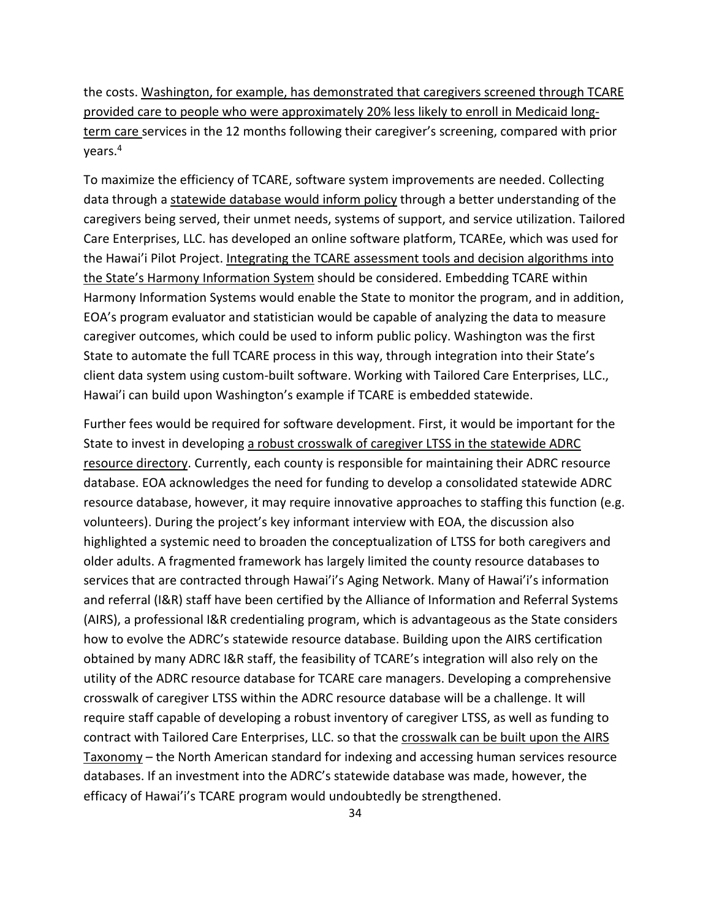the costs. Washington, for example, has demonstrated that caregivers screened through TCARE provided care to people who were approximately 20% less likely to enroll in Medicaid long-term care services in the 12 months following their caregiver's screening, compared with prior years.[4]

To maximize the efficiency of TCARE, software system improvements are needed. Collecting data through a statewide database would inform policy through a better understanding of the caregivers being served, their unmet needs, systems of support, and service utilization. Tailored Care Enterprises, LLC. has developed an online software platform, TCAREe, which was used for the Hawai'i Pilot Project. Integrating the TCARE assessment tools and decision algorithms into the State's Harmony Information System should be considered. Embedding TCARE within Harmony Information Systems would enable the State to monitor the program, and in addition, EOA's program evaluator and statistician would be capable of analyzing the data to measure caregiver outcomes, which could be used to inform public policy. Washington was the first State to automate the full TCARE process in this way, through integration into their State's client data system using custom-built software. Working with Tailored Care Enterprises, LLC., Hawai'i can build upon Washington's example if TCARE is embedded statewide.

Further fees would be required for software development. First, it would be important for the State to invest in developing a robust crosswalk of caregiver LTSS in the statewide ADRC resource directory. Currently, each county is responsible for maintaining their ADRC resource database. EOA acknowledges the need for funding to develop a consolidated statewide ADRC resource database, however, it may require innovative approaches to staffing this function (e.g. volunteers). During the project's key informant interview with EOA, the discussion also highlighted a systemic need to broaden the conceptualization of LTSS for both caregivers and older adults. A fragmented framework has largely limited the county resource databases to services that are contracted through Hawai'i's Aging Network. Many of Hawai'i's information and referral (I&R) staff have been certified by the Alliance of Information and Referral Systems (AIRS), a professional I&R credentialing program, which is advantageous as the State considers how to evolve the ADRC's statewide resource database. Building upon the AIRS certification obtained by many ADRC I&R staff, the feasibility of TCARE's integration will also rely on the utility of the ADRC resource database for TCARE care managers. Developing a comprehensive crosswalk of caregiver LTSS within the ADRC resource database will be a challenge. It will require staff capable of developing a robust inventory of caregiver LTSS, as well as funding to contract with Tailored Care Enterprises, LLC. so that the crosswalk can be built upon the AIRS Taxonomy – the North American standard for indexing and accessing human services resource databases. If an investment into the ADRC's statewide database was made, however, the efficacy of Hawai'i's TCARE program would undoubtedly be strengthened.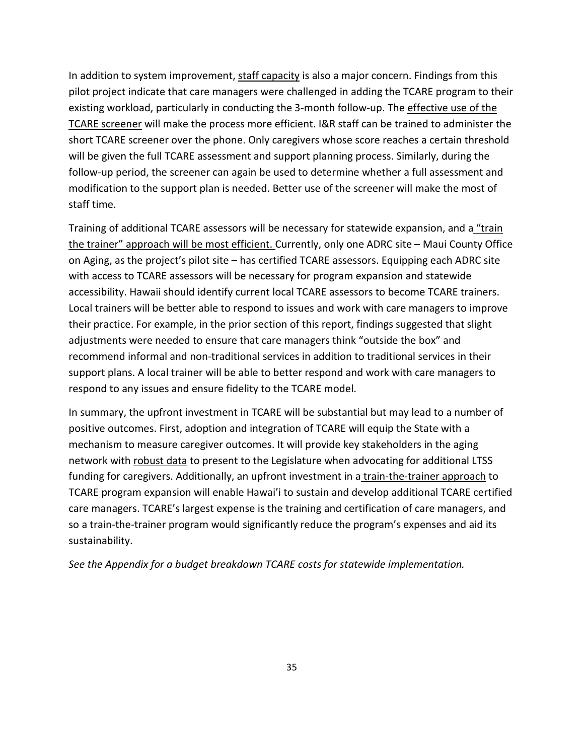In addition to system improvement, staff capacity is also a major concern. Findings from this pilot project indicate that care managers were challenged in adding the TCARE program to their existing workload, particularly in conducting the 3-month follow-up. The effective use of the TCARE screener will make the process more efficient. I&R staff can be trained to administer the short TCARE screener over the phone. Only caregivers whose score reaches a certain threshold will be given the full TCARE assessment and support planning process. Similarly, during the follow-up period, the screener can again be used to determine whether a full assessment and modification to the support plan is needed. Better use of the screener will make the most of staff time.

Training of additional TCARE assessors will be necessary for statewide expansion, and a "train the trainer" approach will be most efficient. Currently, only one ADRC site – Maui County Office on Aging, as the project's pilot site – has certified TCARE assessors. Equipping each ADRC site with access to TCARE assessors will be necessary for program expansion and statewide accessibility. Hawaii should identify current local TCARE assessors to become TCARE trainers. Local trainers will be better able to respond to issues and work with care managers to improve their practice. For example, in the prior section of this report, findings suggested that slight adjustments were needed to ensure that care managers think "outside the box" and recommend informal and non-traditional services in addition to traditional services in their support plans. A local trainer will be able to better respond and work with care managers to respond to any issues and ensure fidelity to the TCARE model.

In summary, the upfront investment in TCARE will be substantial but may lead to a number of positive outcomes. First, adoption and integration of TCARE will equip the State with a mechanism to measure caregiver outcomes. It will provide key stakeholders in the aging network with robust data to present to the Legislature when advocating for additional LTSS funding for caregivers. Additionally, an upfront investment in a train-the-trainer approach to TCARE program expansion will enable Hawai'i to sustain and develop additional TCARE certified care managers. TCARE's largest expense is the training and certification of care managers, and so a train-the-trainer program would significantly reduce the program's expenses and aid its sustainability.

*See the Appendix for a budget breakdown TCARE costs for statewide implementation.*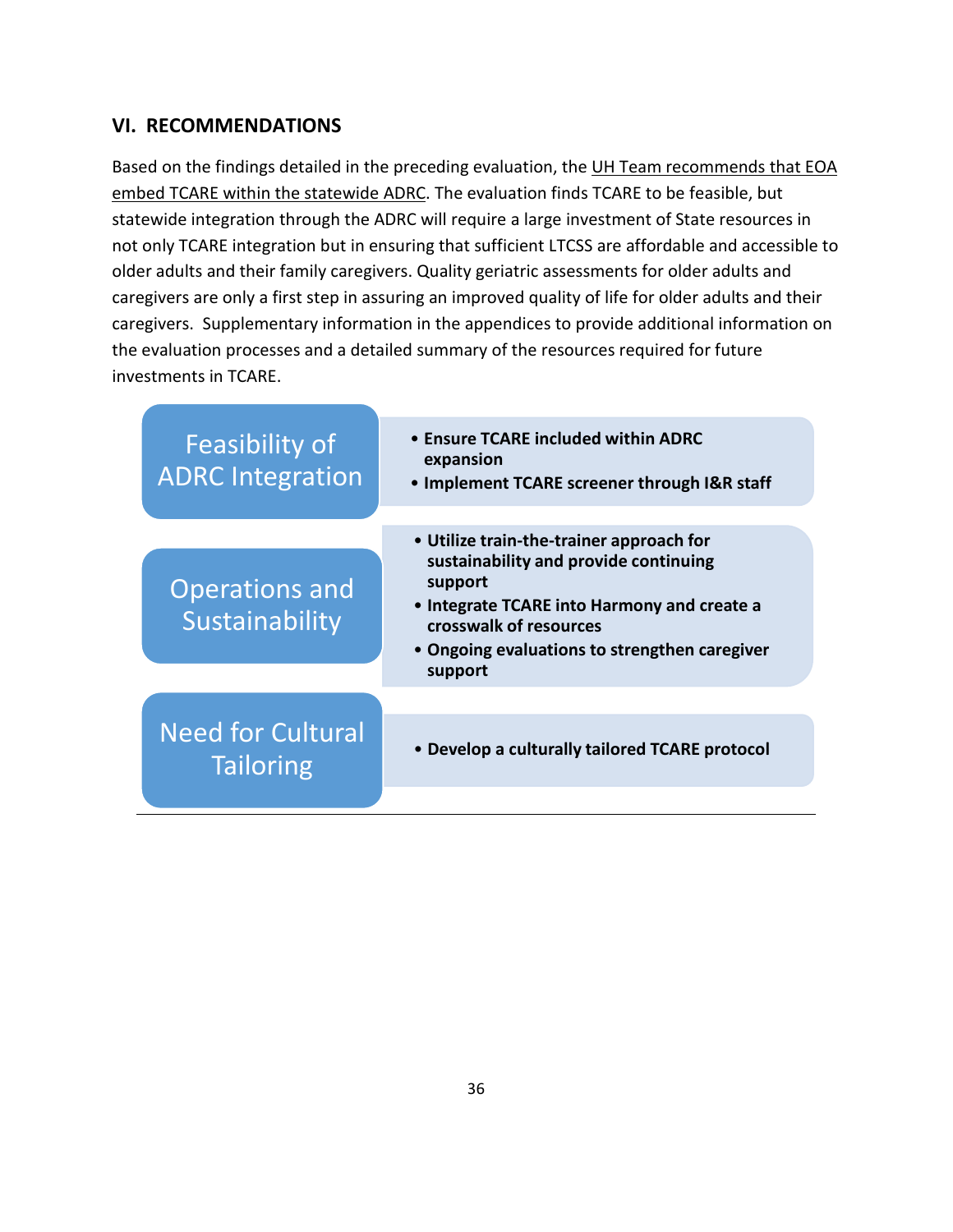## VI. RECOMMENDATIONS

Based on the findings detailed in the preceding evaluation, the <u>UH Team recommends that EOA embed TCARE within the statewide ADRC</u>. The evaluation finds TCARE to be feasible, but statewide integration through the ADRC will require a large investment of State resources in not only TCARE integration but in ensuring that sufficient LTCSS are affordable and accessible to older adults and their family caregivers. Quality geriatric assessments for older adults and caregivers are only a first step in assuring an improved quality of life for older adults and their caregivers. Supplementary information in the appendices to provide additional information on the evaluation processes and a detailed summary of the resources required for future investments in TCARE.

| | |
|---|---|
| Feasibility of ADRC Integration | • **Ensure TCARE included within ADRC expansion**<br>• **Implement TCARE screener through I&R staff** |
| Operations and Sustainability | • **Utilize train-the-trainer approach for sustainability and provide continuing support**<br>• **Integrate TCARE into Harmony and create a crosswalk of resources**<br>• **Ongoing evaluations to strengthen caregiver support** |
| Need for Cultural Tailoring | • **Develop a culturally tailored TCARE protocol** |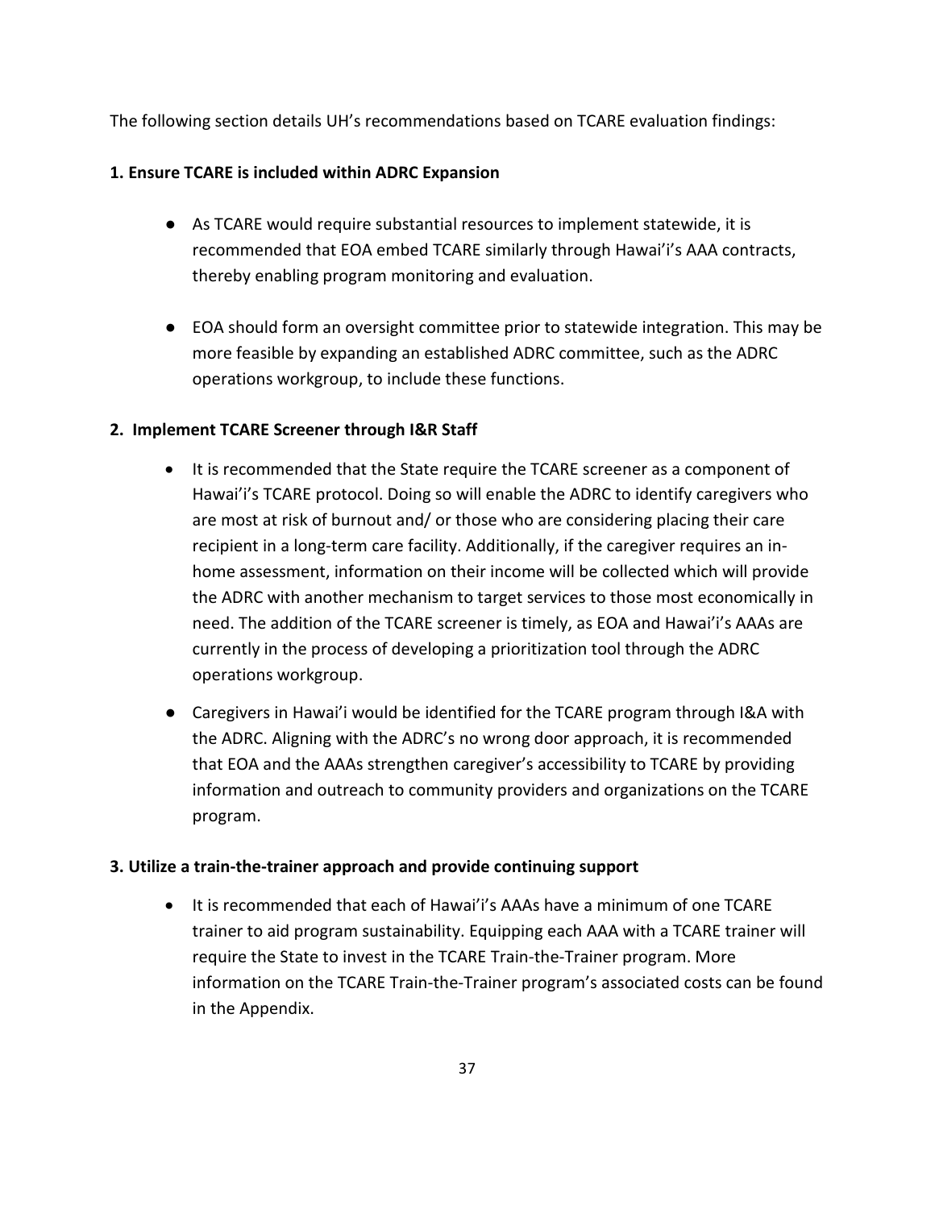The following section details UH's recommendations based on TCARE evaluation findings:

**1. Ensure TCARE is included within ADRC Expansion**

- As TCARE would require substantial resources to implement statewide, it is recommended that EOA embed TCARE similarly through Hawai'i's AAA contracts, thereby enabling program monitoring and evaluation.
- EOA should form an oversight committee prior to statewide integration. This may be more feasible by expanding an established ADRC committee, such as the ADRC operations workgroup, to include these functions.

**2. Implement TCARE Screener through I&R Staff**

- It is recommended that the State require the TCARE screener as a component of Hawai'i's TCARE protocol. Doing so will enable the ADRC to identify caregivers who are most at risk of burnout and/ or those who are considering placing their care recipient in a long-term care facility. Additionally, if the caregiver requires an in-home assessment, information on their income will be collected which will provide the ADRC with another mechanism to target services to those most economically in need. The addition of the TCARE screener is timely, as EOA and Hawai'i's AAAs are currently in the process of developing a prioritization tool through the ADRC operations workgroup.
- Caregivers in Hawai'i would be identified for the TCARE program through I&A with the ADRC. Aligning with the ADRC's no wrong door approach, it is recommended that EOA and the AAAs strengthen caregiver's accessibility to TCARE by providing information and outreach to community providers and organizations on the TCARE program.

**3. Utilize a train-the-trainer approach and provide continuing support**

- It is recommended that each of Hawai'i's AAAs have a minimum of one TCARE trainer to aid program sustainability. Equipping each AAA with a TCARE trainer will require the State to invest in the TCARE Train-the-Trainer program. More information on the TCARE Train-the-Trainer program's associated costs can be found in the Appendix.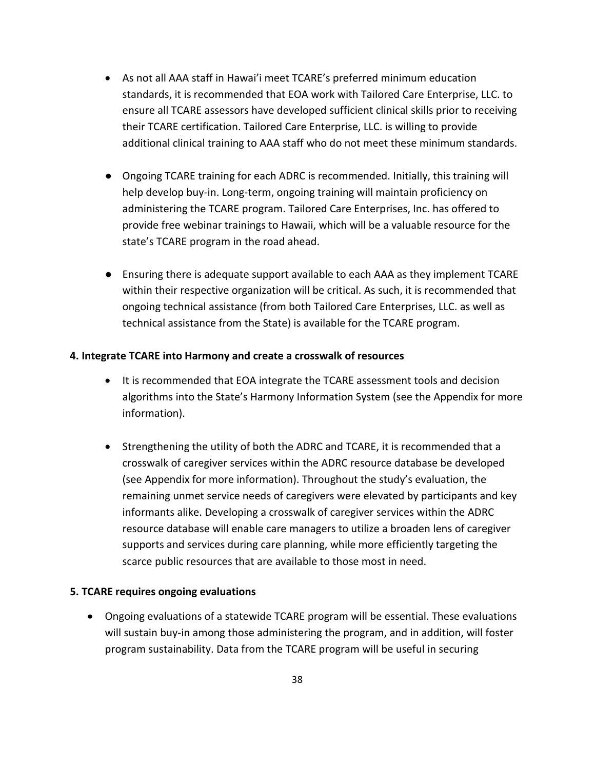- As not all AAA staff in Hawai'i meet TCARE's preferred minimum education standards, it is recommended that EOA work with Tailored Care Enterprise, LLC. to ensure all TCARE assessors have developed sufficient clinical skills prior to receiving their TCARE certification. Tailored Care Enterprise, LLC. is willing to provide additional clinical training to AAA staff who do not meet these minimum standards.

- Ongoing TCARE training for each ADRC is recommended. Initially, this training will help develop buy-in. Long-term, ongoing training will maintain proficiency on administering the TCARE program. Tailored Care Enterprises, Inc. has offered to provide free webinar trainings to Hawaii, which will be a valuable resource for the state's TCARE program in the road ahead.

- Ensuring there is adequate support available to each AAA as they implement TCARE within their respective organization will be critical. As such, it is recommended that ongoing technical assistance (from both Tailored Care Enterprises, LLC. as well as technical assistance from the State) is available for the TCARE program.

**4. Integrate TCARE into Harmony and create a crosswalk of resources**

- It is recommended that EOA integrate the TCARE assessment tools and decision algorithms into the State's Harmony Information System (see the Appendix for more information).

- Strengthening the utility of both the ADRC and TCARE, it is recommended that a crosswalk of caregiver services within the ADRC resource database be developed (see Appendix for more information). Throughout the study's evaluation, the remaining unmet service needs of caregivers were elevated by participants and key informants alike. Developing a crosswalk of caregiver services within the ADRC resource database will enable care managers to utilize a broaden lens of caregiver supports and services during care planning, while more efficiently targeting the scarce public resources that are available to those most in need.

**5. TCARE requires ongoing evaluations**

- Ongoing evaluations of a statewide TCARE program will be essential. These evaluations will sustain buy-in among those administering the program, and in addition, will foster program sustainability. Data from the TCARE program will be useful in securing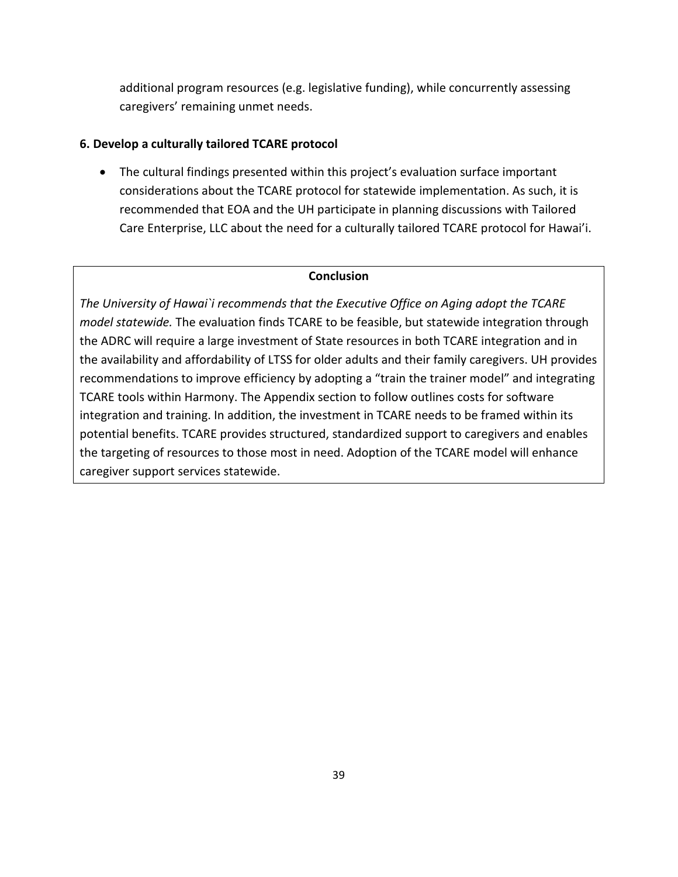additional program resources (e.g. legislative funding), while concurrently assessing caregivers' remaining unmet needs.

**6. Develop a culturally tailored TCARE protocol**

- The cultural findings presented within this project's evaluation surface important considerations about the TCARE protocol for statewide implementation. As such, it is recommended that EOA and the UH participate in planning discussions with Tailored Care Enterprise, LLC about the need for a culturally tailored TCARE protocol for Hawai'i.

**Conclusion**

*The University of Hawai`i recommends that the Executive Office on Aging adopt the TCARE model statewide.* The evaluation finds TCARE to be feasible, but statewide integration through the ADRC will require a large investment of State resources in both TCARE integration and in the availability and affordability of LTSS for older adults and their family caregivers. UH provides recommendations to improve efficiency by adopting a "train the trainer model" and integrating TCARE tools within Harmony. The Appendix section to follow outlines costs for software integration and training. In addition, the investment in TCARE needs to be framed within its potential benefits. TCARE provides structured, standardized support to caregivers and enables the targeting of resources to those most in need. Adoption of the TCARE model will enhance caregiver support services statewide.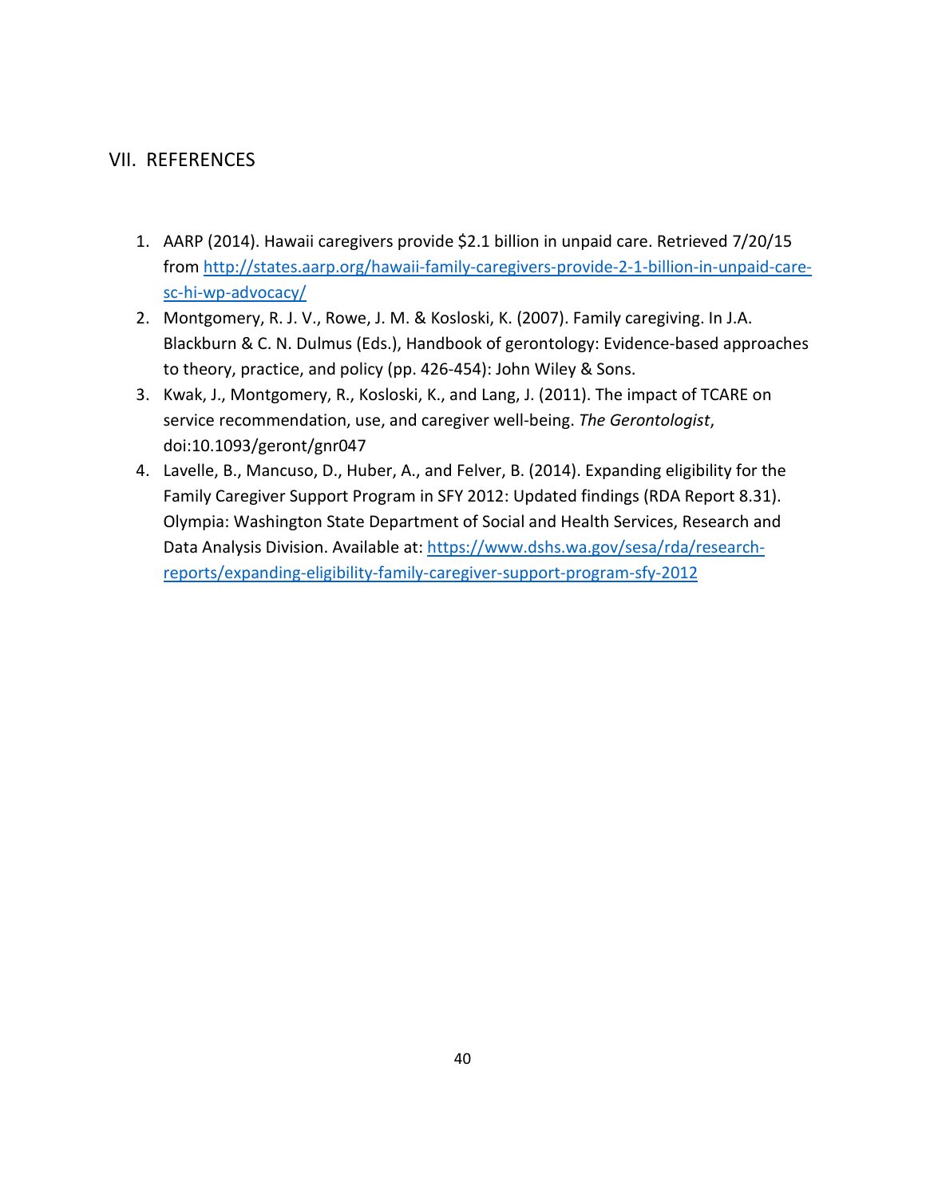## VII. REFERENCES

1. AARP (2014). Hawaii caregivers provide $2.1 billion in unpaid care. Retrieved 7/20/15 from http://states.aarp.org/hawaii-family-caregivers-provide-2-1-billion-in-unpaid-care-sc-hi-wp-advocacy/
2. Montgomery, R. J. V., Rowe, J. M. & Kosloski, K. (2007). Family caregiving. In J.A. Blackburn & C. N. Dulmus (Eds.), Handbook of gerontology: Evidence-based approaches to theory, practice, and policy (pp. 426-454): John Wiley & Sons.
3. Kwak, J., Montgomery, R., Kosloski, K., and Lang, J. (2011). The impact of TCARE on service recommendation, use, and caregiver well-being. *The Gerontologist*, doi:10.1093/geront/gnr047
4. Lavelle, B., Mancuso, D., Huber, A., and Felver, B. (2014). Expanding eligibility for the Family Caregiver Support Program in SFY 2012: Updated findings (RDA Report 8.31). Olympia: Washington State Department of Social and Health Services, Research and Data Analysis Division. Available at: https://www.dshs.wa.gov/sesa/rda/research-reports/expanding-eligibility-family-caregiver-support-program-sfy-2012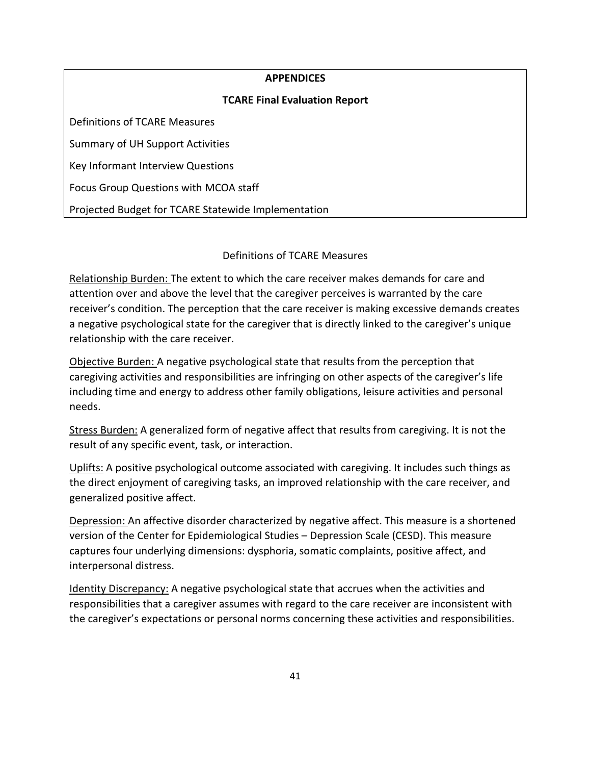## APPENDICES

### TCARE Final Evaluation Report

Definitions of TCARE Measures

Summary of UH Support Activities

Key Informant Interview Questions

Focus Group Questions with MCOA staff

Projected Budget for TCARE Statewide Implementation

## Definitions of TCARE Measures

Relationship Burden: The extent to which the care receiver makes demands for care and attention over and above the level that the caregiver perceives is warranted by the care receiver's condition. The perception that the care receiver is making excessive demands creates a negative psychological state for the caregiver that is directly linked to the caregiver's unique relationship with the care receiver.

Objective Burden: A negative psychological state that results from the perception that caregiving activities and responsibilities are infringing on other aspects of the caregiver's life including time and energy to address other family obligations, leisure activities and personal needs.

Stress Burden: A generalized form of negative affect that results from caregiving. It is not the result of any specific event, task, or interaction.

Uplifts: A positive psychological outcome associated with caregiving. It includes such things as the direct enjoyment of caregiving tasks, an improved relationship with the care receiver, and generalized positive affect.

Depression: An affective disorder characterized by negative affect. This measure is a shortened version of the Center for Epidemiological Studies – Depression Scale (CESD). This measure captures four underlying dimensions: dysphoria, somatic complaints, positive affect, and interpersonal distress.

Identity Discrepancy: A negative psychological state that accrues when the activities and responsibilities that a caregiver assumes with regard to the care receiver are inconsistent with the caregiver's expectations or personal norms concerning these activities and responsibilities.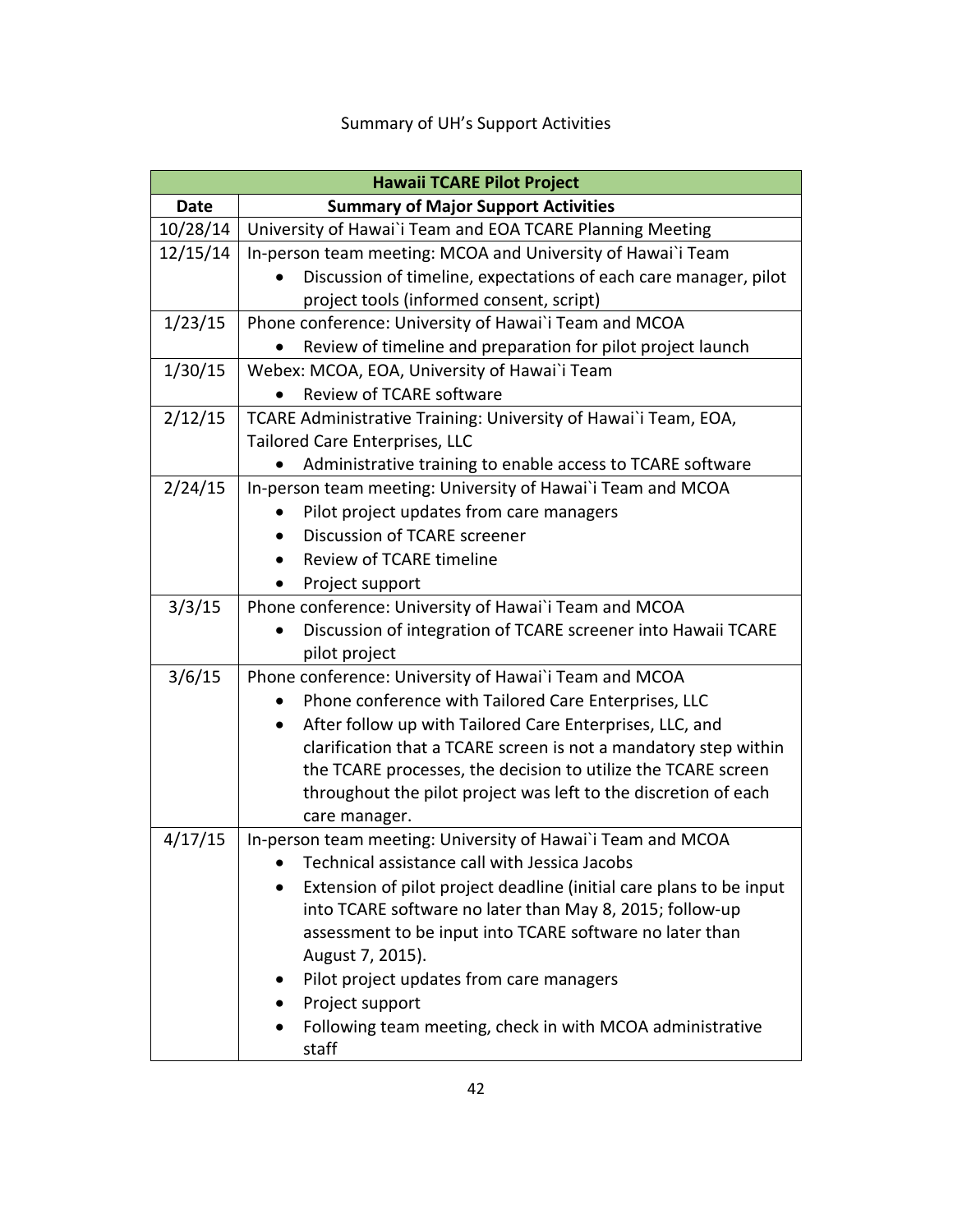Summary of UH's Support Activities

| Hawaii TCARE Pilot Project | |
|---|---|
| **Date** | **Summary of Major Support Activities** |
| 10/28/14 | University of Hawai`i Team and EOA TCARE Planning Meeting |
| 12/15/14 | In-person team meeting: MCOA and University of Hawai`i Team<br>• Discussion of timeline, expectations of each care manager, pilot project tools (informed consent, script) |
| 1/23/15 | Phone conference: University of Hawai`i Team and MCOA<br>• Review of timeline and preparation for pilot project launch |
| 1/30/15 | Webex: MCOA, EOA, University of Hawai`i Team<br>• Review of TCARE software |
| 2/12/15 | TCARE Administrative Training: University of Hawai`i Team, EOA, Tailored Care Enterprises, LLC<br>• Administrative training to enable access to TCARE software |
| 2/24/15 | In-person team meeting: University of Hawai`i Team and MCOA<br>• Pilot project updates from care managers<br>• Discussion of TCARE screener<br>• Review of TCARE timeline<br>• Project support |
| 3/3/15 | Phone conference: University of Hawai`i Team and MCOA<br>• Discussion of integration of TCARE screener into Hawaii TCARE pilot project |
| 3/6/15 | Phone conference: University of Hawai`i Team and MCOA<br>• Phone conference with Tailored Care Enterprises, LLC<br>• After follow up with Tailored Care Enterprises, LLC, and clarification that a TCARE screen is not a mandatory step within the TCARE processes, the decision to utilize the TCARE screen throughout the pilot project was left to the discretion of each care manager. |
| 4/17/15 | In-person team meeting: University of Hawai`i Team and MCOA<br>• Technical assistance call with Jessica Jacobs<br>• Extension of pilot project deadline (initial care plans to be input into TCARE software no later than May 8, 2015; follow-up assessment to be input into TCARE software no later than August 7, 2015).<br>• Pilot project updates from care managers<br>• Project support<br>• Following team meeting, check in with MCOA administrative staff |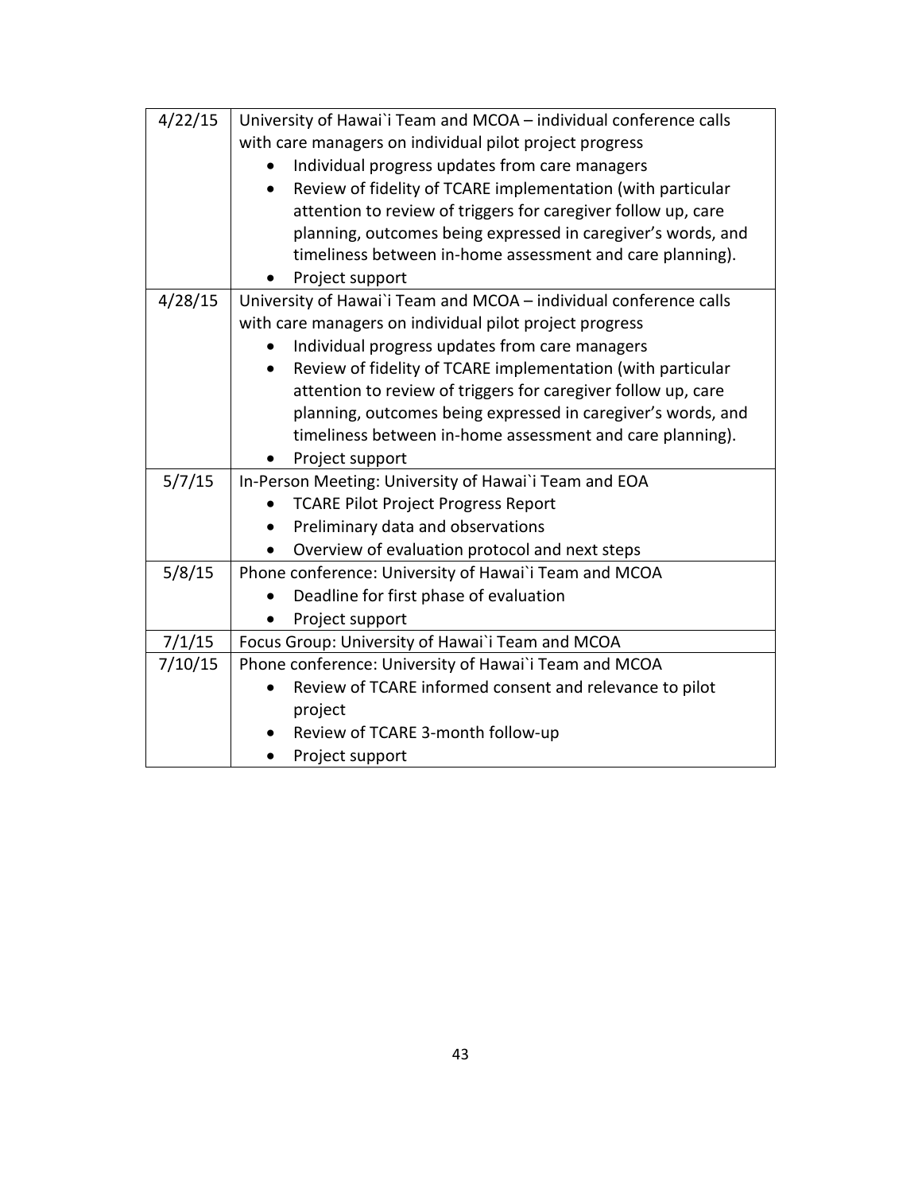| | |
|---|---|
| 4/22/15 | University of Hawai`i Team and MCOA – individual conference calls with care managers on individual pilot project progress<br>• Individual progress updates from care managers<br>• Review of fidelity of TCARE implementation (with particular attention to review of triggers for caregiver follow up, care planning, outcomes being expressed in caregiver's words, and timeliness between in-home assessment and care planning).<br>• Project support |
| 4/28/15 | University of Hawai`i Team and MCOA – individual conference calls with care managers on individual pilot project progress<br>• Individual progress updates from care managers<br>• Review of fidelity of TCARE implementation (with particular attention to review of triggers for caregiver follow up, care planning, outcomes being expressed in caregiver's words, and timeliness between in-home assessment and care planning).<br>• Project support |
| 5/7/15 | In-Person Meeting: University of Hawai`i Team and EOA<br>• TCARE Pilot Project Progress Report<br>• Preliminary data and observations<br>• Overview of evaluation protocol and next steps |
| 5/8/15 | Phone conference: University of Hawai`i Team and MCOA<br>• Deadline for first phase of evaluation<br>• Project support |
| 7/1/15 | Focus Group: University of Hawai`i Team and MCOA |
| 7/10/15 | Phone conference: University of Hawai`i Team and MCOA<br>• Review of TCARE informed consent and relevance to pilot project<br>• Review of TCARE 3-month follow-up<br>• Project support |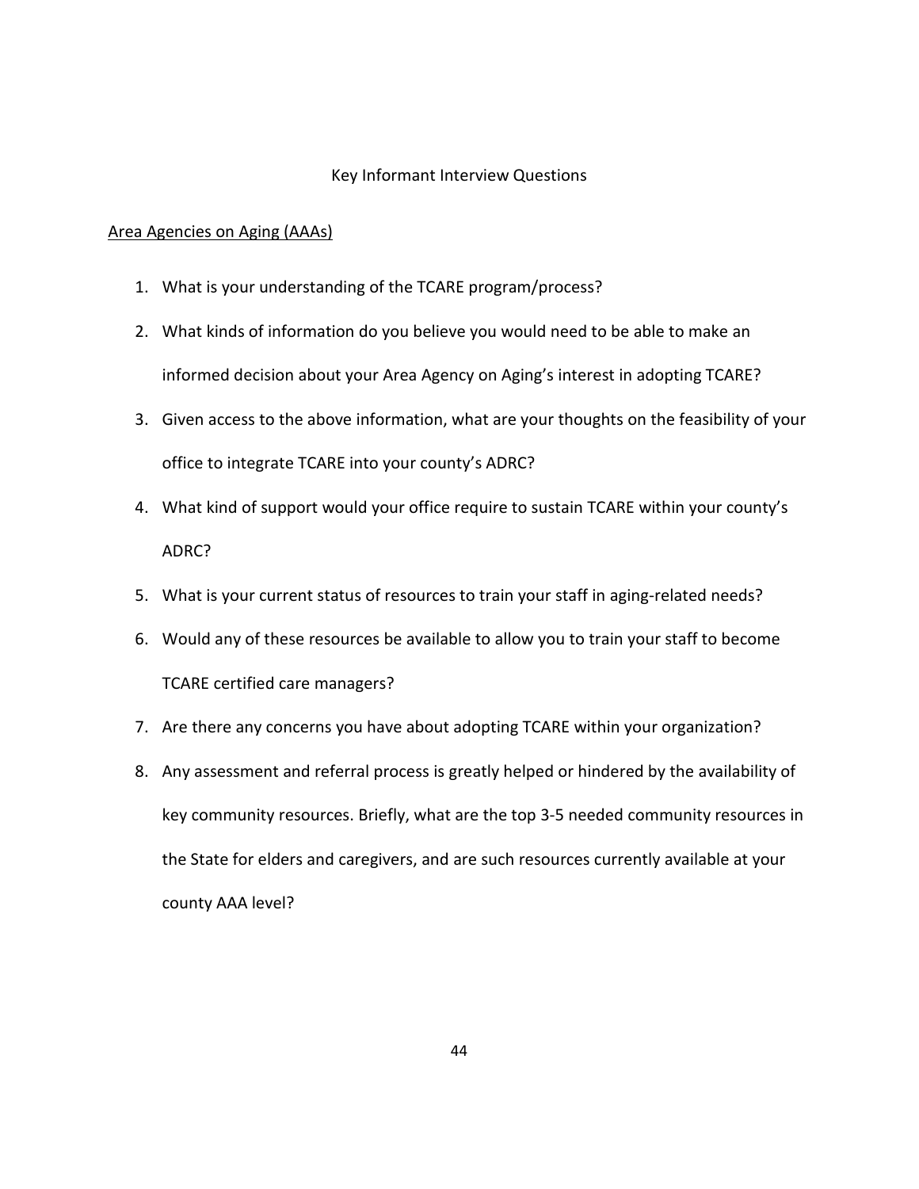# Key Informant Interview Questions

## Area Agencies on Aging (AAAs)

1. What is your understanding of the TCARE program/process?
2. What kinds of information do you believe you would need to be able to make an informed decision about your Area Agency on Aging's interest in adopting TCARE?
3. Given access to the above information, what are your thoughts on the feasibility of your office to integrate TCARE into your county's ADRC?
4. What kind of support would your office require to sustain TCARE within your county's ADRC?
5. What is your current status of resources to train your staff in aging-related needs?
6. Would any of these resources be available to allow you to train your staff to become TCARE certified care managers?
7. Are there any concerns you have about adopting TCARE within your organization?
8. Any assessment and referral process is greatly helped or hindered by the availability of key community resources. Briefly, what are the top 3-5 needed community resources in the State for elders and caregivers, and are such resources currently available at your county AAA level?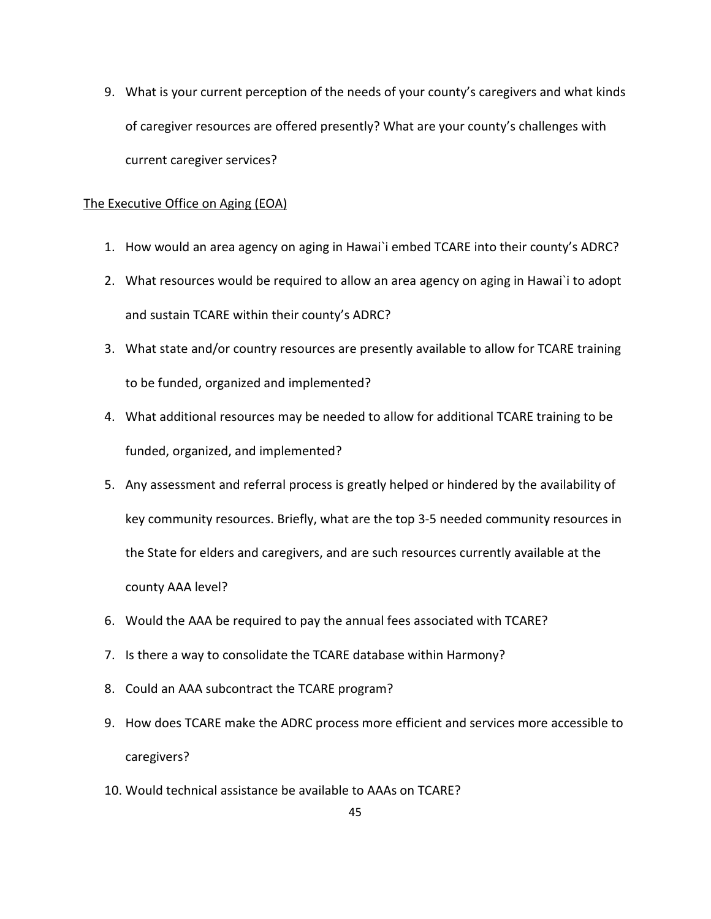9. What is your current perception of the needs of your county's caregivers and what kinds of caregiver resources are offered presently? What are your county's challenges with current caregiver services?

<u>The Executive Office on Aging (EOA)</u>

1. How would an area agency on aging in Hawai`i embed TCARE into their county's ADRC?
2. What resources would be required to allow an area agency on aging in Hawai`i to adopt and sustain TCARE within their county's ADRC?
3. What state and/or country resources are presently available to allow for TCARE training to be funded, organized and implemented?
4. What additional resources may be needed to allow for additional TCARE training to be funded, organized, and implemented?
5. Any assessment and referral process is greatly helped or hindered by the availability of key community resources. Briefly, what are the top 3-5 needed community resources in the State for elders and caregivers, and are such resources currently available at the county AAA level?
6. Would the AAA be required to pay the annual fees associated with TCARE?
7. Is there a way to consolidate the TCARE database within Harmony?
8. Could an AAA subcontract the TCARE program?
9. How does TCARE make the ADRC process more efficient and services more accessible to caregivers?
10. Would technical assistance be available to AAAs on TCARE?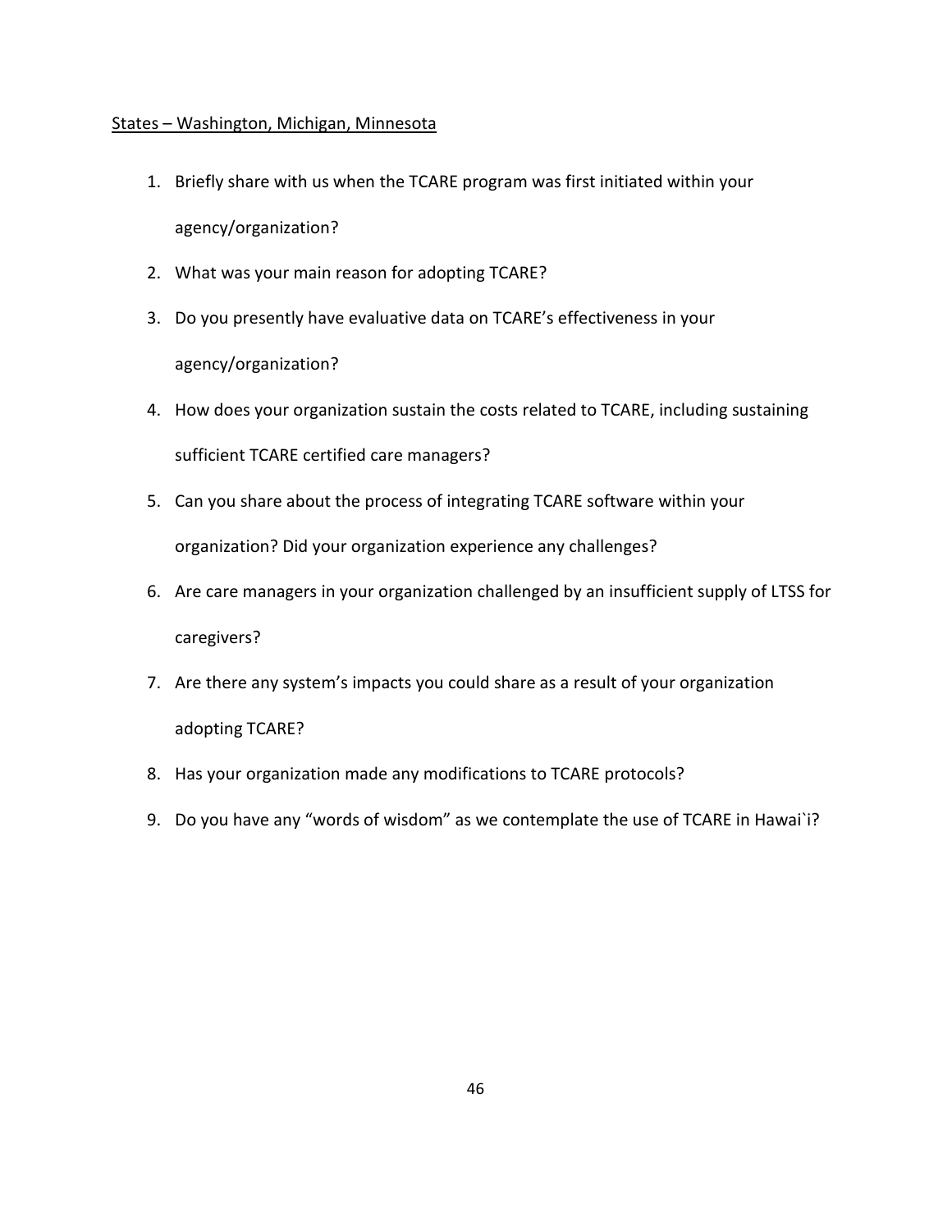States – Washington, Michigan, Minnesota

1. Briefly share with us when the TCARE program was first initiated within your agency/organization?
2. What was your main reason for adopting TCARE?
3. Do you presently have evaluative data on TCARE's effectiveness in your agency/organization?
4. How does your organization sustain the costs related to TCARE, including sustaining sufficient TCARE certified care managers?
5. Can you share about the process of integrating TCARE software within your organization? Did your organization experience any challenges?
6. Are care managers in your organization challenged by an insufficient supply of LTSS for caregivers?
7. Are there any system's impacts you could share as a result of your organization adopting TCARE?
8. Has your organization made any modifications to TCARE protocols?
9. Do you have any "words of wisdom" as we contemplate the use of TCARE in Hawai`i?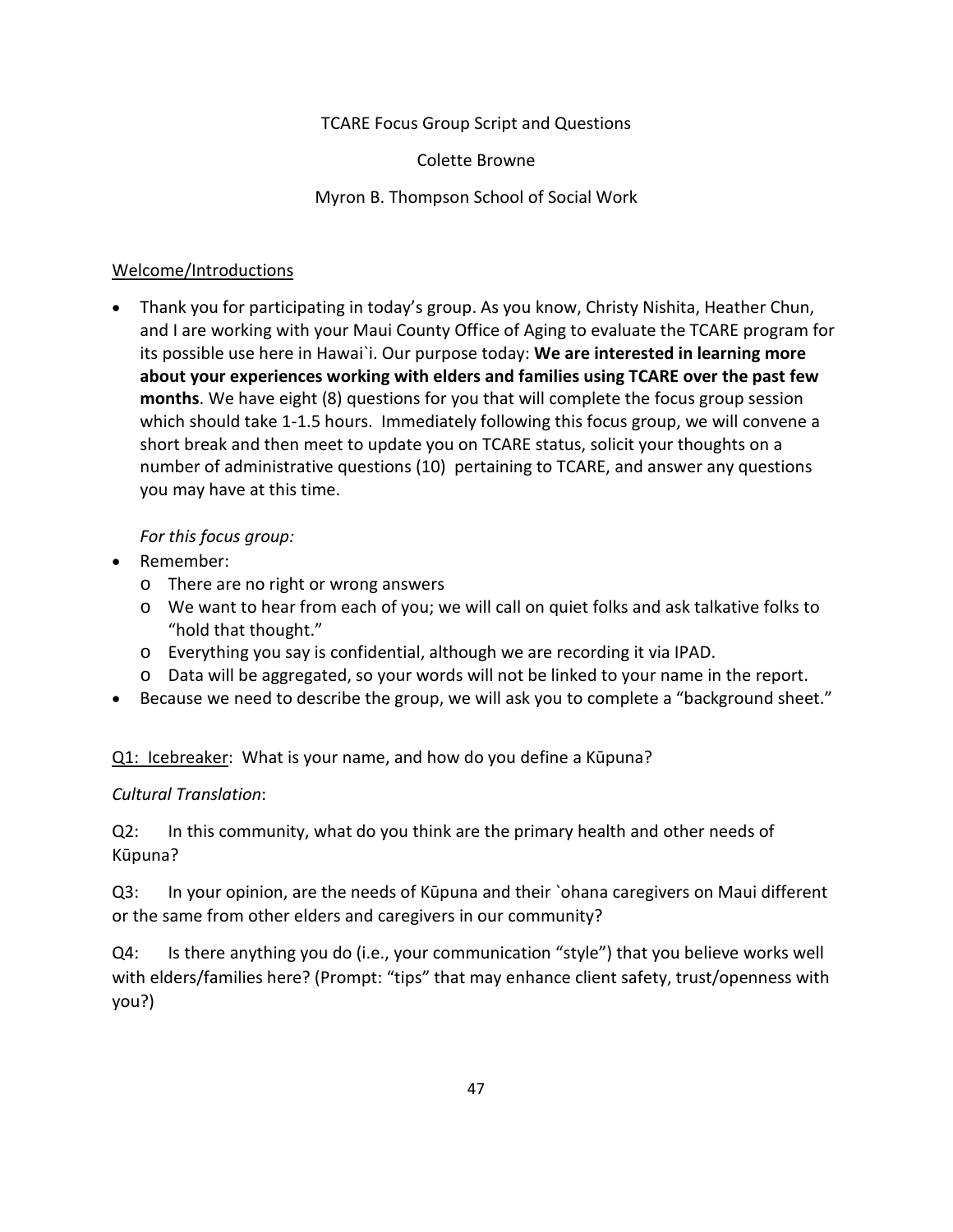TCARE Focus Group Script and Questions

Colette Browne

Myron B. Thompson School of Social Work

<u>Welcome/Introductions</u>

- Thank you for participating in today's group. As you know, Christy Nishita, Heather Chun, and I are working with your Maui County Office of Aging to evaluate the TCARE program for its possible use here in Hawai`i. Our purpose today: **We are interested in learning more about your experiences working with elders and families using TCARE over the past few months**. We have eight (8) questions for you that will complete the focus group session which should take 1-1.5 hours. Immediately following this focus group, we will convene a short break and then meet to update you on TCARE status, solicit your thoughts on a number of administrative questions (10) pertaining to TCARE, and answer any questions you may have at this time.

  *For this focus group:*

- Remember:
  - There are no right or wrong answers
  - We want to hear from each of you; we will call on quiet folks and ask talkative folks to "hold that thought."
  - Everything you say is confidential, although we are recording it via IPAD.
  - Data will be aggregated, so your words will not be linked to your name in the report.
- Because we need to describe the group, we will ask you to complete a "background sheet."

<u>Q1: Icebreaker</u>: What is your name, and how do you define a Kūpuna?

*Cultural Translation*:

Q2: In this community, what do you think are the primary health and other needs of Kūpuna?

Q3: In your opinion, are the needs of Kūpuna and their `ohana caregivers on Maui different or the same from other elders and caregivers in our community?

Q4: Is there anything you do (i.e., your communication "style") that you believe works well with elders/families here? (Prompt: "tips" that may enhance client safety, trust/openness with you?)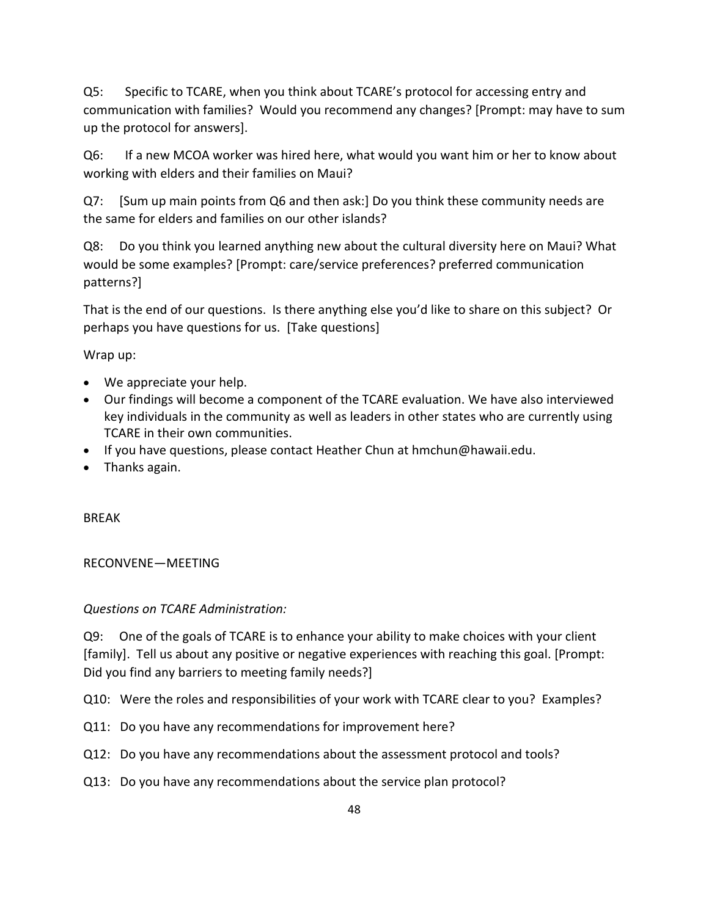Q5: Specific to TCARE, when you think about TCARE's protocol for accessing entry and communication with families? Would you recommend any changes? [Prompt: may have to sum up the protocol for answers].

Q6: If a new MCOA worker was hired here, what would you want him or her to know about working with elders and their families on Maui?

Q7: [Sum up main points from Q6 and then ask:] Do you think these community needs are the same for elders and families on our other islands?

Q8: Do you think you learned anything new about the cultural diversity here on Maui? What would be some examples? [Prompt: care/service preferences? preferred communication patterns?]

That is the end of our questions. Is there anything else you'd like to share on this subject? Or perhaps you have questions for us. [Take questions]

Wrap up:

- We appreciate your help.
- Our findings will become a component of the TCARE evaluation. We have also interviewed key individuals in the community as well as leaders in other states who are currently using TCARE in their own communities.
- If you have questions, please contact Heather Chun at hmchun@hawaii.edu.
- Thanks again.

BREAK

RECONVENE—MEETING

*Questions on TCARE Administration:*

Q9: One of the goals of TCARE is to enhance your ability to make choices with your client [family]. Tell us about any positive or negative experiences with reaching this goal. [Prompt: Did you find any barriers to meeting family needs?]

Q10: Were the roles and responsibilities of your work with TCARE clear to you? Examples?

Q11: Do you have any recommendations for improvement here?

Q12: Do you have any recommendations about the assessment protocol and tools?

Q13: Do you have any recommendations about the service plan protocol?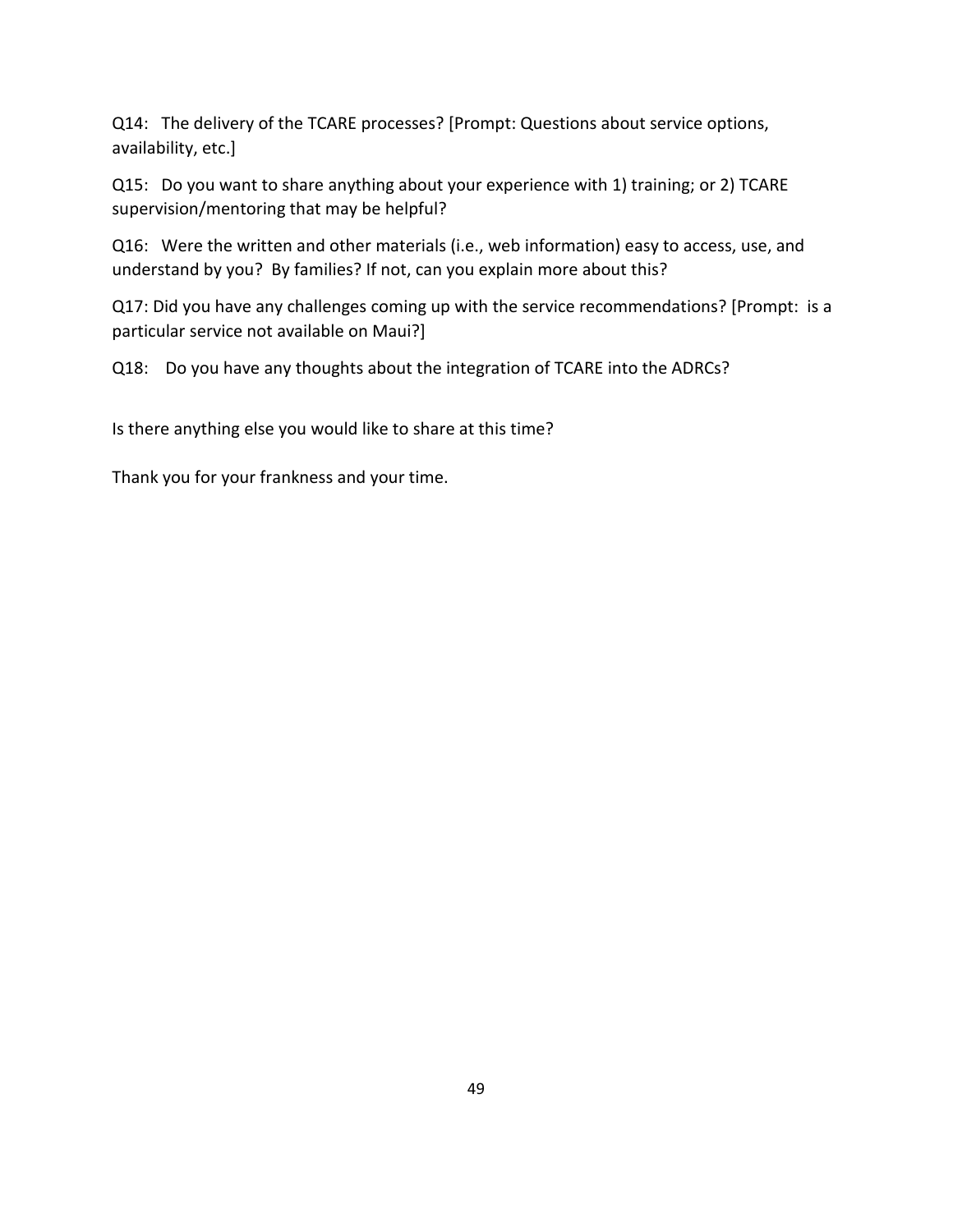Q14: The delivery of the TCARE processes? [Prompt: Questions about service options, availability, etc.]

Q15: Do you want to share anything about your experience with 1) training; or 2) TCARE supervision/mentoring that may be helpful?

Q16: Were the written and other materials (i.e., web information) easy to access, use, and understand by you? By families? If not, can you explain more about this?

Q17: Did you have any challenges coming up with the service recommendations? [Prompt: is a particular service not available on Maui?]

Q18: Do you have any thoughts about the integration of TCARE into the ADRCs?

Is there anything else you would like to share at this time?

Thank you for your frankness and your time.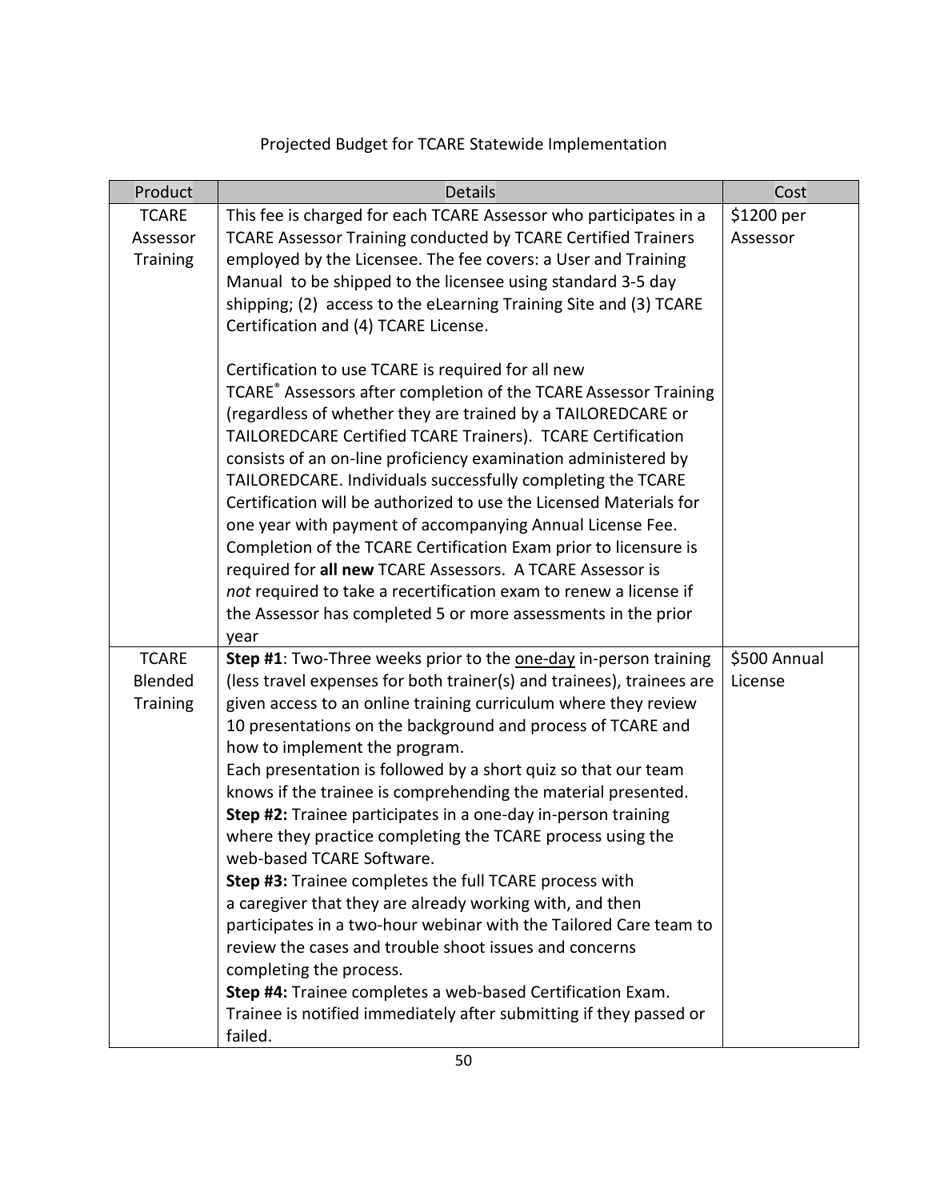Projected Budget for TCARE Statewide Implementation

| Product | Details | Cost |
|---|---|---|
| TCARE Assessor Training | This fee is charged for each TCARE Assessor who participates in a TCARE Assessor Training conducted by TCARE Certified Trainers employed by the Licensee. The fee covers: a User and Training Manual to be shipped to the licensee using standard 3-5 day shipping; (2) access to the eLearning Training Site and (3) TCARE Certification and (4) TCARE License.<br><br>Certification to use TCARE is required for all new TCARE® Assessors after completion of the TCARE Assessor Training (regardless of whether they are trained by a TAILOREDCARE or TAILOREDCARE Certified TCARE Trainers). TCARE Certification consists of an on-line proficiency examination administered by TAILOREDCARE. Individuals successfully completing the TCARE Certification will be authorized to use the Licensed Materials for one year with payment of accompanying Annual License Fee. Completion of the TCARE Certification Exam prior to licensure is required for **all new** TCARE Assessors. A TCARE Assessor is *not* required to take a recertification exam to renew a license if the Assessor has completed 5 or more assessments in the prior year | \$1200 per Assessor |
| TCARE Blended Training | **Step #1**: Two-Three weeks prior to the one-day in-person training (less travel expenses for both trainer(s) and trainees), trainees are given access to an online training curriculum where they review 10 presentations on the background and process of TCARE and how to implement the program.<br>Each presentation is followed by a short quiz so that our team knows if the trainee is comprehending the material presented.<br>**Step #2:** Trainee participates in a one-day in-person training where they practice completing the TCARE process using the web-based TCARE Software.<br>**Step #3:** Trainee completes the full TCARE process with a caregiver that they are already working with, and then participates in a two-hour webinar with the Tailored Care team to review the cases and trouble shoot issues and concerns completing the process.<br>**Step #4:** Trainee completes a web-based Certification Exam. Trainee is notified immediately after submitting if they passed or failed. | \$500 Annual License |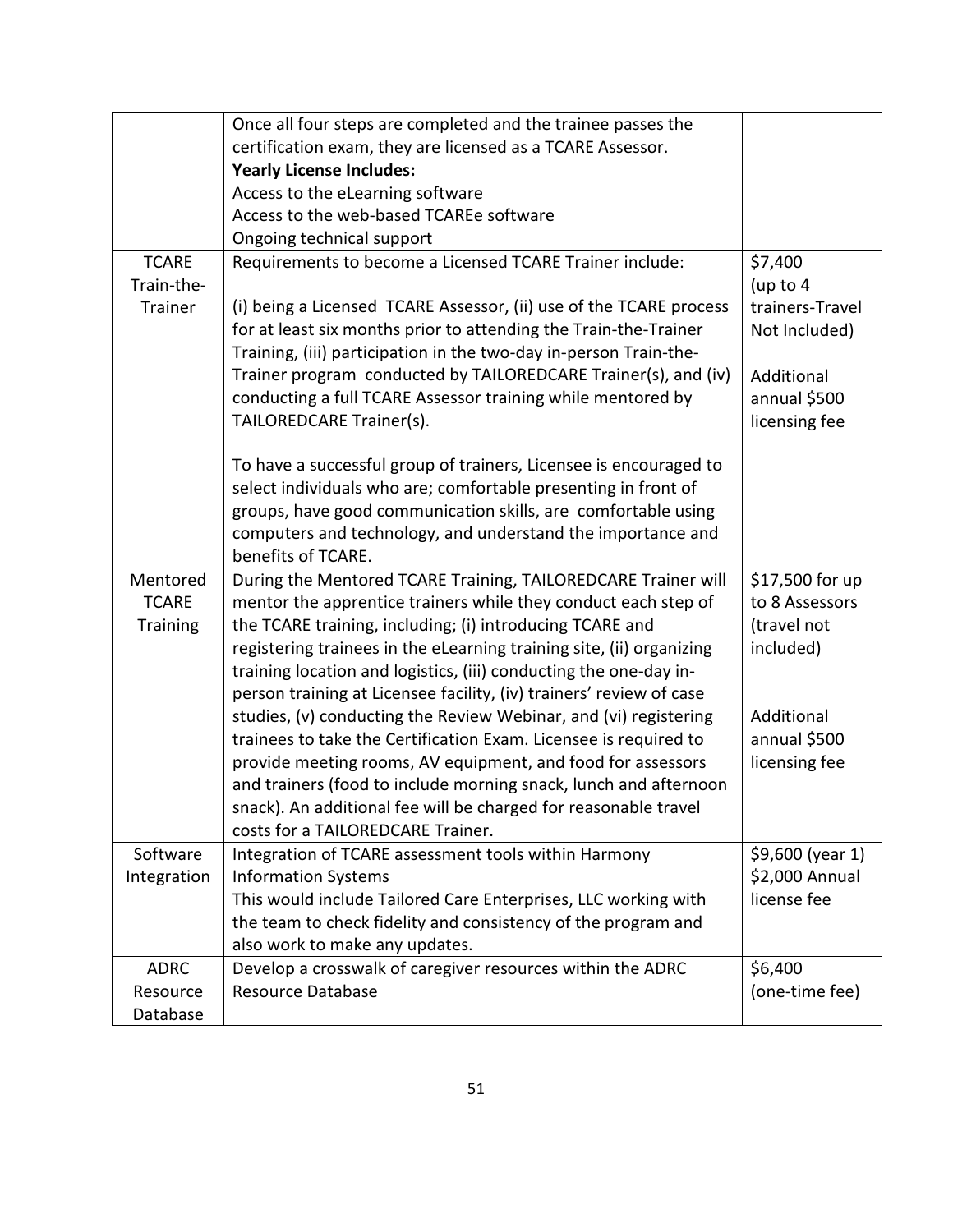| | | |
|---|---|---|
| | Once all four steps are completed and the trainee passes the certification exam, they are licensed as a TCARE Assessor.<br>**Yearly License Includes:**<br>Access to the eLearning software<br>Access to the web-based TCAREe software<br>Ongoing technical support | |
| TCARE Train-the-Trainer | Requirements to become a Licensed TCARE Trainer include:<br><br>(i) being a Licensed TCARE Assessor, (ii) use of the TCARE process for at least six months prior to attending the Train-the-Trainer Training, (iii) participation in the two-day in-person Train-the-Trainer program conducted by TAILOREDCARE Trainer(s), and (iv) conducting a full TCARE Assessor training while mentored by TAILOREDCARE Trainer(s).<br><br>To have a successful group of trainers, Licensee is encouraged to select individuals who are; comfortable presenting in front of groups, have good communication skills, are comfortable using computers and technology, and understand the importance and benefits of TCARE. | $7,400 (up to 4 trainers-Travel Not Included)<br><br>Additional annual $500 licensing fee |
| Mentored TCARE Training | During the Mentored TCARE Training, TAILOREDCARE Trainer will mentor the apprentice trainers while they conduct each step of the TCARE training, including; (i) introducing TCARE and registering trainees in the eLearning training site, (ii) organizing training location and logistics, (iii) conducting the one-day in-person training at Licensee facility, (iv) trainers' review of case studies, (v) conducting the Review Webinar, and (vi) registering trainees to take the Certification Exam. Licensee is required to provide meeting rooms, AV equipment, and food for assessors and trainers (food to include morning snack, lunch and afternoon snack). An additional fee will be charged for reasonable travel costs for a TAILOREDCARE Trainer. | $17,500 for up to 8 Assessors (travel not included)<br><br>Additional annual $500 licensing fee |
| Software Integration | Integration of TCARE assessment tools within Harmony Information Systems<br>This would include Tailored Care Enterprises, LLC working with the team to check fidelity and consistency of the program and also work to make any updates. | $9,600 (year 1)<br>$2,000 Annual license fee |
| ADRC Resource Database | Develop a crosswalk of caregiver resources within the ADRC Resource Database | $6,400 (one-time fee) |